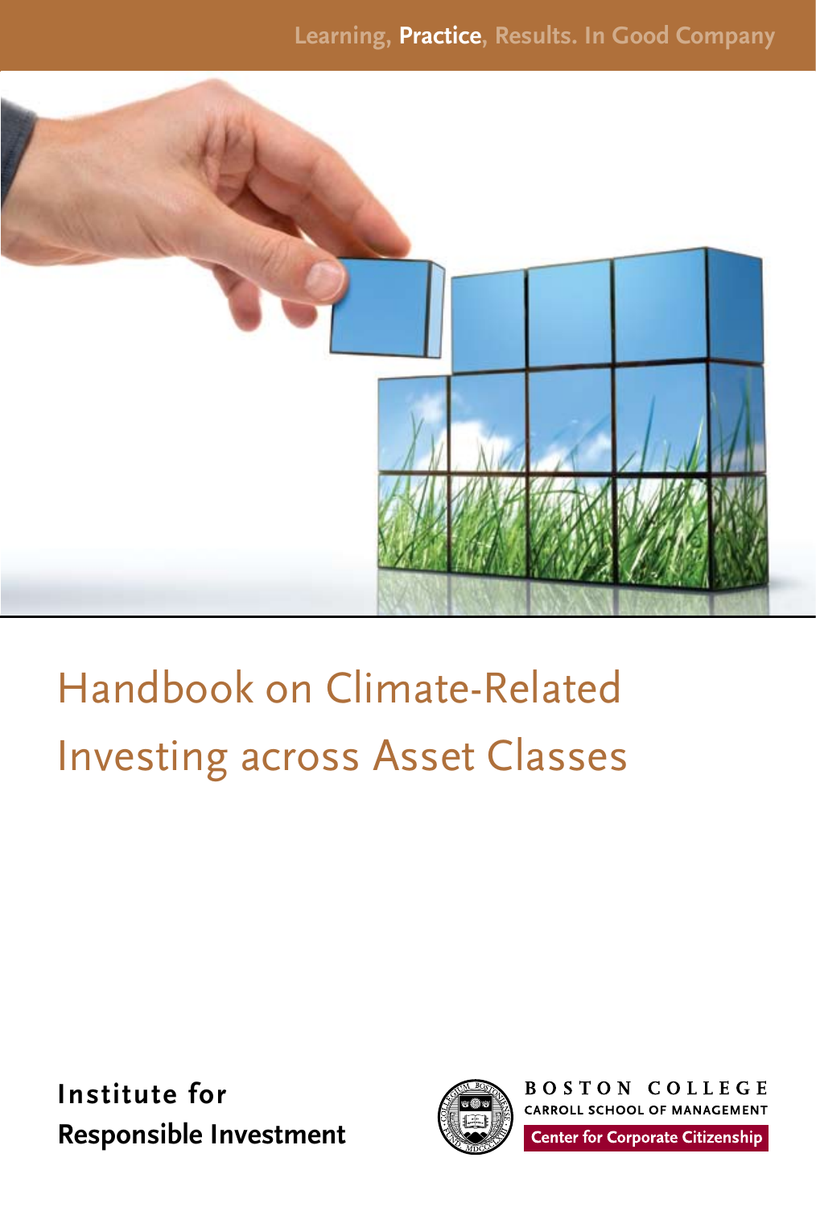Learning, **Practice**, Results. In Good Company

# Handbook on Climate-Related Investing across Asset Classes

**Institute for Responsible Investment**

BOSTON COLLEGE
CARROLL SCHOOL OF MANAGEMENT
Center for Corporate Citizenship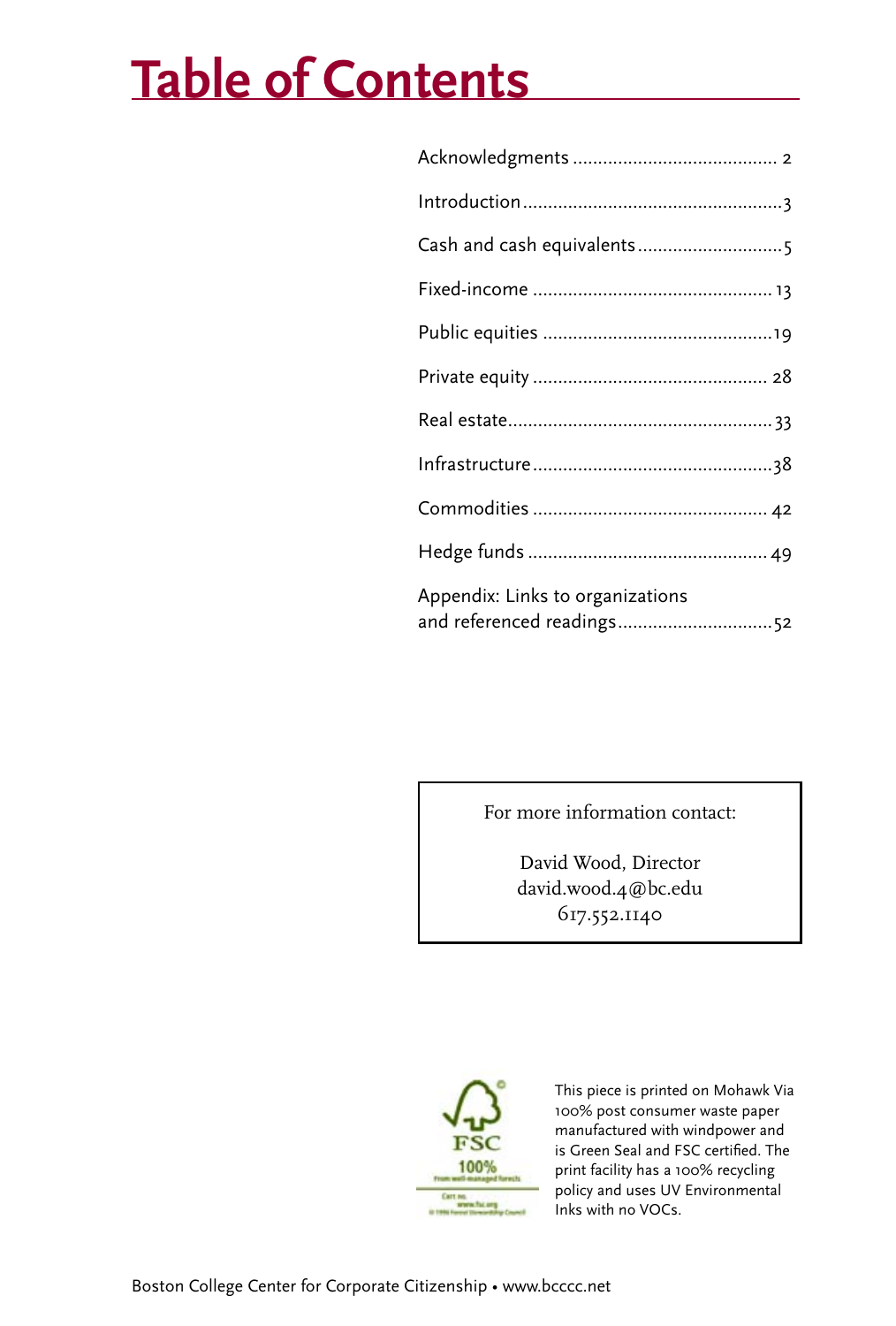# Table of Contents

Acknowledgments ........................................ 2

Introduction ................................................... 3

Cash and cash equivalents ............................ 5

Fixed-income ............................................... 13

Public equities .............................................. 19

Private equity .............................................. 28

Real estate .................................................... 33

Infrastructure ............................................... 38

Commodities .............................................. 42

Hedge funds ................................................ 49

Appendix: Links to organizations and referenced readings ............................... 52

For more information contact:

David Wood, Director
david.wood.4@bc.edu
617.552.1140

This piece is printed on Mohawk Via 100% post consumer waste paper manufactured with windpower and is Green Seal and FSC certified. The print facility has a 100% recycling policy and uses UV Environmental Inks with no VOCs.

Boston College Center for Corporate Citizenship • www.bcccc.net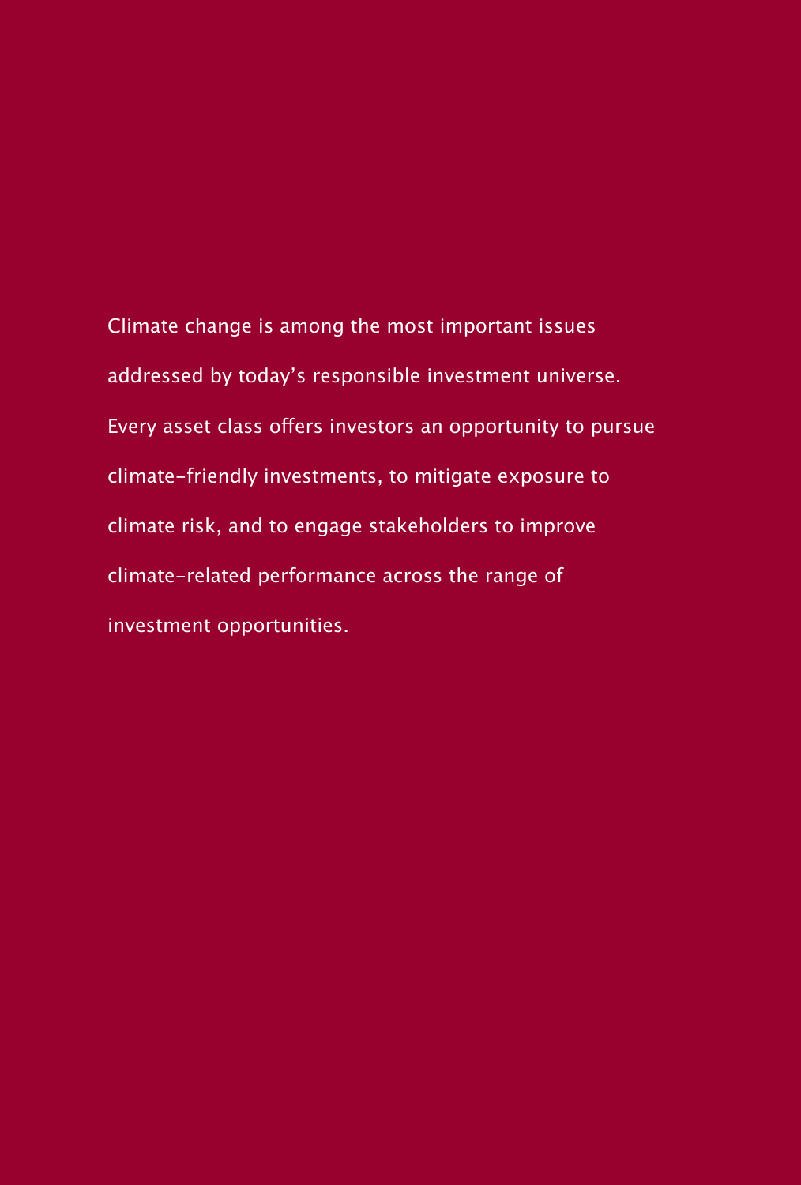Climate change is among the most important issues addressed by today's responsible investment universe. Every asset class offers investors an opportunity to pursue climate-friendly investments, to mitigate exposure to climate risk, and to engage stakeholders to improve climate-related performance across the range of investment opportunities.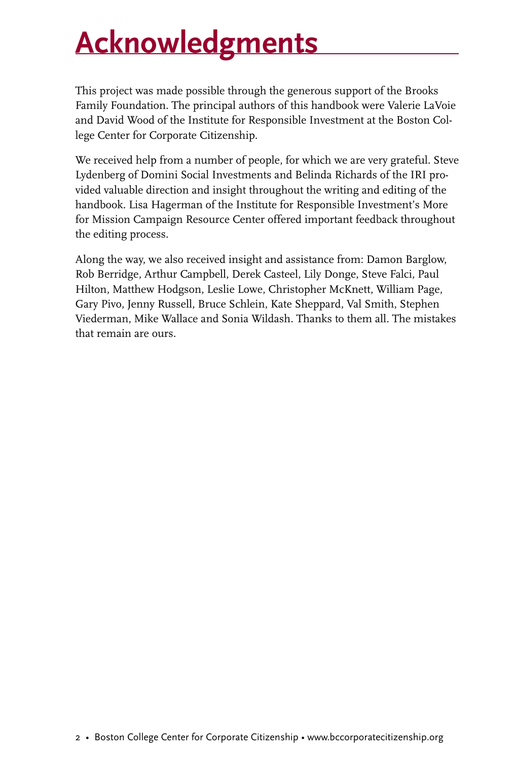# Acknowledgments

This project was made possible through the generous support of the Brooks Family Foundation. The principal authors of this handbook were Valerie LaVoie and David Wood of the Institute for Responsible Investment at the Boston College Center for Corporate Citizenship.

We received help from a number of people, for which we are very grateful. Steve Lydenberg of Domini Social Investments and Belinda Richards of the IRI provided valuable direction and insight throughout the writing and editing of the handbook. Lisa Hagerman of the Institute for Responsible Investment's More for Mission Campaign Resource Center offered important feedback throughout the editing process.

Along the way, we also received insight and assistance from: Damon Barglow, Rob Berridge, Arthur Campbell, Derek Casteel, Lily Donge, Steve Falci, Paul Hilton, Matthew Hodgson, Leslie Lowe, Christopher McKnett, William Page, Gary Pivo, Jenny Russell, Bruce Schlein, Kate Sheppard, Val Smith, Stephen Viederman, Mike Wallace and Sonia Wildash. Thanks to them all. The mistakes that remain are ours.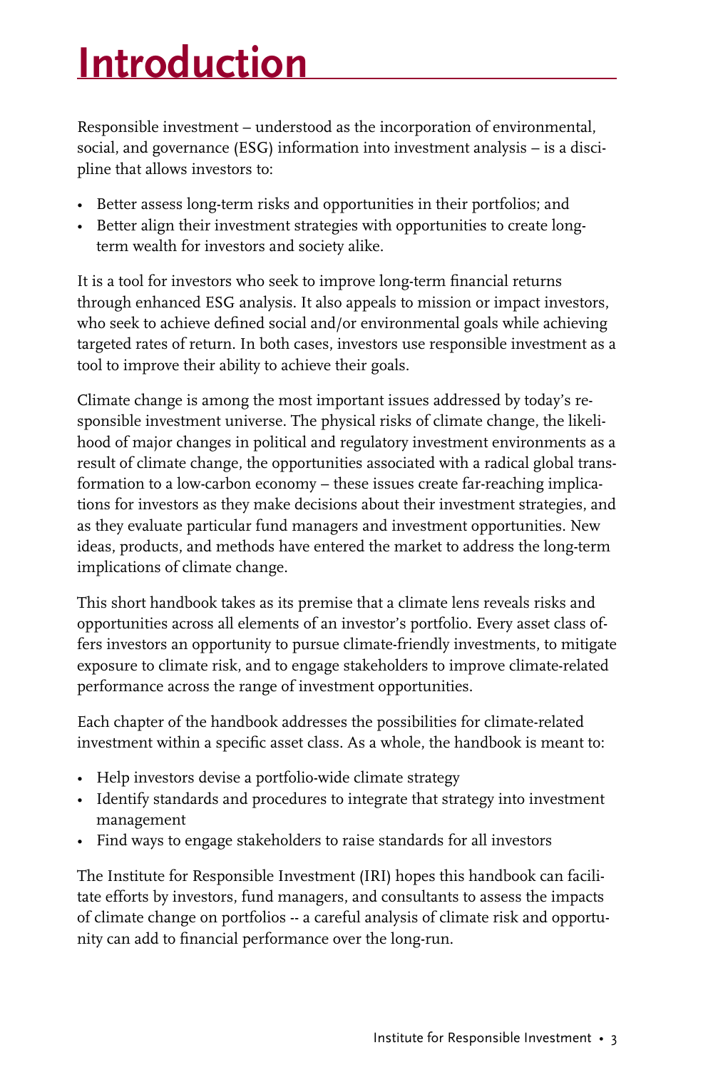# Introduction

Responsible investment – understood as the incorporation of environmental, social, and governance (ESG) information into investment analysis – is a discipline that allows investors to:

- Better assess long-term risks and opportunities in their portfolios; and
- Better align their investment strategies with opportunities to create long-term wealth for investors and society alike.

It is a tool for investors who seek to improve long-term financial returns through enhanced ESG analysis. It also appeals to mission or impact investors, who seek to achieve defined social and/or environmental goals while achieving targeted rates of return. In both cases, investors use responsible investment as a tool to improve their ability to achieve their goals.

Climate change is among the most important issues addressed by today's responsible investment universe. The physical risks of climate change, the likelihood of major changes in political and regulatory investment environments as a result of climate change, the opportunities associated with a radical global transformation to a low-carbon economy – these issues create far-reaching implications for investors as they make decisions about their investment strategies, and as they evaluate particular fund managers and investment opportunities. New ideas, products, and methods have entered the market to address the long-term implications of climate change.

This short handbook takes as its premise that a climate lens reveals risks and opportunities across all elements of an investor's portfolio. Every asset class offers investors an opportunity to pursue climate-friendly investments, to mitigate exposure to climate risk, and to engage stakeholders to improve climate-related performance across the range of investment opportunities.

Each chapter of the handbook addresses the possibilities for climate-related investment within a specific asset class. As a whole, the handbook is meant to:

- Help investors devise a portfolio-wide climate strategy
- Identify standards and procedures to integrate that strategy into investment management
- Find ways to engage stakeholders to raise standards for all investors

The Institute for Responsible Investment (IRI) hopes this handbook can facilitate efforts by investors, fund managers, and consultants to assess the impacts of climate change on portfolios -- a careful analysis of climate risk and opportunity can add to financial performance over the long-run.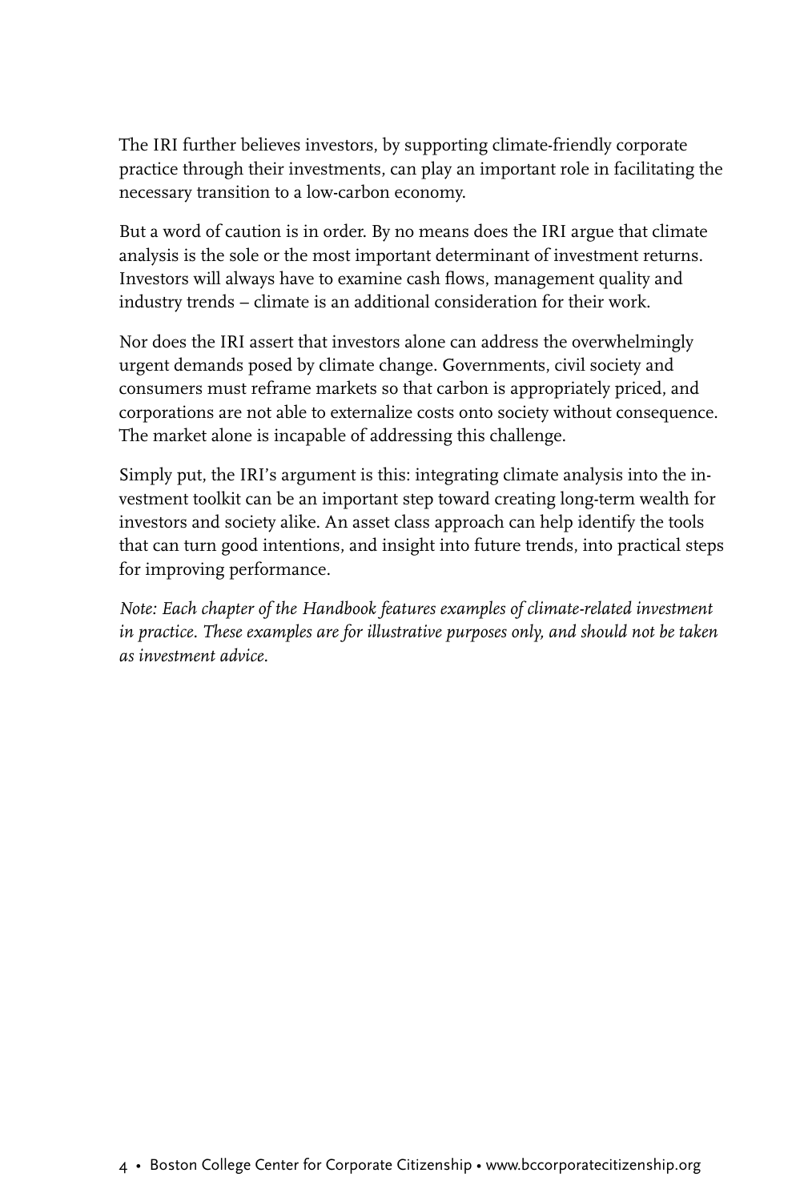The IRI further believes investors, by supporting climate-friendly corporate practice through their investments, can play an important role in facilitating the necessary transition to a low-carbon economy.

But a word of caution is in order. By no means does the IRI argue that climate analysis is the sole or the most important determinant of investment returns. Investors will always have to examine cash flows, management quality and industry trends – climate is an additional consideration for their work.

Nor does the IRI assert that investors alone can address the overwhelmingly urgent demands posed by climate change. Governments, civil society and consumers must reframe markets so that carbon is appropriately priced, and corporations are not able to externalize costs onto society without consequence. The market alone is incapable of addressing this challenge.

Simply put, the IRI's argument is this: integrating climate analysis into the investment toolkit can be an important step toward creating long-term wealth for investors and society alike. An asset class approach can help identify the tools that can turn good intentions, and insight into future trends, into practical steps for improving performance.

*Note: Each chapter of the Handbook features examples of climate-related investment in practice. These examples are for illustrative purposes only, and should not be taken as investment advice.*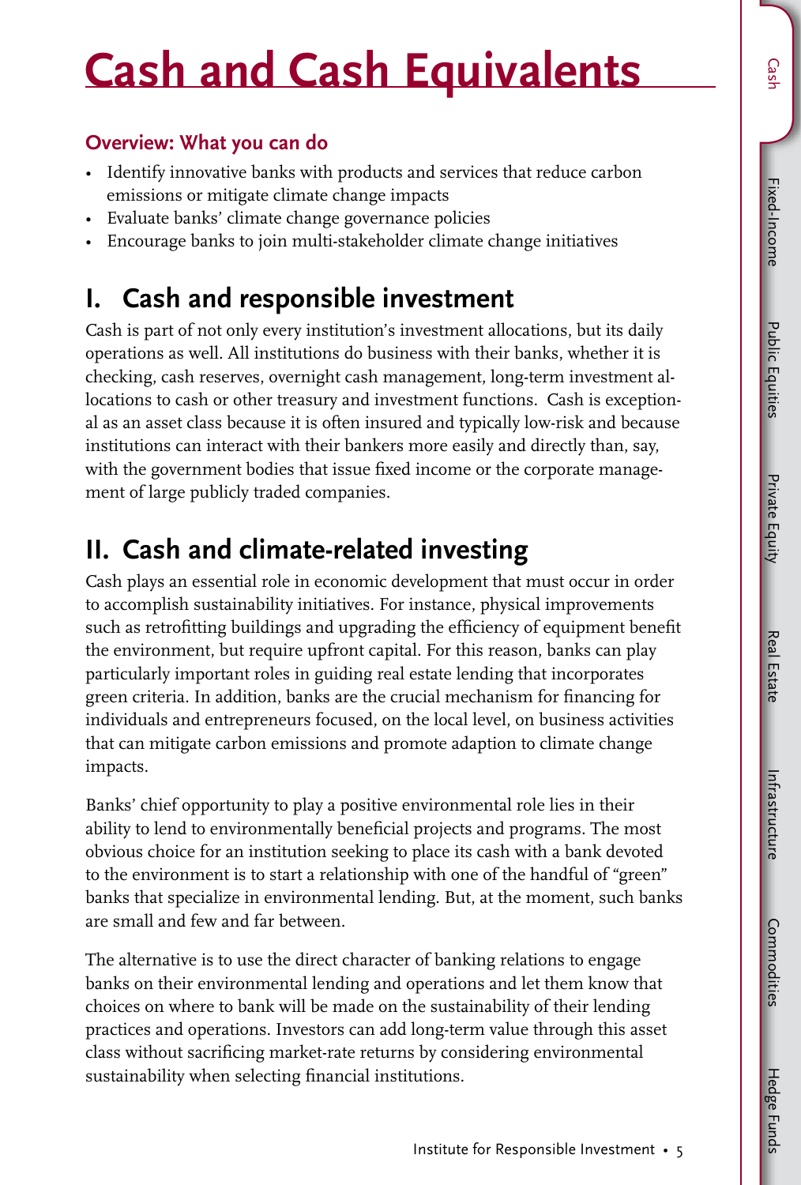# Cash and Cash Equivalents

### Overview: What you can do

- Identify innovative banks with products and services that reduce carbon emissions or mitigate climate change impacts
- Evaluate banks' climate change governance policies
- Encourage banks to join multi-stakeholder climate change initiatives

## I. Cash and responsible investment

Cash is part of not only every institution's investment allocations, but its daily operations as well. All institutions do business with their banks, whether it is checking, cash reserves, overnight cash management, long-term investment allocations to cash or other treasury and investment functions. Cash is exceptional as an asset class because it is often insured and typically low-risk and because institutions can interact with their bankers more easily and directly than, say, with the government bodies that issue fixed income or the corporate management of large publicly traded companies.

## II. Cash and climate-related investing

Cash plays an essential role in economic development that must occur in order to accomplish sustainability initiatives. For instance, physical improvements such as retrofitting buildings and upgrading the efficiency of equipment benefit the environment, but require upfront capital. For this reason, banks can play particularly important roles in guiding real estate lending that incorporates green criteria. In addition, banks are the crucial mechanism for financing for individuals and entrepreneurs focused, on the local level, on business activities that can mitigate carbon emissions and promote adaption to climate change impacts.

Banks' chief opportunity to play a positive environmental role lies in their ability to lend to environmentally beneficial projects and programs. The most obvious choice for an institution seeking to place its cash with a bank devoted to the environment is to start a relationship with one of the handful of "green" banks that specialize in environmental lending. But, at the moment, such banks are small and few and far between.

The alternative is to use the direct character of banking relations to engage banks on their environmental lending and operations and let them know that choices on where to bank will be made on the sustainability of their lending practices and operations. Investors can add long-term value through this asset class without sacrificing market-rate returns by considering environmental sustainability when selecting financial institutions.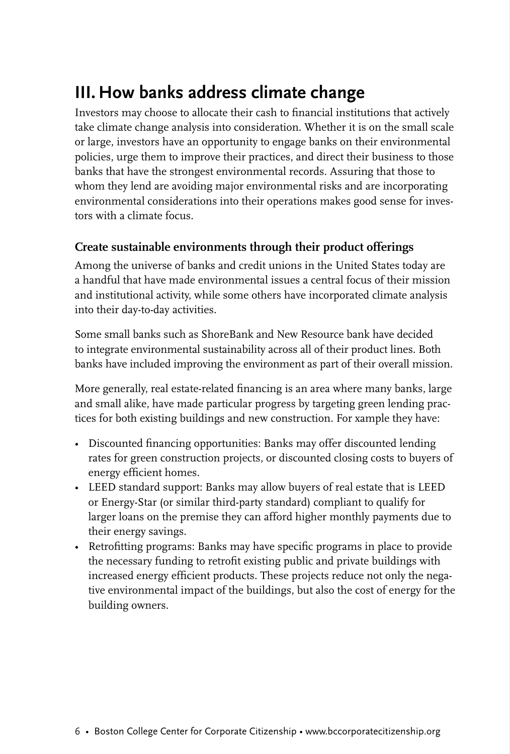## III. How banks address climate change

Investors may choose to allocate their cash to financial institutions that actively take climate change analysis into consideration. Whether it is on the small scale or large, investors have an opportunity to engage banks on their environmental policies, urge them to improve their practices, and direct their business to those banks that have the strongest environmental records. Assuring that those to whom they lend are avoiding major environmental risks and are incorporating environmental considerations into their operations makes good sense for investors with a climate focus.

### Create sustainable environments through their product offerings

Among the universe of banks and credit unions in the United States today are a handful that have made environmental issues a central focus of their mission and institutional activity, while some others have incorporated climate analysis into their day-to-day activities.

Some small banks such as ShoreBank and New Resource bank have decided to integrate environmental sustainability across all of their product lines. Both banks have included improving the environment as part of their overall mission.

More generally, real estate-related financing is an area where many banks, large and small alike, have made particular progress by targeting green lending practices for both existing buildings and new construction. For xample they have:

- Discounted financing opportunities: Banks may offer discounted lending rates for green construction projects, or discounted closing costs to buyers of energy efficient homes.
- LEED standard support: Banks may allow buyers of real estate that is LEED or Energy-Star (or similar third-party standard) compliant to qualify for larger loans on the premise they can afford higher monthly payments due to their energy savings.
- Retrofitting programs: Banks may have specific programs in place to provide the necessary funding to retrofit existing public and private buildings with increased energy efficient products. These projects reduce not only the negative environmental impact of the buildings, but also the cost of energy for the building owners.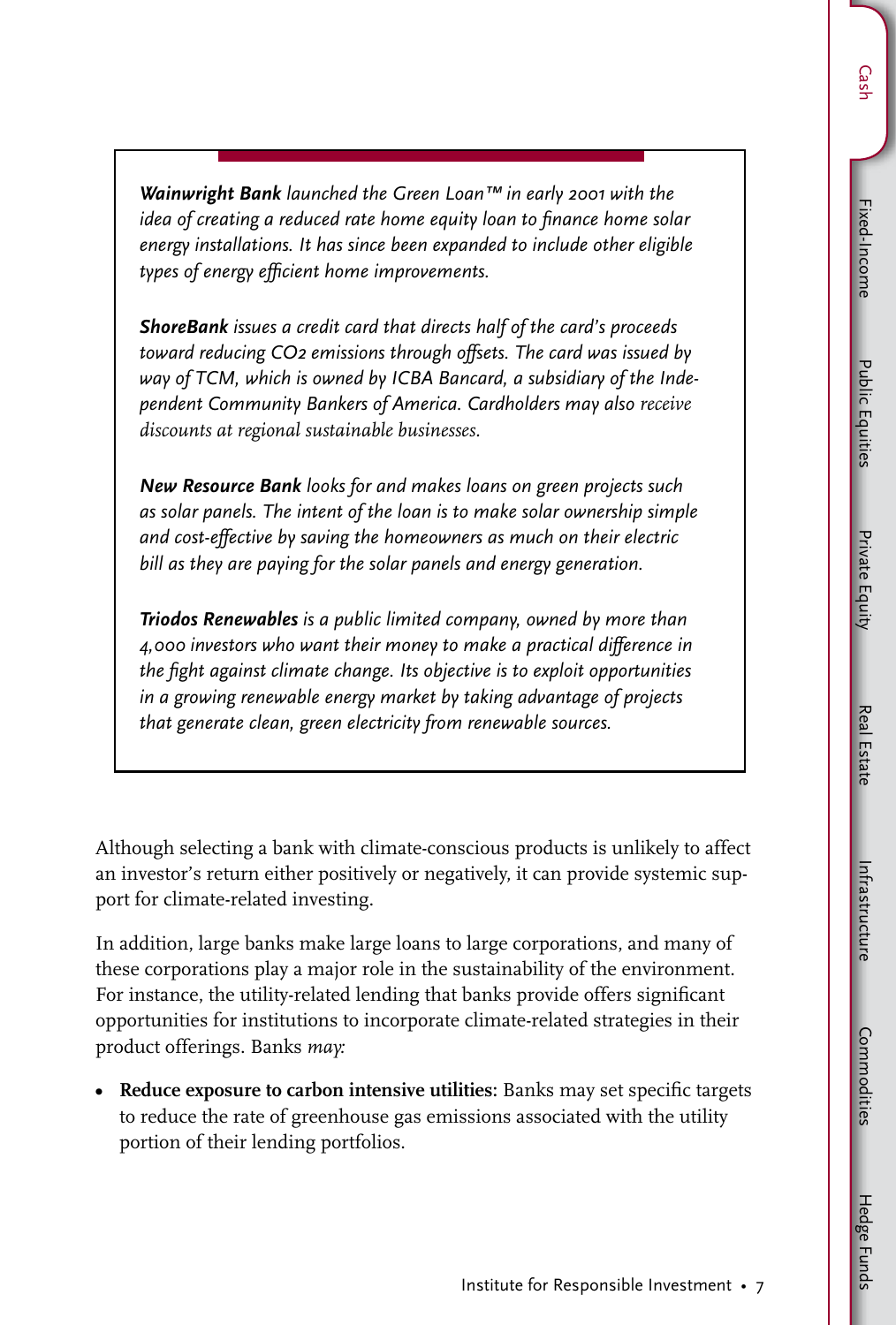***Wainwright Bank*** *launched the Green Loan™ in early 2001 with the idea of creating a reduced rate home equity loan to finance home solar energy installations. It has since been expanded to include other eligible types of energy efficient home improvements.*

***ShoreBank*** *issues a credit card that directs half of the card's proceeds toward reducing* $CO_2$ *emissions through offsets. The card was issued by way of TCM, which is owned by ICBA Bancard, a subsidiary of the Independent Community Bankers of America. Cardholders may also receive discounts at regional sustainable businesses.*

***New Resource Bank*** *looks for and makes loans on green projects such as solar panels. The intent of the loan is to make solar ownership simple and cost-effective by saving the homeowners as much on their electric bill as they are paying for the solar panels and energy generation.*

***Triodos Renewables*** *is a public limited company, owned by more than 4,000 investors who want their money to make a practical difference in the fight against climate change. Its objective is to exploit opportunities in a growing renewable energy market by taking advantage of projects that generate clean, green electricity from renewable sources.*

Although selecting a bank with climate-conscious products is unlikely to affect an investor's return either positively or negatively, it can provide systemic support for climate-related investing.

In addition, large banks make large loans to large corporations, and many of these corporations play a major role in the sustainability of the environment. For instance, the utility-related lending that banks provide offers significant opportunities for institutions to incorporate climate-related strategies in their product offerings. Banks *may:*

- **Reduce exposure to carbon intensive utilities:** Banks may set specific targets to reduce the rate of greenhouse gas emissions associated with the utility portion of their lending portfolios.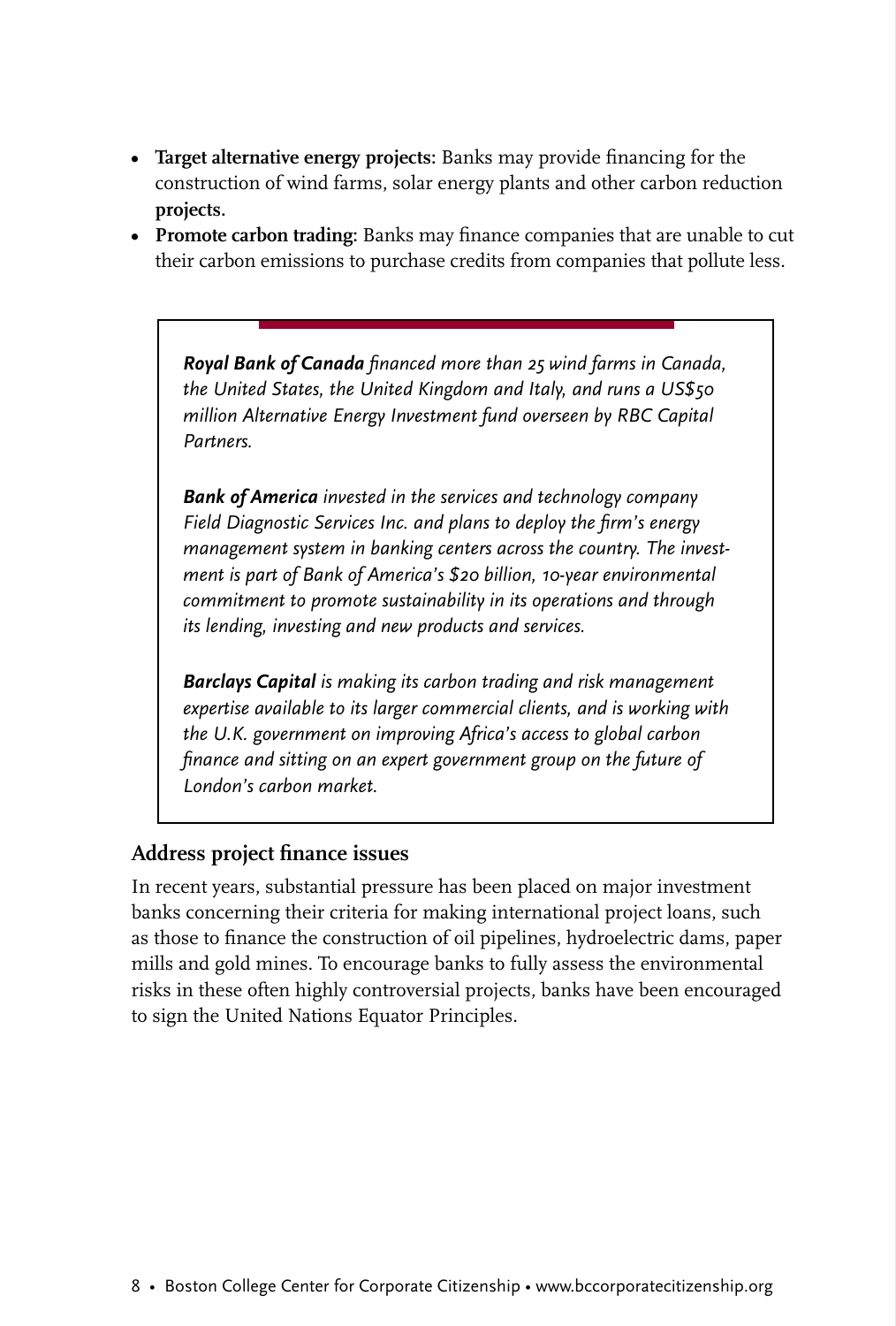- **Target alternative energy projects:** Banks may provide financing for the construction of wind farms, solar energy plants and other carbon reduction **projects.**
- **Promote carbon trading:** Banks may finance companies that are unable to cut their carbon emissions to purchase credits from companies that pollute less.

***Royal Bank of Canada*** *financed more than 25 wind farms in Canada, the United States, the United Kingdom and Italy, and runs a US$50 million Alternative Energy Investment fund overseen by RBC Capital Partners.*

***Bank of America*** *invested in the services and technology company Field Diagnostic Services Inc. and plans to deploy the firm's energy management system in banking centers across the country. The investment is part of Bank of America's $20 billion, 10-year environmental commitment to promote sustainability in its operations and through its lending, investing and new products and services.*

***Barclays Capital*** *is making its carbon trading and risk management expertise available to its larger commercial clients, and is working with the U.K. government on improving Africa's access to global carbon finance and sitting on an expert government group on the future of London's carbon market.*

### Address project finance issues

In recent years, substantial pressure has been placed on major investment banks concerning their criteria for making international project loans, such as those to finance the construction of oil pipelines, hydroelectric dams, paper mills and gold mines. To encourage banks to fully assess the environmental risks in these often highly controversial projects, banks have been encouraged to sign the United Nations Equator Principles.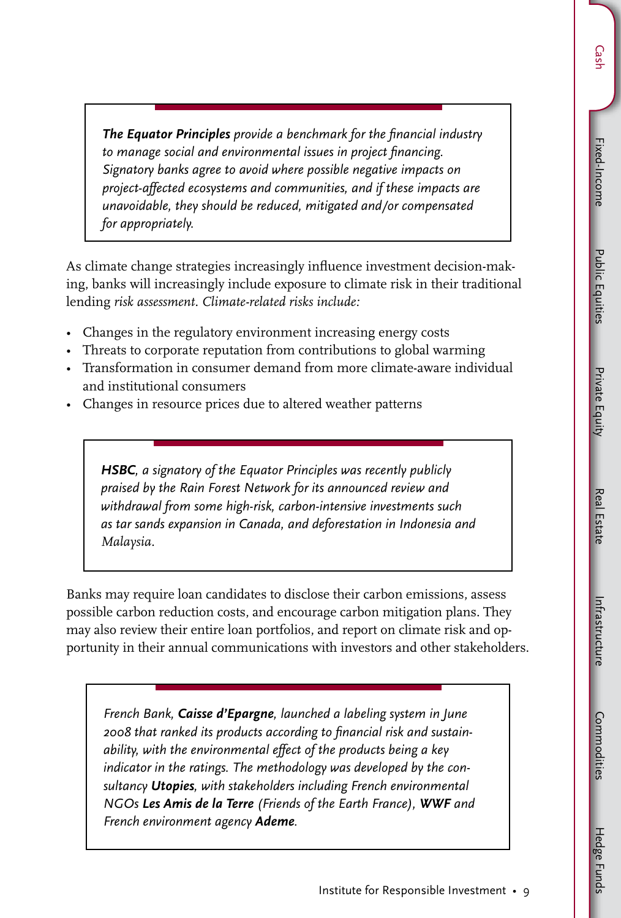> ***The Equator Principles*** *provide a benchmark for the financial industry to manage social and environmental issues in project financing. Signatory banks agree to avoid where possible negative impacts on project-affected ecosystems and communities, and if these impacts are unavoidable, they should be reduced, mitigated and/or compensated for appropriately.*

As climate change strategies increasingly influence investment decision-making, banks will increasingly include exposure to climate risk in their traditional lending *risk assessment. Climate-related risks include:*

- Changes in the regulatory environment increasing energy costs
- Threats to corporate reputation from contributions to global warming
- Transformation in consumer demand from more climate-aware individual and institutional consumers
- Changes in resource prices due to altered weather patterns

> ***HSBC****, a signatory of the Equator Principles was recently publicly praised by the Rain Forest Network for its announced review and withdrawal from some high-risk, carbon-intensive investments such as tar sands expansion in Canada, and deforestation in Indonesia and Malaysia.*

Banks may require loan candidates to disclose their carbon emissions, assess possible carbon reduction costs, and encourage carbon mitigation plans. They may also review their entire loan portfolios, and report on climate risk and opportunity in their annual communications with investors and other stakeholders.

> *French Bank,* ***Caisse d'Epargne****, launched a labeling system in June 2008 that ranked its products according to financial risk and sustainability, with the environmental effect of the products being a key indicator in the ratings. The methodology was developed by the consultancy* ***Utopies****, with stakeholders including French environmental NGOs* ***Les Amis de la Terre*** *(Friends of the Earth France),* ***WWF*** *and French environment agency* ***Ademe****.*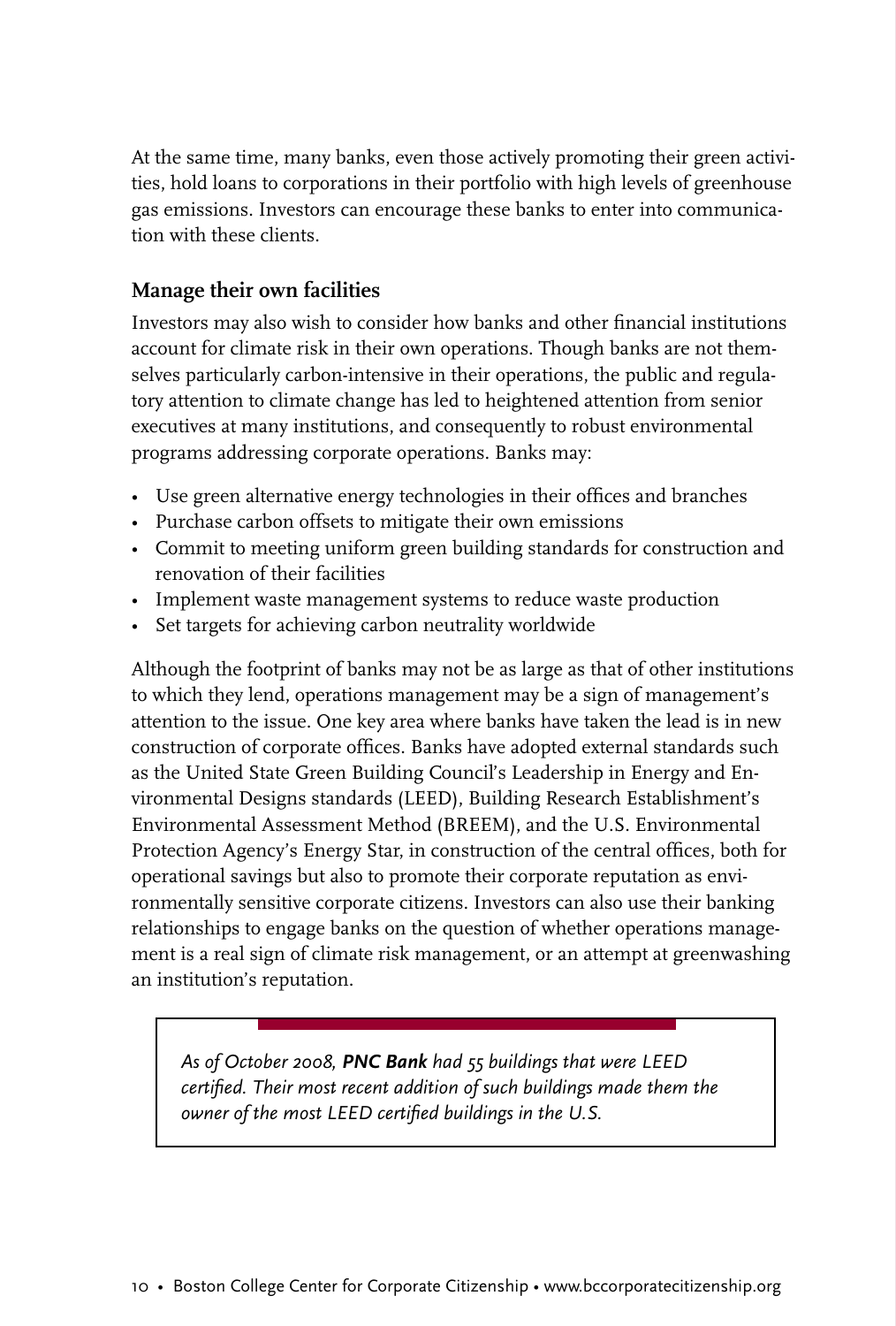At the same time, many banks, even those actively promoting their green activities, hold loans to corporations in their portfolio with high levels of greenhouse gas emissions. Investors can encourage these banks to enter into communication with these clients.

### Manage their own facilities

Investors may also wish to consider how banks and other financial institutions account for climate risk in their own operations. Though banks are not themselves particularly carbon-intensive in their operations, the public and regulatory attention to climate change has led to heightened attention from senior executives at many institutions, and consequently to robust environmental programs addressing corporate operations. Banks may:

- Use green alternative energy technologies in their offices and branches
- Purchase carbon offsets to mitigate their own emissions
- Commit to meeting uniform green building standards for construction and renovation of their facilities
- Implement waste management systems to reduce waste production
- Set targets for achieving carbon neutrality worldwide

Although the footprint of banks may not be as large as that of other institutions to which they lend, operations management may be a sign of management's attention to the issue. One key area where banks have taken the lead is in new construction of corporate offices. Banks have adopted external standards such as the United State Green Building Council's Leadership in Energy and Environmental Designs standards (LEED), Building Research Establishment's Environmental Assessment Method (BREEM), and the U.S. Environmental Protection Agency's Energy Star, in construction of the central offices, both for operational savings but also to promote their corporate reputation as environmentally sensitive corporate citizens. Investors can also use their banking relationships to engage banks on the question of whether operations management is a real sign of climate risk management, or an attempt at greenwashing an institution's reputation.

> *As of October 2008, **PNC Bank** had 55 buildings that were LEED certified. Their most recent addition of such buildings made them the owner of the most LEED certified buildings in the U.S.*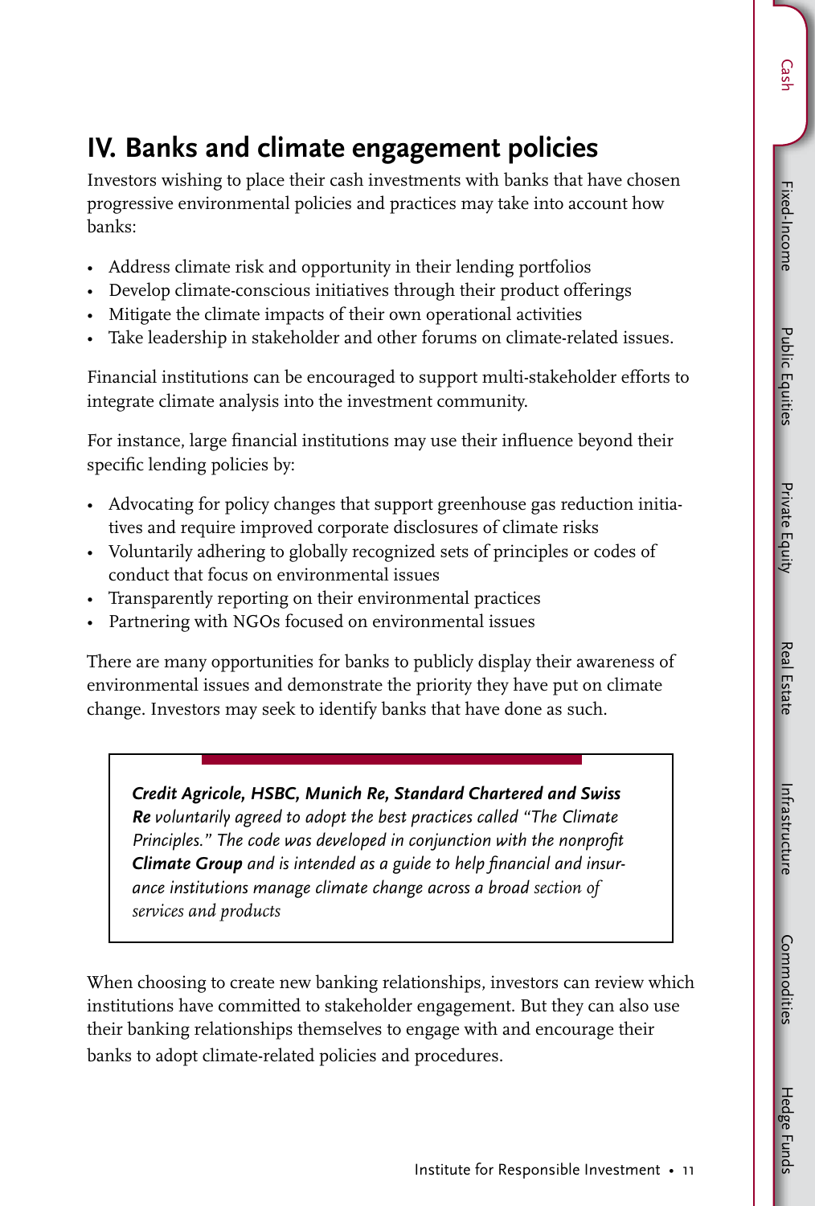## IV. Banks and climate engagement policies

Investors wishing to place their cash investments with banks that have chosen progressive environmental policies and practices may take into account how banks:

- Address climate risk and opportunity in their lending portfolios
- Develop climate-conscious initiatives through their product offerings
- Mitigate the climate impacts of their own operational activities
- Take leadership in stakeholder and other forums on climate-related issues.

Financial institutions can be encouraged to support multi-stakeholder efforts to integrate climate analysis into the investment community.

For instance, large financial institutions may use their influence beyond their specific lending policies by:

- Advocating for policy changes that support greenhouse gas reduction initiatives and require improved corporate disclosures of climate risks
- Voluntarily adhering to globally recognized sets of principles or codes of conduct that focus on environmental issues
- Transparently reporting on their environmental practices
- Partnering with NGOs focused on environmental issues

There are many opportunities for banks to publicly display their awareness of environmental issues and demonstrate the priority they have put on climate change. Investors may seek to identify banks that have done as such.

> ***Credit Agricole, HSBC, Munich Re, Standard Chartered and Swiss Re*** *voluntarily agreed to adopt the best practices called "The Climate Principles." The code was developed in conjunction with the nonprofit* ***Climate Group*** *and is intended as a guide to help financial and insurance institutions manage climate change across a broad section of services and products*

When choosing to create new banking relationships, investors can review which institutions have committed to stakeholder engagement. But they can also use their banking relationships themselves to engage with and encourage their banks to adopt climate-related policies and procedures.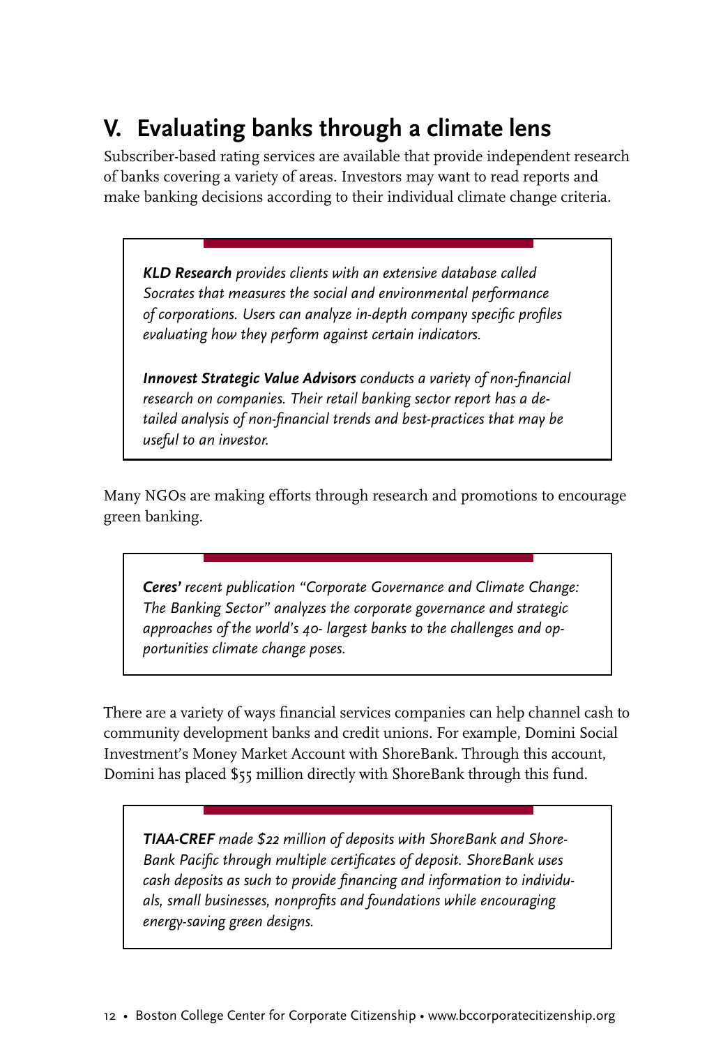## V. Evaluating banks through a climate lens

Subscriber-based rating services are available that provide independent research of banks covering a variety of areas. Investors may want to read reports and make banking decisions according to their individual climate change criteria.

> ***KLD Research** provides clients with an extensive database called Socrates that measures the social and environmental performance of corporations. Users can analyze in-depth company specific profiles evaluating how they perform against certain indicators.*
>
> ***Innovest Strategic Value Advisors** conducts a variety of non-financial research on companies. Their retail banking sector report has a detailed analysis of non-financial trends and best-practices that may be useful to an investor.*

Many NGOs are making efforts through research and promotions to encourage green banking.

> ***Ceres'** recent publication "Corporate Governance and Climate Change: The Banking Sector" analyzes the corporate governance and strategic approaches of the world's 40- largest banks to the challenges and opportunities climate change poses.*

There are a variety of ways financial services companies can help channel cash to community development banks and credit unions. For example, Domini Social Investment's Money Market Account with ShoreBank. Through this account, Domini has placed $55 million directly with ShoreBank through this fund.

> ***TIAA-CREF** made $22 million of deposits with ShoreBank and ShoreBank Pacific through multiple certificates of deposit. ShoreBank uses cash deposits as such to provide financing and information to individuals, small businesses, nonprofits and foundations while encouraging energy-saving green designs.*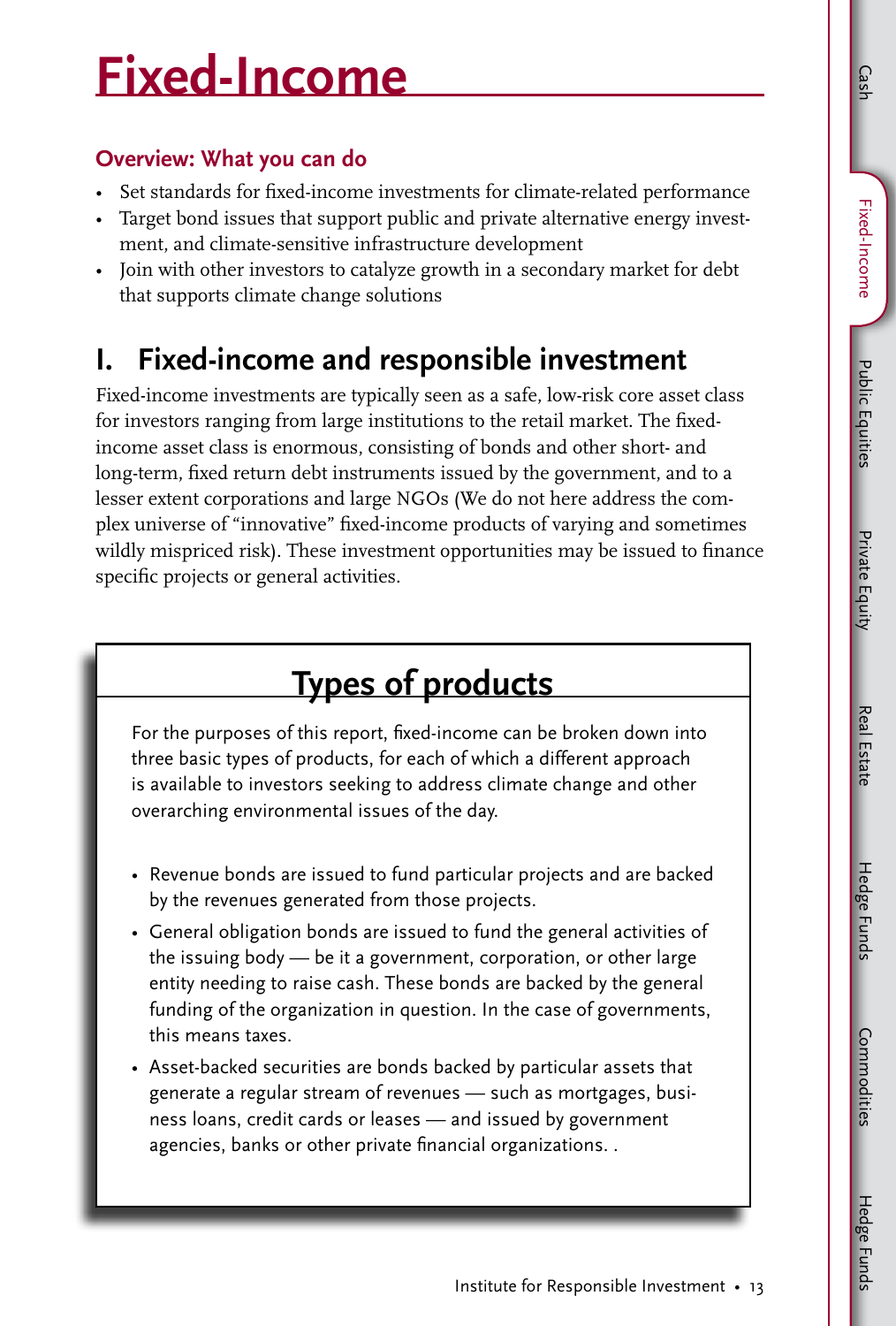# Fixed-Income

### Overview: What you can do

- Set standards for fixed-income investments for climate-related performance
- Target bond issues that support public and private alternative energy investment, and climate-sensitive infrastructure development
- Join with other investors to catalyze growth in a secondary market for debt that supports climate change solutions

## I. Fixed-income and responsible investment

Fixed-income investments are typically seen as a safe, low-risk core asset class for investors ranging from large institutions to the retail market. The fixed-income asset class is enormous, consisting of bonds and other short- and long-term, fixed return debt instruments issued by the government, and to a lesser extent corporations and large NGOs (We do not here address the complex universe of "innovative" fixed-income products of varying and sometimes wildly mispriced risk). These investment opportunities may be issued to finance specific projects or general activities.

### Types of products

For the purposes of this report, fixed-income can be broken down into three basic types of products, for each of which a different approach is available to investors seeking to address climate change and other overarching environmental issues of the day.

- Revenue bonds are issued to fund particular projects and are backed by the revenues generated from those projects.
- General obligation bonds are issued to fund the general activities of the issuing body — be it a government, corporation, or other large entity needing to raise cash. These bonds are backed by the general funding of the organization in question. In the case of governments, this means taxes.
- Asset-backed securities are bonds backed by particular assets that generate a regular stream of revenues — such as mortgages, business loans, credit cards or leases — and issued by government agencies, banks or other private financial organizations. .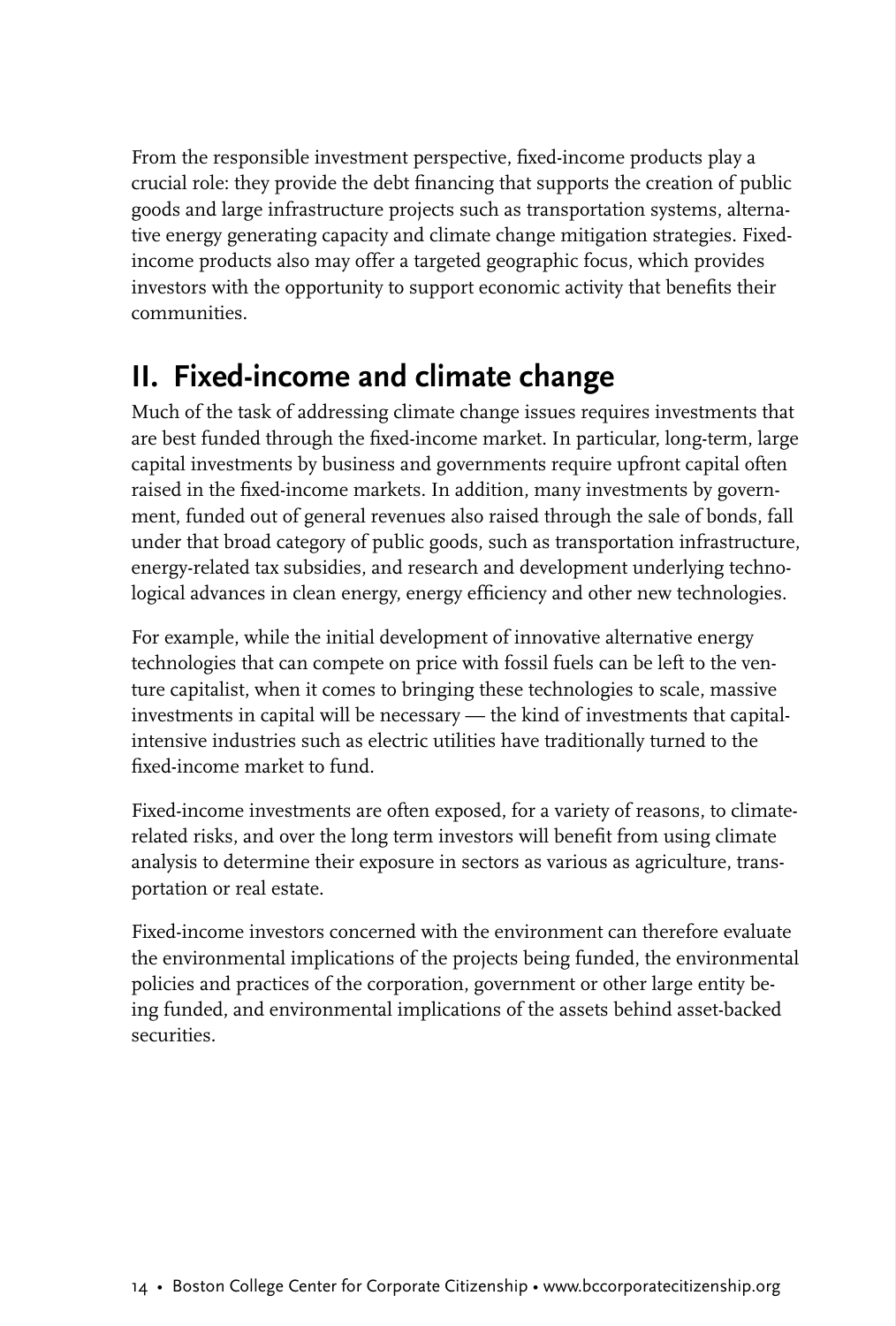From the responsible investment perspective, fixed-income products play a crucial role: they provide the debt financing that supports the creation of public goods and large infrastructure projects such as transportation systems, alternative energy generating capacity and climate change mitigation strategies. Fixed-income products also may offer a targeted geographic focus, which provides investors with the opportunity to support economic activity that benefits their communities.

## II. Fixed-income and climate change

Much of the task of addressing climate change issues requires investments that are best funded through the fixed-income market. In particular, long-term, large capital investments by business and governments require upfront capital often raised in the fixed-income markets. In addition, many investments by government, funded out of general revenues also raised through the sale of bonds, fall under that broad category of public goods, such as transportation infrastructure, energy-related tax subsidies, and research and development underlying technological advances in clean energy, energy efficiency and other new technologies.

For example, while the initial development of innovative alternative energy technologies that can compete on price with fossil fuels can be left to the venture capitalist, when it comes to bringing these technologies to scale, massive investments in capital will be necessary — the kind of investments that capital-intensive industries such as electric utilities have traditionally turned to the fixed-income market to fund.

Fixed-income investments are often exposed, for a variety of reasons, to climate-related risks, and over the long term investors will benefit from using climate analysis to determine their exposure in sectors as various as agriculture, transportation or real estate.

Fixed-income investors concerned with the environment can therefore evaluate the environmental implications of the projects being funded, the environmental policies and practices of the corporation, government or other large entity being funded, and environmental implications of the assets behind asset-backed securities.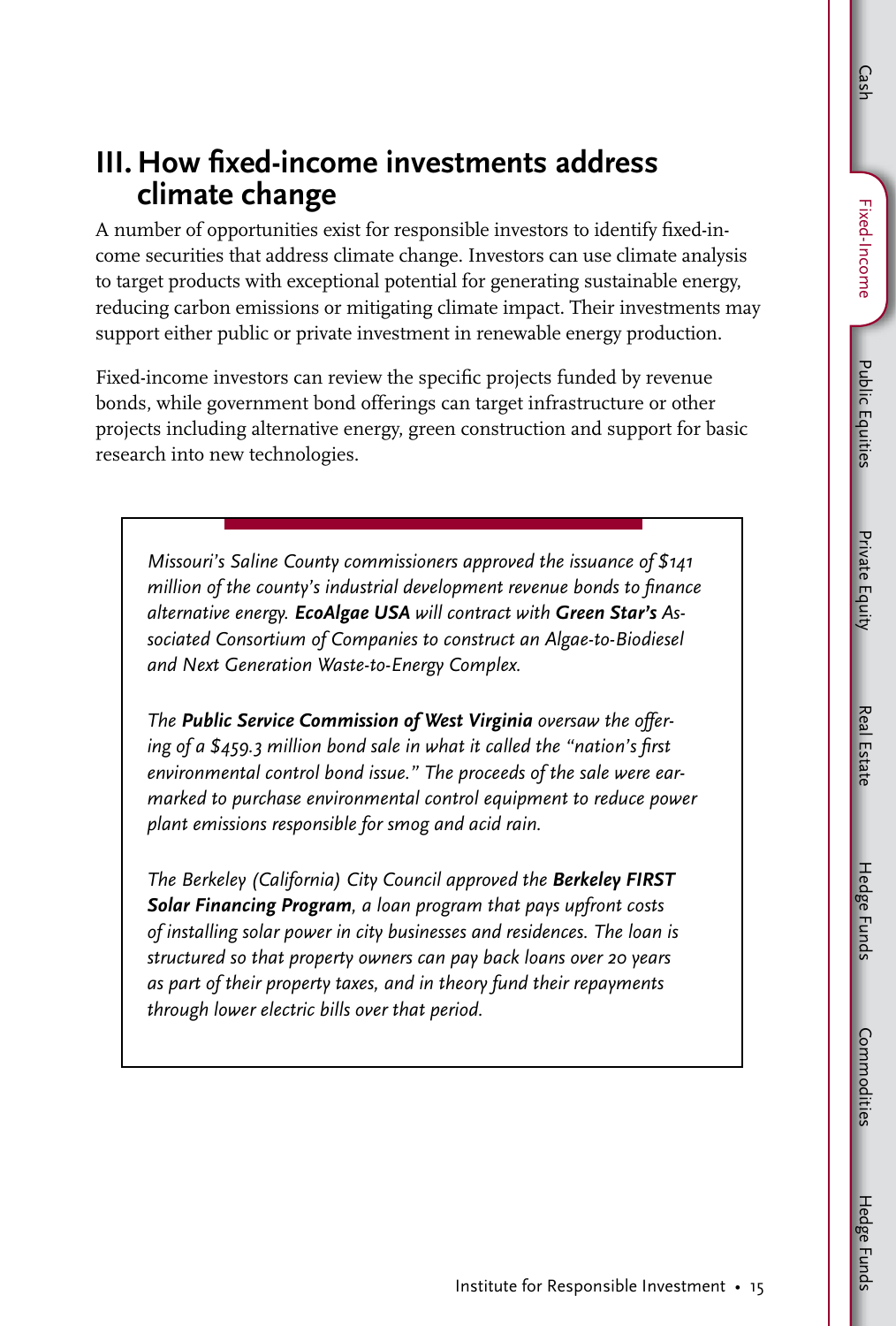## III. How fixed-income investments address climate change

A number of opportunities exist for responsible investors to identify fixed-income securities that address climate change. Investors can use climate analysis to target products with exceptional potential for generating sustainable energy, reducing carbon emissions or mitigating climate impact. Their investments may support either public or private investment in renewable energy production.

Fixed-income investors can review the specific projects funded by revenue bonds, while government bond offerings can target infrastructure or other projects including alternative energy, green construction and support for basic research into new technologies.

*Missouri's Saline County commissioners approved the issuance of $141 million of the county's industrial development revenue bonds to finance alternative energy.* ***EcoAlgae USA*** *will contract with* ***Green Star's*** *Associated Consortium of Companies to construct an Algae-to-Biodiesel and Next Generation Waste-to-Energy Complex.*

*The* ***Public Service Commission of West Virginia*** *oversaw the offering of a $459.3 million bond sale in what it called the "nation's first environmental control bond issue." The proceeds of the sale were earmarked to purchase environmental control equipment to reduce power plant emissions responsible for smog and acid rain.*

*The Berkeley (California) City Council approved the* ***Berkeley FIRST Solar Financing Program****, a loan program that pays upfront costs of installing solar power in city businesses and residences. The loan is structured so that property owners can pay back loans over 20 years as part of their property taxes, and in theory fund their repayments through lower electric bills over that period.*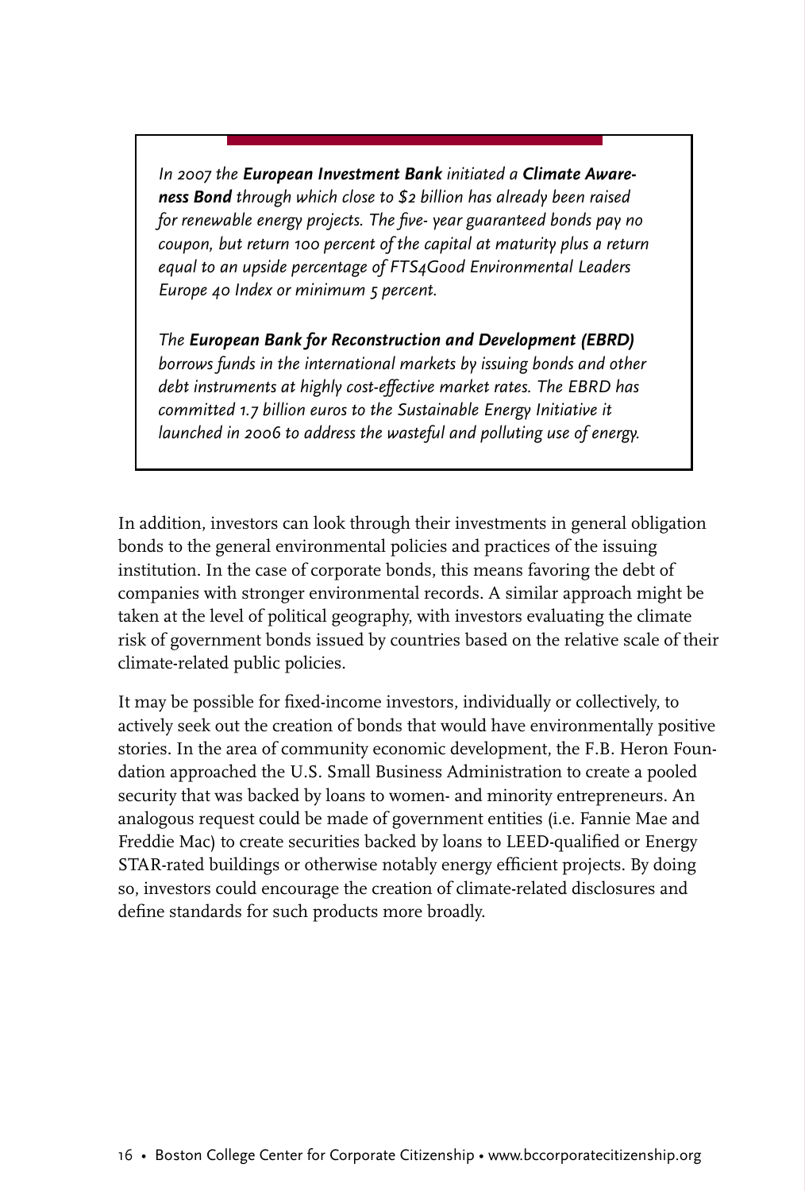*In 2007 the **European Investment Bank** initiated a **Climate Awareness Bond** through which close to $2 billion has already been raised for renewable energy projects. The five- year guaranteed bonds pay no coupon, but return 100 percent of the capital at maturity plus a return equal to an upside percentage of FTS4Good Environmental Leaders Europe 40 Index or minimum 5 percent.*

*The **European Bank for Reconstruction and Development (EBRD)** borrows funds in the international markets by issuing bonds and other debt instruments at highly cost-effective market rates. The EBRD has committed 1.7 billion euros to the Sustainable Energy Initiative it launched in 2006 to address the wasteful and polluting use of energy.*

In addition, investors can look through their investments in general obligation bonds to the general environmental policies and practices of the issuing institution. In the case of corporate bonds, this means favoring the debt of companies with stronger environmental records. A similar approach might be taken at the level of political geography, with investors evaluating the climate risk of government bonds issued by countries based on the relative scale of their climate-related public policies.

It may be possible for fixed-income investors, individually or collectively, to actively seek out the creation of bonds that would have environmentally positive stories. In the area of community economic development, the F.B. Heron Foundation approached the U.S. Small Business Administration to create a pooled security that was backed by loans to women- and minority entrepreneurs. An analogous request could be made of government entities (i.e. Fannie Mae and Freddie Mac) to create securities backed by loans to LEED-qualified or Energy STAR-rated buildings or otherwise notably energy efficient projects. By doing so, investors could encourage the creation of climate-related disclosures and define standards for such products more broadly.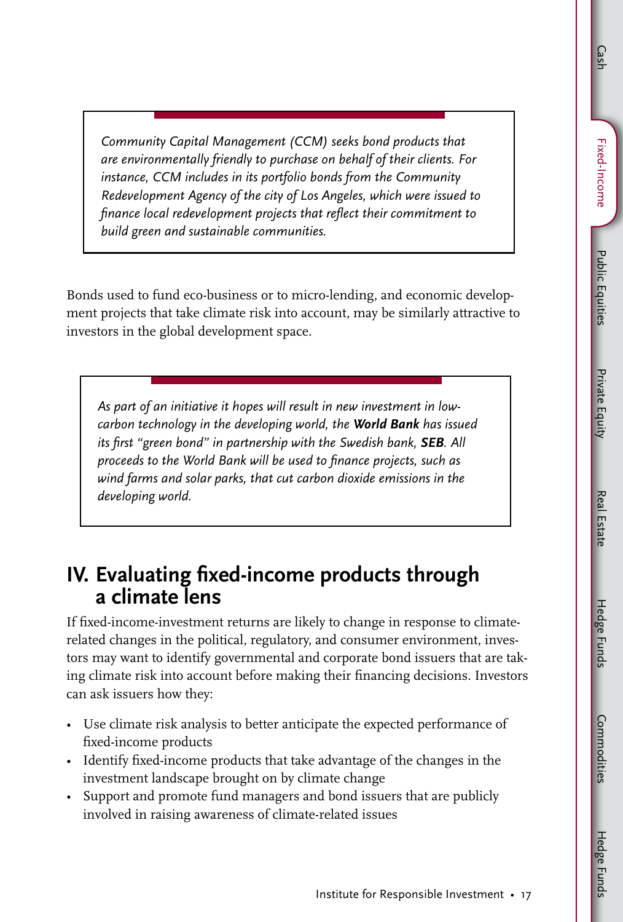*Community Capital Management (CCM) seeks bond products that are environmentally friendly to purchase on behalf of their clients. For instance, CCM includes in its portfolio bonds from the Community Redevelopment Agency of the city of Los Angeles, which were issued to finance local redevelopment projects that reflect their commitment to build green and sustainable communities.*

Bonds used to fund eco-business or to micro-lending, and economic development projects that take climate risk into account, may be similarly attractive to investors in the global development space.

*As part of an initiative it hopes will result in new investment in low-carbon technology in the developing world, the **World Bank** has issued its first "green bond" in partnership with the Swedish bank, **SEB**. All proceeds to the World Bank will be used to finance projects, such as wind farms and solar parks, that cut carbon dioxide emissions in the developing world.*

## IV. Evaluating fixed-income products through a climate lens

If fixed-income-investment returns are likely to change in response to climate-related changes in the political, regulatory, and consumer environment, investors may want to identify governmental and corporate bond issuers that are taking climate risk into account before making their financing decisions. Investors can ask issuers how they:

- Use climate risk analysis to better anticipate the expected performance of fixed-income products
- Identify fixed-income products that take advantage of the changes in the investment landscape brought on by climate change
- Support and promote fund managers and bond issuers that are publicly involved in raising awareness of climate-related issues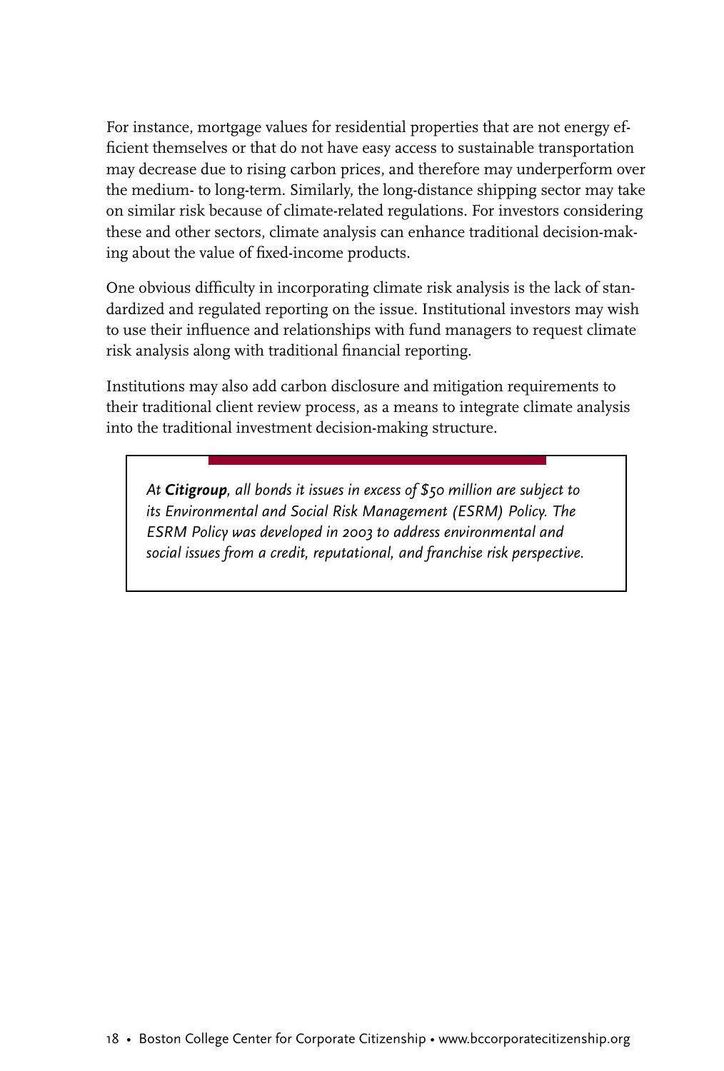For instance, mortgage values for residential properties that are not energy efficient themselves or that do not have easy access to sustainable transportation may decrease due to rising carbon prices, and therefore may underperform over the medium- to long-term. Similarly, the long-distance shipping sector may take on similar risk because of climate-related regulations. For investors considering these and other sectors, climate analysis can enhance traditional decision-making about the value of fixed-income products.

One obvious difficulty in incorporating climate risk analysis is the lack of standardized and regulated reporting on the issue. Institutional investors may wish to use their influence and relationships with fund managers to request climate risk analysis along with traditional financial reporting.

Institutions may also add carbon disclosure and mitigation requirements to their traditional client review process, as a means to integrate climate analysis into the traditional investment decision-making structure.

*At **Citigroup**, all bonds it issues in excess of $50 million are subject to its Environmental and Social Risk Management (ESRM) Policy. The ESRM Policy was developed in 2003 to address environmental and social issues from a credit, reputational, and franchise risk perspective.*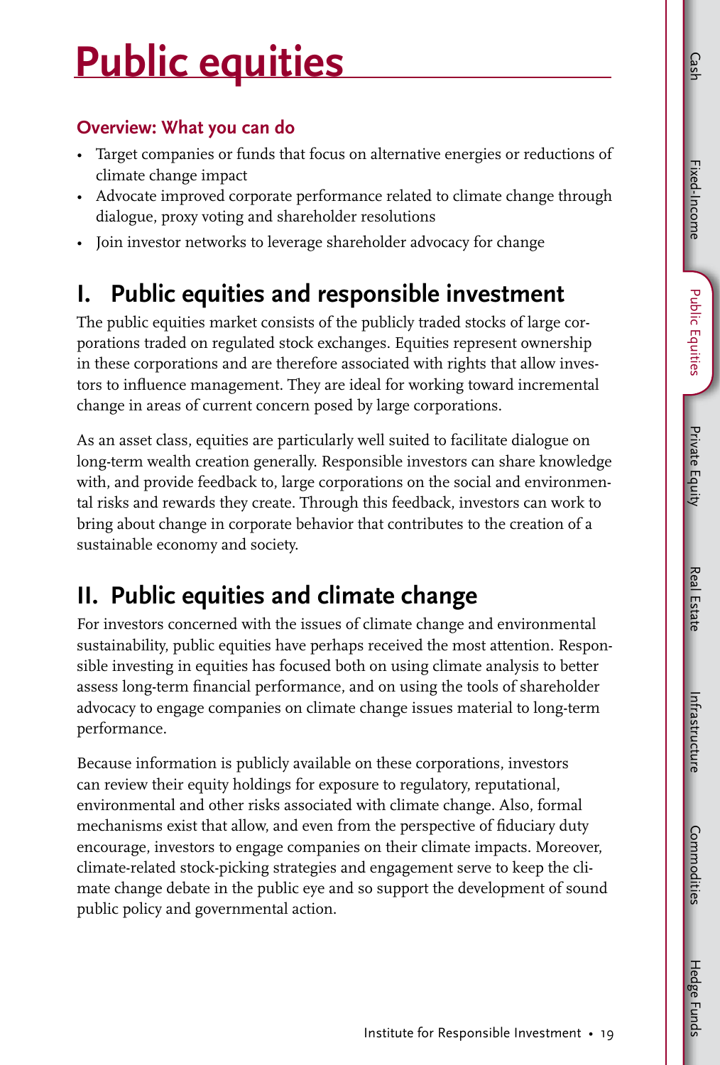# Public equities

### Overview: What you can do

- Target companies or funds that focus on alternative energies or reductions of climate change impact
- Advocate improved corporate performance related to climate change through dialogue, proxy voting and shareholder resolutions
- Join investor networks to leverage shareholder advocacy for change

## I. Public equities and responsible investment

The public equities market consists of the publicly traded stocks of large corporations traded on regulated stock exchanges. Equities represent ownership in these corporations and are therefore associated with rights that allow investors to influence management. They are ideal for working toward incremental change in areas of current concern posed by large corporations.

As an asset class, equities are particularly well suited to facilitate dialogue on long-term wealth creation generally. Responsible investors can share knowledge with, and provide feedback to, large corporations on the social and environmental risks and rewards they create. Through this feedback, investors can work to bring about change in corporate behavior that contributes to the creation of a sustainable economy and society.

## II. Public equities and climate change

For investors concerned with the issues of climate change and environmental sustainability, public equities have perhaps received the most attention. Responsible investing in equities has focused both on using climate analysis to better assess long-term financial performance, and on using the tools of shareholder advocacy to engage companies on climate change issues material to long-term performance.

Because information is publicly available on these corporations, investors can review their equity holdings for exposure to regulatory, reputational, environmental and other risks associated with climate change. Also, formal mechanisms exist that allow, and even from the perspective of fiduciary duty encourage, investors to engage companies on their climate impacts. Moreover, climate-related stock-picking strategies and engagement serve to keep the climate change debate in the public eye and so support the development of sound public policy and governmental action.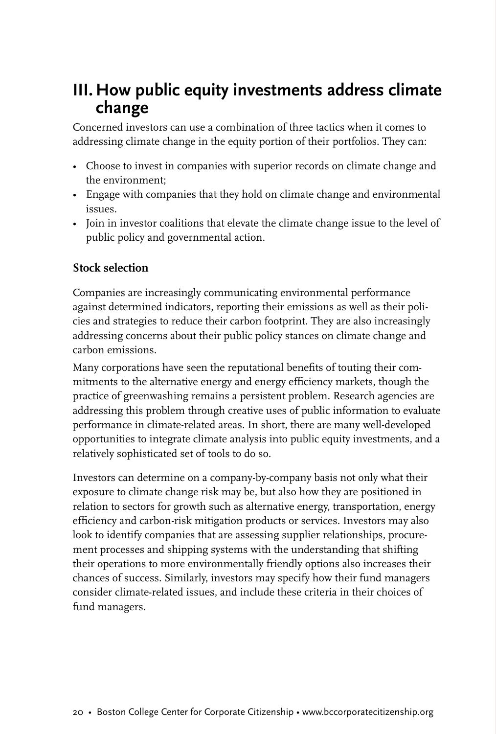## III. How public equity investments address climate change

Concerned investors can use a combination of three tactics when it comes to addressing climate change in the equity portion of their portfolios. They can:

- Choose to invest in companies with superior records on climate change and the environment;
- Engage with companies that they hold on climate change and environmental issues.
- Join in investor coalitions that elevate the climate change issue to the level of public policy and governmental action.

### Stock selection

Companies are increasingly communicating environmental performance against determined indicators, reporting their emissions as well as their policies and strategies to reduce their carbon footprint. They are also increasingly addressing concerns about their public policy stances on climate change and carbon emissions.

Many corporations have seen the reputational benefits of touting their commitments to the alternative energy and energy efficiency markets, though the practice of greenwashing remains a persistent problem. Research agencies are addressing this problem through creative uses of public information to evaluate performance in climate-related areas. In short, there are many well-developed opportunities to integrate climate analysis into public equity investments, and a relatively sophisticated set of tools to do so.

Investors can determine on a company-by-company basis not only what their exposure to climate change risk may be, but also how they are positioned in relation to sectors for growth such as alternative energy, transportation, energy efficiency and carbon-risk mitigation products or services. Investors may also look to identify companies that are assessing supplier relationships, procurement processes and shipping systems with the understanding that shifting their operations to more environmentally friendly options also increases their chances of success. Similarly, investors may specify how their fund managers consider climate-related issues, and include these criteria in their choices of fund managers.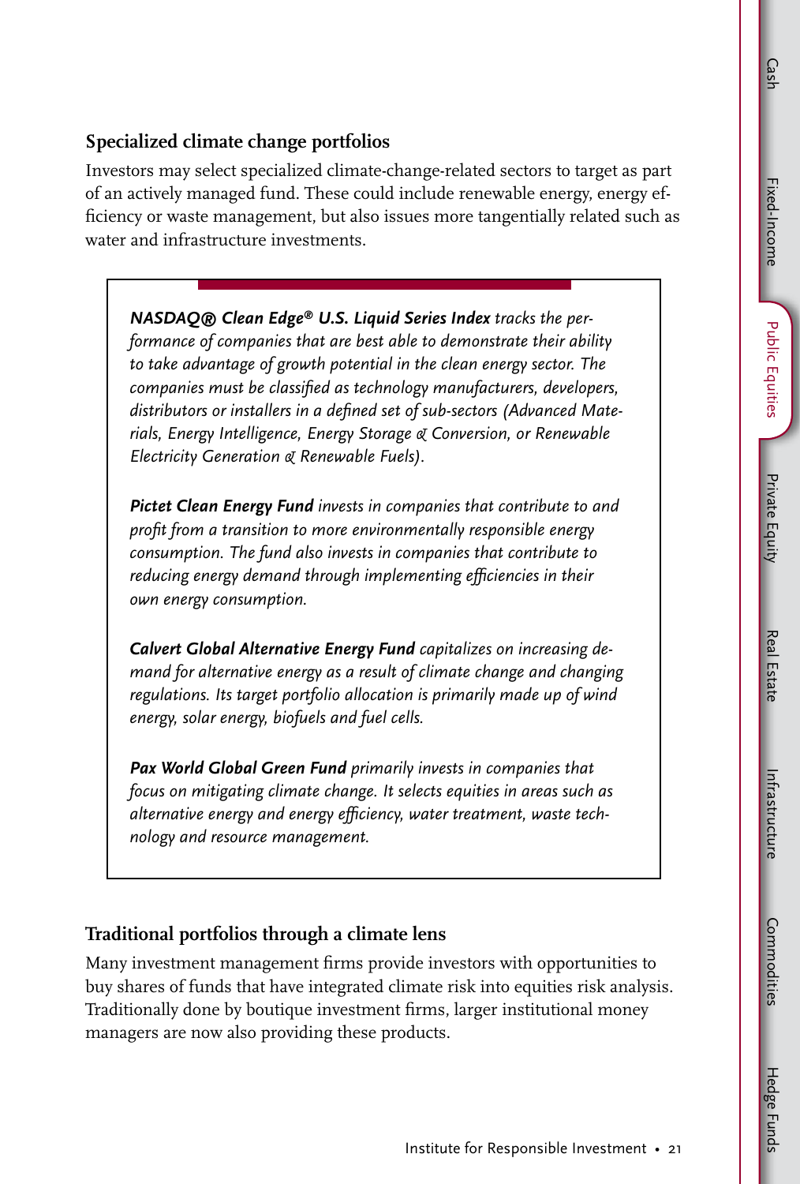### Specialized climate change portfolios

Investors may select specialized climate-change-related sectors to target as part of an actively managed fund. These could include renewable energy, energy efficiency or waste management, but also issues more tangentially related such as water and infrastructure investments.

> ***NASDAQ® Clean Edge® U.S. Liquid Series Index*** *tracks the performance of companies that are best able to demonstrate their ability to take advantage of growth potential in the clean energy sector. The companies must be classified as technology manufacturers, developers, distributors or installers in a defined set of sub-sectors (Advanced Materials, Energy Intelligence, Energy Storage & Conversion, or Renewable Electricity Generation & Renewable Fuels).*
>
> ***Pictet Clean Energy Fund*** *invests in companies that contribute to and profit from a transition to more environmentally responsible energy consumption. The fund also invests in companies that contribute to reducing energy demand through implementing efficiencies in their own energy consumption.*
>
> ***Calvert Global Alternative Energy Fund*** *capitalizes on increasing demand for alternative energy as a result of climate change and changing regulations. Its target portfolio allocation is primarily made up of wind energy, solar energy, biofuels and fuel cells.*
>
> ***Pax World Global Green Fund*** *primarily invests in companies that focus on mitigating climate change. It selects equities in areas such as alternative energy and energy efficiency, water treatment, waste technology and resource management.*

### Traditional portfolios through a climate lens

Many investment management firms provide investors with opportunities to buy shares of funds that have integrated climate risk into equities risk analysis. Traditionally done by boutique investment firms, larger institutional money managers are now also providing these products.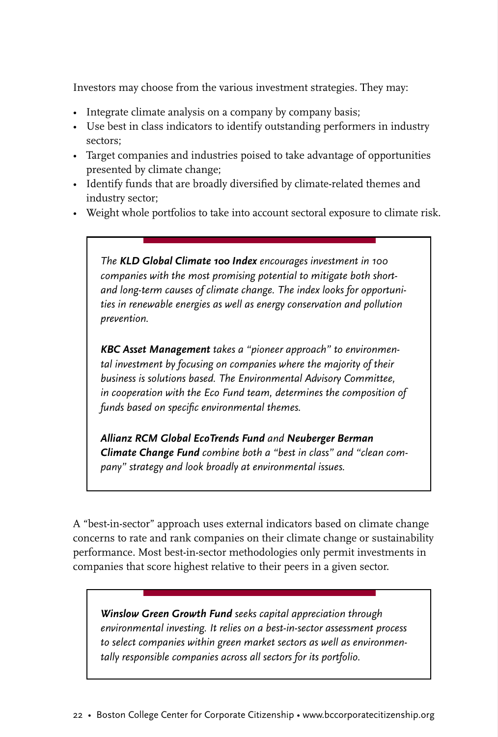Investors may choose from the various investment strategies. They may:

- Integrate climate analysis on a company by company basis;
- Use best in class indicators to identify outstanding performers in industry sectors;
- Target companies and industries poised to take advantage of opportunities presented by climate change;
- Identify funds that are broadly diversified by climate-related themes and industry sector;
- Weight whole portfolios to take into account sectoral exposure to climate risk.

> *The **KLD Global Climate 100 Index** encourages investment in 100 companies with the most promising potential to mitigate both short- and long-term causes of climate change. The index looks for opportunities in renewable energies as well as energy conservation and pollution prevention.*
>
> ***KBC Asset Management** takes a "pioneer approach" to environmental investment by focusing on companies where the majority of their business is solutions based. The Environmental Advisory Committee, in cooperation with the Eco Fund team, determines the composition of funds based on specific environmental themes.*
>
> ***Allianz RCM Global EcoTrends Fund** and **Neuberger Berman Climate Change Fund** combine both a "best in class" and "clean company" strategy and look broadly at environmental issues.*

A "best-in-sector" approach uses external indicators based on climate change concerns to rate and rank companies on their climate change or sustainability performance. Most best-in-sector methodologies only permit investments in companies that score highest relative to their peers in a given sector.

> ***Winslow Green Growth Fund** seeks capital appreciation through environmental investing. It relies on a best-in-sector assessment process to select companies within green market sectors as well as environmentally responsible companies across all sectors for its portfolio.*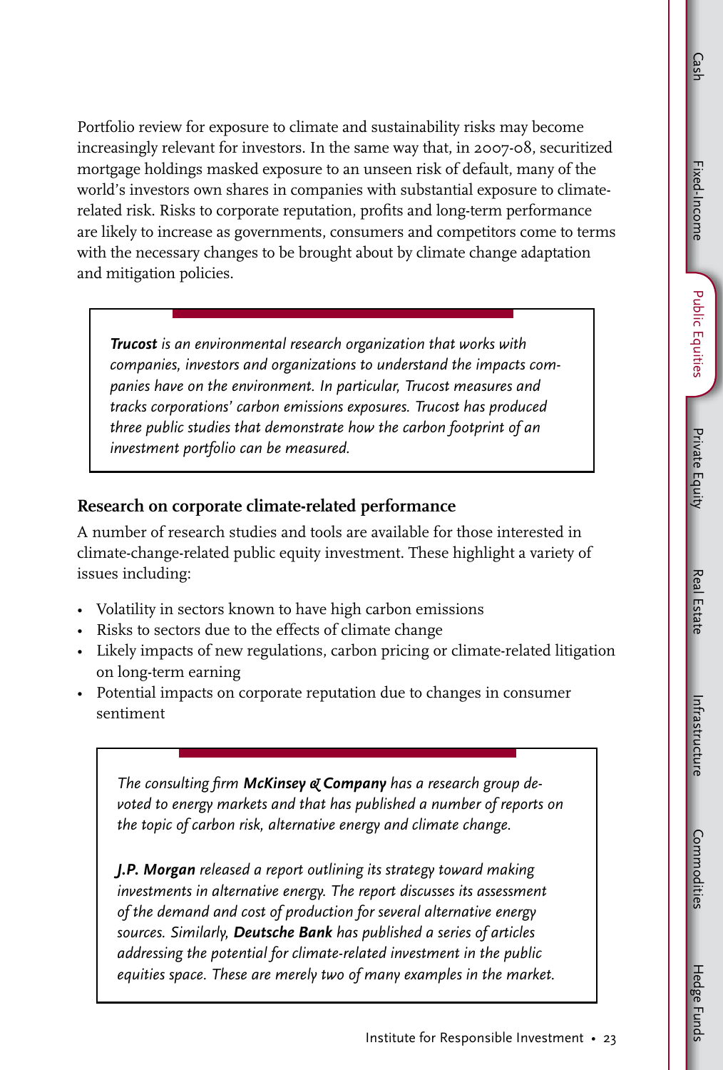Portfolio review for exposure to climate and sustainability risks may become increasingly relevant for investors. In the same way that, in 2007-08, securitized mortgage holdings masked exposure to an unseen risk of default, many of the world's investors own shares in companies with substantial exposure to climate-related risk. Risks to corporate reputation, profits and long-term performance are likely to increase as governments, consumers and competitors come to terms with the necessary changes to be brought about by climate change adaptation and mitigation policies.

> ***Trucost*** *is an environmental research organization that works with companies, investors and organizations to understand the impacts companies have on the environment. In particular, Trucost measures and tracks corporations' carbon emissions exposures. Trucost has produced three public studies that demonstrate how the carbon footprint of an investment portfolio can be measured.*

### Research on corporate climate-related performance

A number of research studies and tools are available for those interested in climate-change-related public equity investment. These highlight a variety of issues including:

- Volatility in sectors known to have high carbon emissions
- Risks to sectors due to the effects of climate change
- Likely impacts of new regulations, carbon pricing or climate-related litigation on long-term earning
- Potential impacts on corporate reputation due to changes in consumer sentiment

> *The consulting firm* ***McKinsey & Company*** *has a research group devoted to energy markets and that has published a number of reports on the topic of carbon risk, alternative energy and climate change.*
>
> ***J.P. Morgan*** *released a report outlining its strategy toward making investments in alternative energy. The report discusses its assessment of the demand and cost of production for several alternative energy sources. Similarly,* ***Deutsche Bank*** *has published a series of articles addressing the potential for climate-related investment in the public equities space. These are merely two of many examples in the market.*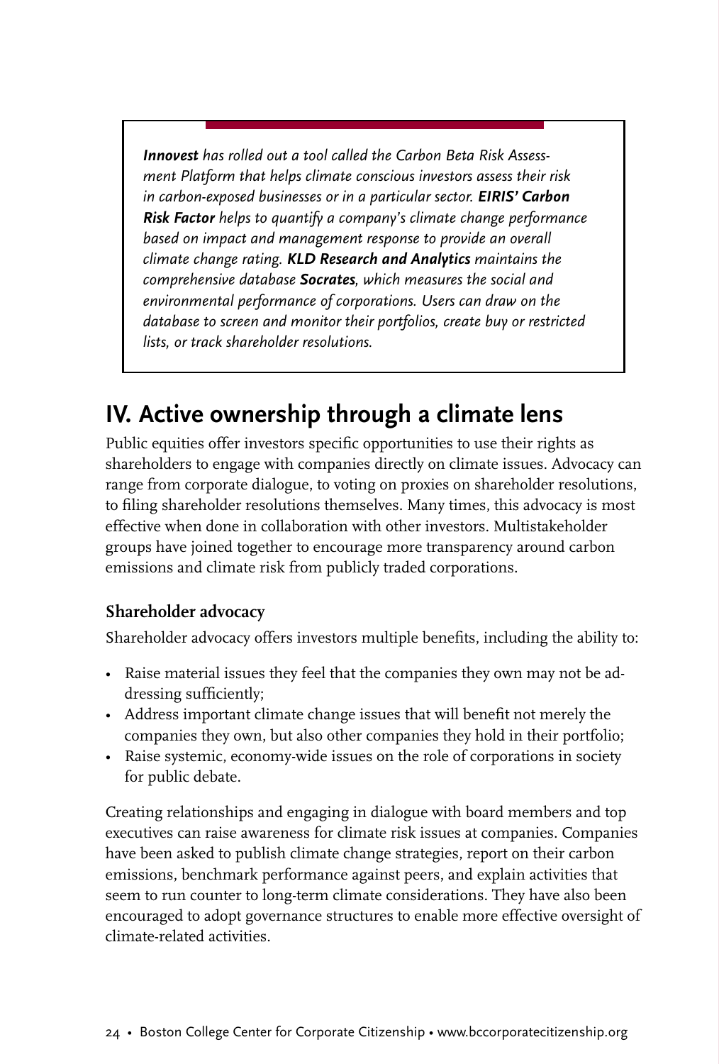***Innovest*** *has rolled out a tool called the Carbon Beta Risk Assessment Platform that helps climate conscious investors assess their risk in carbon-exposed businesses or in a particular sector.* ***EIRIS' Carbon Risk Factor*** *helps to quantify a company's climate change performance based on impact and management response to provide an overall climate change rating.* ***KLD Research and Analytics*** *maintains the comprehensive database* ***Socrates****, which measures the social and environmental performance of corporations. Users can draw on the database to screen and monitor their portfolios, create buy or restricted lists, or track shareholder resolutions.*

## IV. Active ownership through a climate lens

Public equities offer investors specific opportunities to use their rights as shareholders to engage with companies directly on climate issues. Advocacy can range from corporate dialogue, to voting on proxies on shareholder resolutions, to filing shareholder resolutions themselves. Many times, this advocacy is most effective when done in collaboration with other investors. Multistakeholder groups have joined together to encourage more transparency around carbon emissions and climate risk from publicly traded corporations.

### Shareholder advocacy

Shareholder advocacy offers investors multiple benefits, including the ability to:

- Raise material issues they feel that the companies they own may not be addressing sufficiently;
- Address important climate change issues that will benefit not merely the companies they own, but also other companies they hold in their portfolio;
- Raise systemic, economy-wide issues on the role of corporations in society for public debate.

Creating relationships and engaging in dialogue with board members and top executives can raise awareness for climate risk issues at companies. Companies have been asked to publish climate change strategies, report on their carbon emissions, benchmark performance against peers, and explain activities that seem to run counter to long-term climate considerations. They have also been encouraged to adopt governance structures to enable more effective oversight of climate-related activities.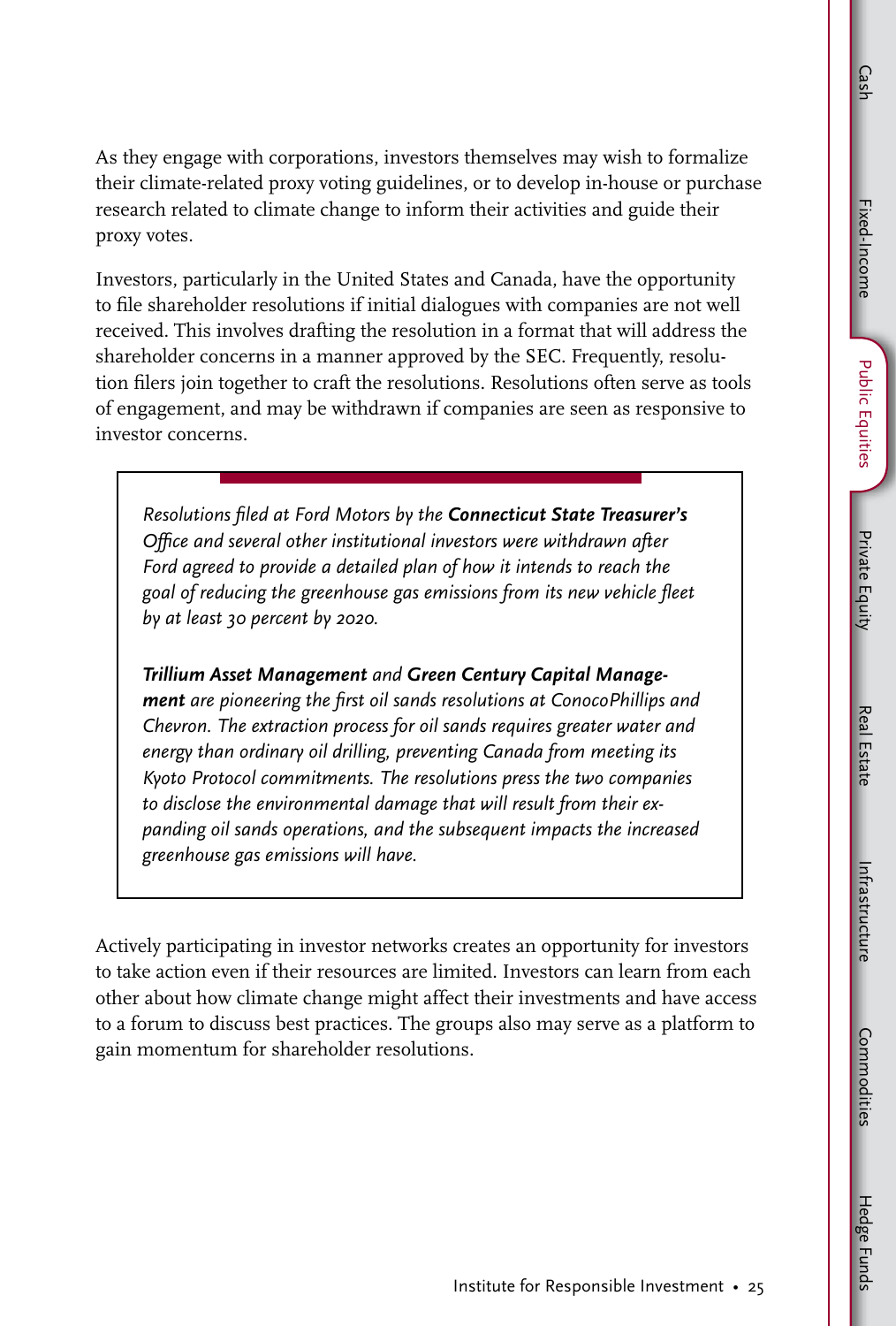As they engage with corporations, investors themselves may wish to formalize their climate-related proxy voting guidelines, or to develop in-house or purchase research related to climate change to inform their activities and guide their proxy votes.

Investors, particularly in the United States and Canada, have the opportunity to file shareholder resolutions if initial dialogues with companies are not well received. This involves drafting the resolution in a format that will address the shareholder concerns in a manner approved by the SEC. Frequently, resolution filers join together to craft the resolutions. Resolutions often serve as tools of engagement, and may be withdrawn if companies are seen as responsive to investor concerns.

> *Resolutions filed at Ford Motors by the* ***Connecticut State Treasurer's Office*** *and several other institutional investors were withdrawn after Ford agreed to provide a detailed plan of how it intends to reach the goal of reducing the greenhouse gas emissions from its new vehicle fleet by at least 30 percent by 2020.*
>
> ***Trillium Asset Management*** *and* ***Green Century Capital Management*** *are pioneering the first oil sands resolutions at ConocoPhillips and Chevron. The extraction process for oil sands requires greater water and energy than ordinary oil drilling, preventing Canada from meeting its Kyoto Protocol commitments. The resolutions press the two companies to disclose the environmental damage that will result from their expanding oil sands operations, and the subsequent impacts the increased greenhouse gas emissions will have.*

Actively participating in investor networks creates an opportunity for investors to take action even if their resources are limited. Investors can learn from each other about how climate change might affect their investments and have access to a forum to discuss best practices. The groups also may serve as a platform to gain momentum for shareholder resolutions.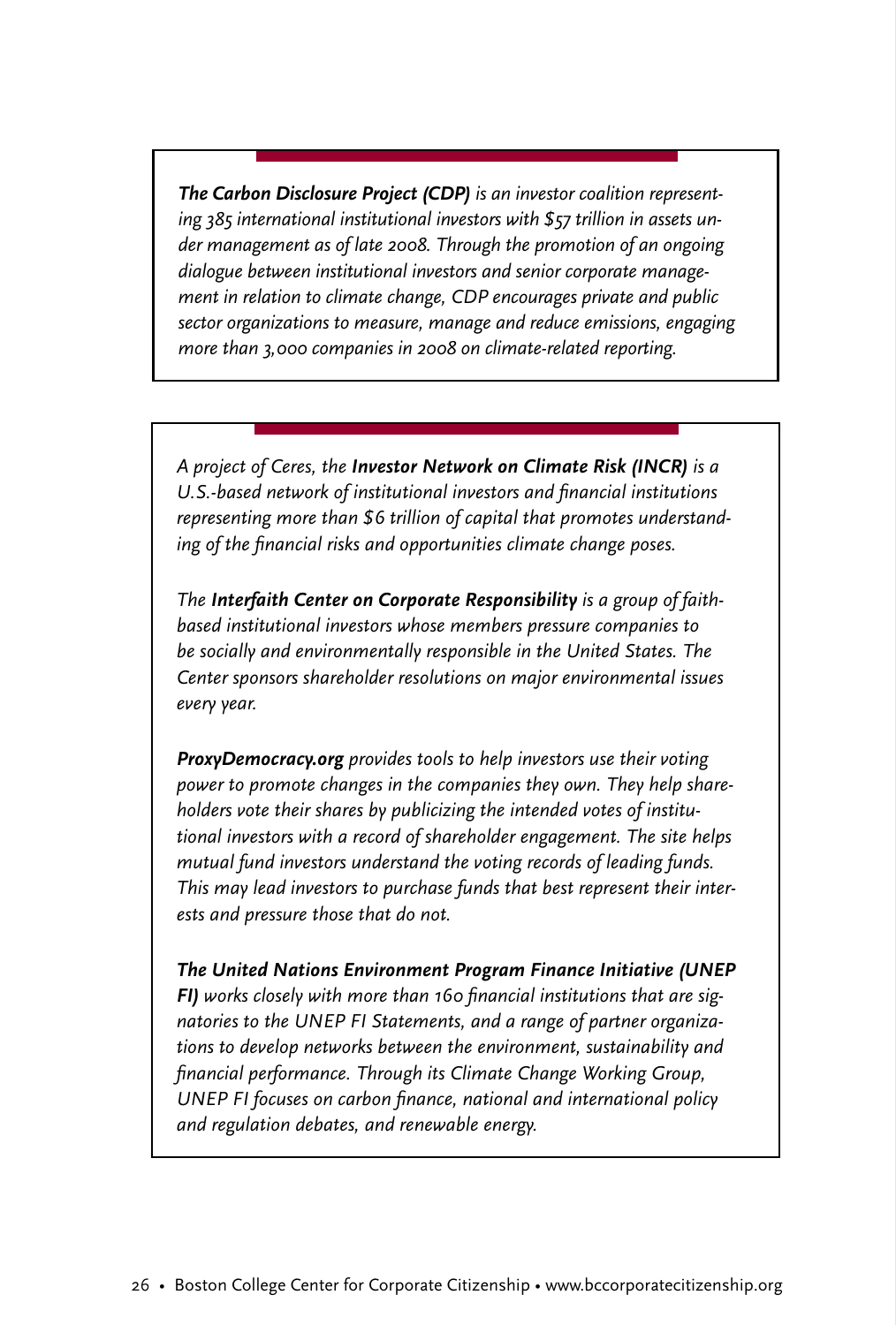***The Carbon Disclosure Project (CDP)** is an investor coalition representing 385 international institutional investors with $57 trillion in assets under management as of late 2008. Through the promotion of an ongoing dialogue between institutional investors and senior corporate management in relation to climate change, CDP encourages private and public sector organizations to measure, manage and reduce emissions, engaging more than 3,000 companies in 2008 on climate-related reporting.*

*A project of Ceres, the **Investor Network on Climate Risk (INCR)** is a U.S.-based network of institutional investors and financial institutions representing more than $6 trillion of capital that promotes understanding of the financial risks and opportunities climate change poses.*

*The **Interfaith Center on Corporate Responsibility** is a group of faith-based institutional investors whose members pressure companies to be socially and environmentally responsible in the United States. The Center sponsors shareholder resolutions on major environmental issues every year.*

***ProxyDemocracy.org** provides tools to help investors use their voting power to promote changes in the companies they own. They help shareholders vote their shares by publicizing the intended votes of institutional investors with a record of shareholder engagement. The site helps mutual fund investors understand the voting records of leading funds. This may lead investors to purchase funds that best represent their interests and pressure those that do not.*

***The United Nations Environment Program Finance Initiative (UNEP FI)** works closely with more than 160 financial institutions that are signatories to the UNEP FI Statements, and a range of partner organizations to develop networks between the environment, sustainability and financial performance. Through its Climate Change Working Group, UNEP FI focuses on carbon finance, national and international policy and regulation debates, and renewable energy.*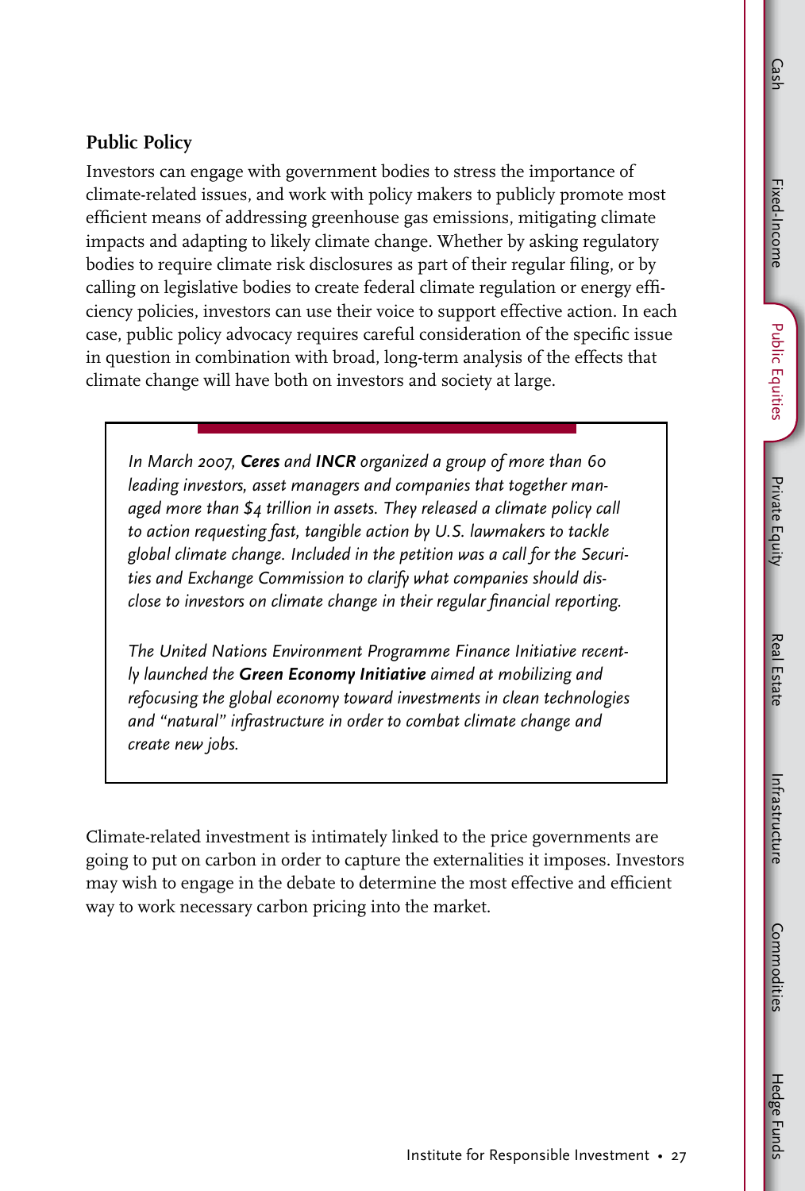## Public Policy

Investors can engage with government bodies to stress the importance of climate-related issues, and work with policy makers to publicly promote most efficient means of addressing greenhouse gas emissions, mitigating climate impacts and adapting to likely climate change. Whether by asking regulatory bodies to require climate risk disclosures as part of their regular filing, or by calling on legislative bodies to create federal climate regulation or energy efficiency policies, investors can use their voice to support effective action. In each case, public policy advocacy requires careful consideration of the specific issue in question in combination with broad, long-term analysis of the effects that climate change will have both on investors and society at large.

> *In March 2007,* ***Ceres*** *and* ***INCR*** *organized a group of more than 60 leading investors, asset managers and companies that together managed more than $4 trillion in assets. They released a climate policy call to action requesting fast, tangible action by U.S. lawmakers to tackle global climate change. Included in the petition was a call for the Securities and Exchange Commission to clarify what companies should disclose to investors on climate change in their regular financial reporting.*
>
> *The United Nations Environment Programme Finance Initiative recently launched the* ***Green Economy Initiative*** *aimed at mobilizing and refocusing the global economy toward investments in clean technologies and "natural" infrastructure in order to combat climate change and create new jobs.*

Climate-related investment is intimately linked to the price governments are going to put on carbon in order to capture the externalities it imposes. Investors may wish to engage in the debate to determine the most effective and efficient way to work necessary carbon pricing into the market.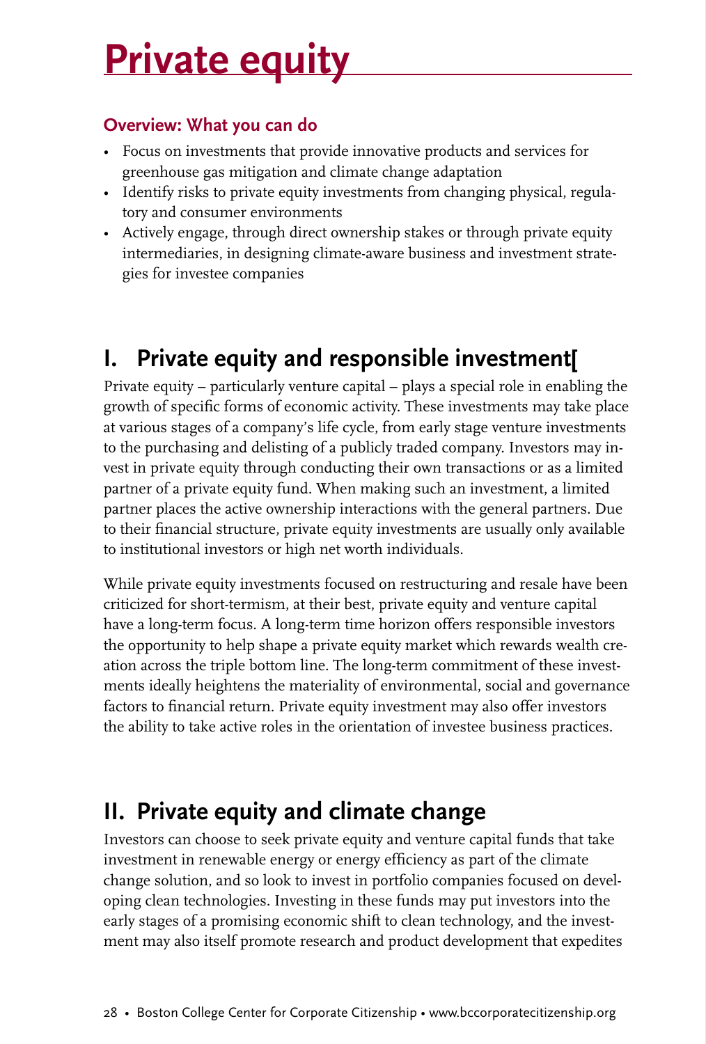# Private equity

### Overview: What you can do

- Focus on investments that provide innovative products and services for greenhouse gas mitigation and climate change adaptation
- Identify risks to private equity investments from changing physical, regulatory and consumer environments
- Actively engage, through direct ownership stakes or through private equity intermediaries, in designing climate-aware business and investment strategies for investee companies

## I. Private equity and responsible investment[

Private equity – particularly venture capital – plays a special role in enabling the growth of specific forms of economic activity. These investments may take place at various stages of a company's life cycle, from early stage venture investments to the purchasing and delisting of a publicly traded company. Investors may invest in private equity through conducting their own transactions or as a limited partner of a private equity fund. When making such an investment, a limited partner places the active ownership interactions with the general partners. Due to their financial structure, private equity investments are usually only available to institutional investors or high net worth individuals.

While private equity investments focused on restructuring and resale have been criticized for short-termism, at their best, private equity and venture capital have a long-term focus. A long-term time horizon offers responsible investors the opportunity to help shape a private equity market which rewards wealth creation across the triple bottom line. The long-term commitment of these investments ideally heightens the materiality of environmental, social and governance factors to financial return. Private equity investment may also offer investors the ability to take active roles in the orientation of investee business practices.

## II. Private equity and climate change

Investors can choose to seek private equity and venture capital funds that take investment in renewable energy or energy efficiency as part of the climate change solution, and so look to invest in portfolio companies focused on developing clean technologies. Investing in these funds may put investors into the early stages of a promising economic shift to clean technology, and the investment may also itself promote research and product development that expedites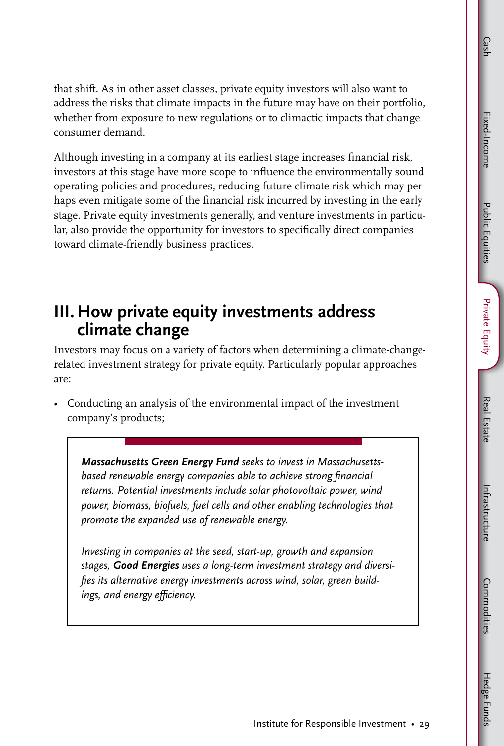that shift. As in other asset classes, private equity investors will also want to address the risks that climate impacts in the future may have on their portfolio, whether from exposure to new regulations or to climactic impacts that change consumer demand.

Although investing in a company at its earliest stage increases financial risk, investors at this stage have more scope to influence the environmentally sound operating policies and procedures, reducing future climate risk which may perhaps even mitigate some of the financial risk incurred by investing in the early stage. Private equity investments generally, and venture investments in particular, also provide the opportunity for investors to specifically direct companies toward climate-friendly business practices.

## III. How private equity investments address climate change

Investors may focus on a variety of factors when determining a climate-change-related investment strategy for private equity. Particularly popular approaches are:

- Conducting an analysis of the environmental impact of the investment company's products;

> ***Massachusetts Green Energy Fund*** *seeks to invest in Massachusetts-based renewable energy companies able to achieve strong financial returns. Potential investments include solar photovoltaic power, wind power, biomass, biofuels, fuel cells and other enabling technologies that promote the expanded use of renewable energy.*
>
> *Investing in companies at the seed, start-up, growth and expansion stages,* ***Good Energies*** *uses a long-term investment strategy and diversifies its alternative energy investments across wind, solar, green buildings, and energy efficiency.*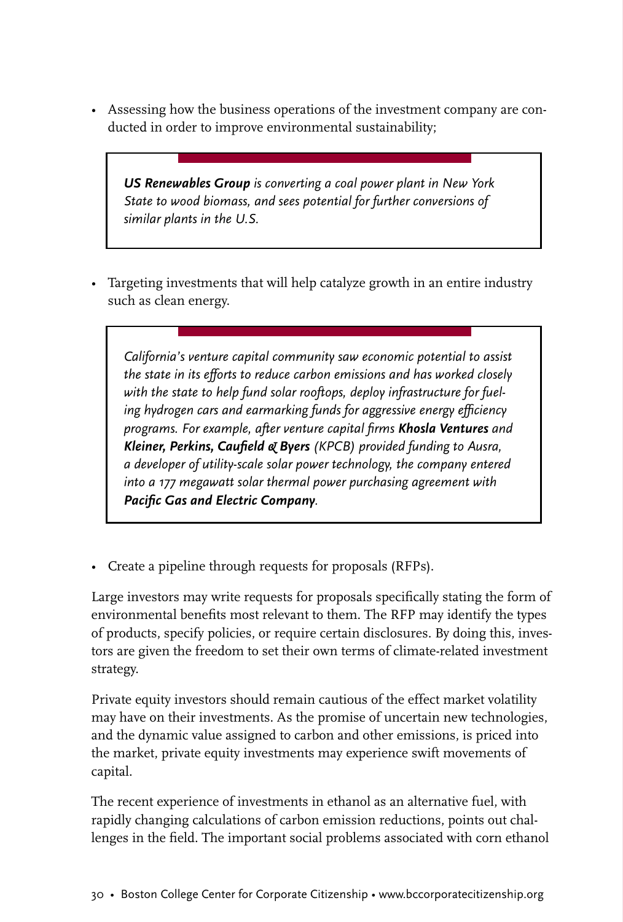- Assessing how the business operations of the investment company are conducted in order to improve environmental sustainability;

> ***US Renewables Group*** *is converting a coal power plant in New York State to wood biomass, and sees potential for further conversions of similar plants in the U.S.*

- Targeting investments that will help catalyze growth in an entire industry such as clean energy.

> *California's venture capital community saw economic potential to assist the state in its efforts to reduce carbon emissions and has worked closely with the state to help fund solar rooftops, deploy infrastructure for fueling hydrogen cars and earmarking funds for aggressive energy efficiency programs. For example, after venture capital firms* ***Khosla Ventures*** *and* ***Kleiner, Perkins, Caufield & Byers*** *(KPCB) provided funding to Ausra, a developer of utility-scale solar power technology, the company entered into a 177 megawatt solar thermal power purchasing agreement with* ***Pacific Gas and Electric Company****.*

- Create a pipeline through requests for proposals (RFPs).

Large investors may write requests for proposals specifically stating the form of environmental benefits most relevant to them. The RFP may identify the types of products, specify policies, or require certain disclosures. By doing this, investors are given the freedom to set their own terms of climate-related investment strategy.

Private equity investors should remain cautious of the effect market volatility may have on their investments. As the promise of uncertain new technologies, and the dynamic value assigned to carbon and other emissions, is priced into the market, private equity investments may experience swift movements of capital.

The recent experience of investments in ethanol as an alternative fuel, with rapidly changing calculations of carbon emission reductions, points out challenges in the field. The important social problems associated with corn ethanol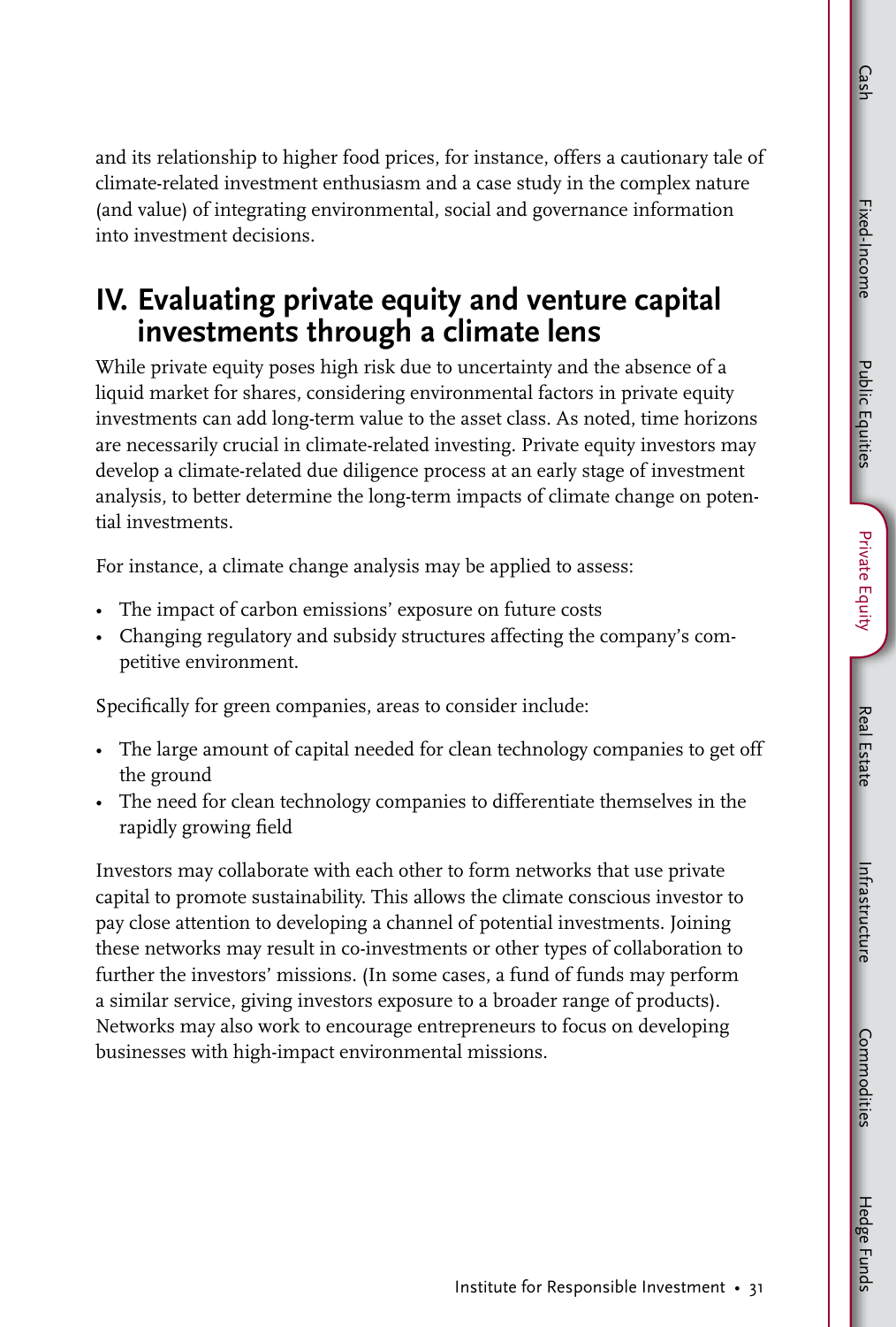and its relationship to higher food prices, for instance, offers a cautionary tale of climate-related investment enthusiasm and a case study in the complex nature (and value) of integrating environmental, social and governance information into investment decisions.

## IV. Evaluating private equity and venture capital investments through a climate lens

While private equity poses high risk due to uncertainty and the absence of a liquid market for shares, considering environmental factors in private equity investments can add long-term value to the asset class. As noted, time horizons are necessarily crucial in climate-related investing. Private equity investors may develop a climate-related due diligence process at an early stage of investment analysis, to better determine the long-term impacts of climate change on potential investments.

For instance, a climate change analysis may be applied to assess:

- The impact of carbon emissions' exposure on future costs
- Changing regulatory and subsidy structures affecting the company's competitive environment.

Specifically for green companies, areas to consider include:

- The large amount of capital needed for clean technology companies to get off the ground
- The need for clean technology companies to differentiate themselves in the rapidly growing field

Investors may collaborate with each other to form networks that use private capital to promote sustainability. This allows the climate conscious investor to pay close attention to developing a channel of potential investments. Joining these networks may result in co-investments or other types of collaboration to further the investors' missions. (In some cases, a fund of funds may perform a similar service, giving investors exposure to a broader range of products). Networks may also work to encourage entrepreneurs to focus on developing businesses with high-impact environmental missions.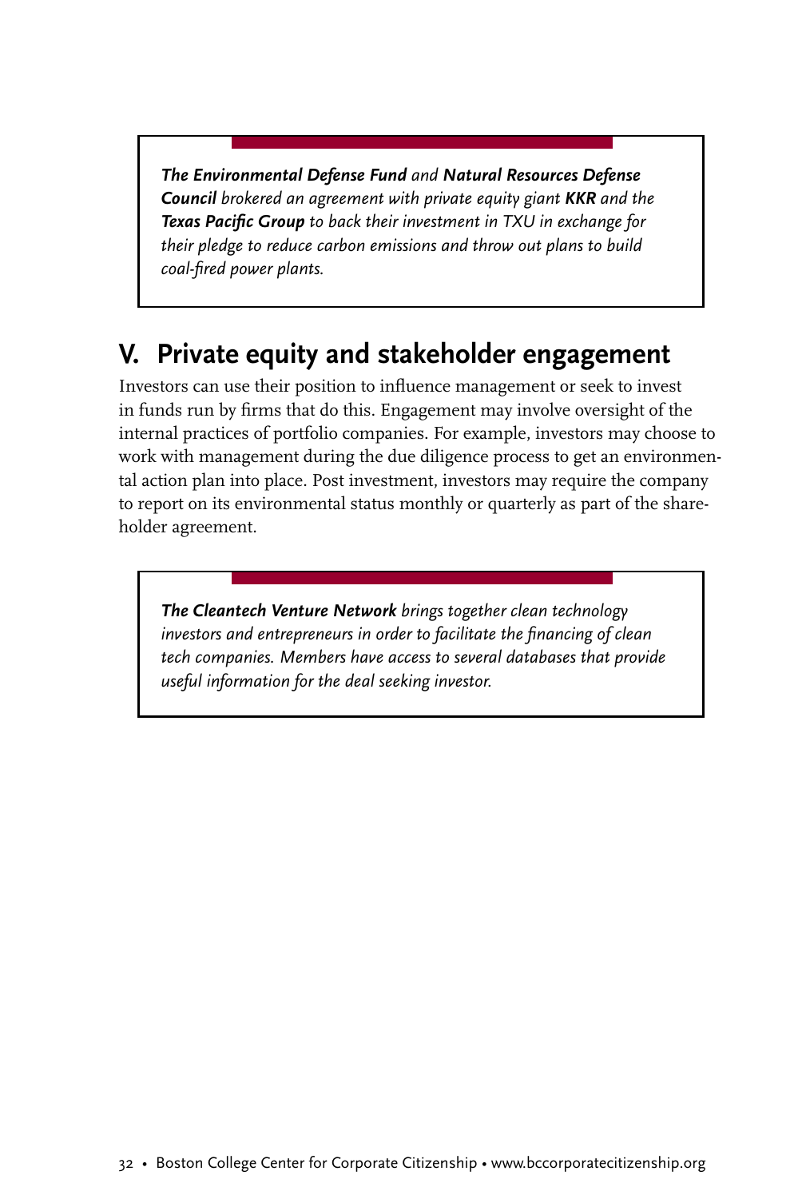> ***The Environmental Defense Fund** and **Natural Resources Defense Council** brokered an agreement with private equity giant **KKR** and the **Texas Pacific Group** to back their investment in TXU in exchange for their pledge to reduce carbon emissions and throw out plans to build coal-fired power plants.*

## V. Private equity and stakeholder engagement

Investors can use their position to influence management or seek to invest in funds run by firms that do this. Engagement may involve oversight of the internal practices of portfolio companies. For example, investors may choose to work with management during the due diligence process to get an environmental action plan into place. Post investment, investors may require the company to report on its environmental status monthly or quarterly as part of the shareholder agreement.

> ***The Cleantech Venture Network** brings together clean technology investors and entrepreneurs in order to facilitate the financing of clean tech companies. Members have access to several databases that provide useful information for the deal seeking investor.*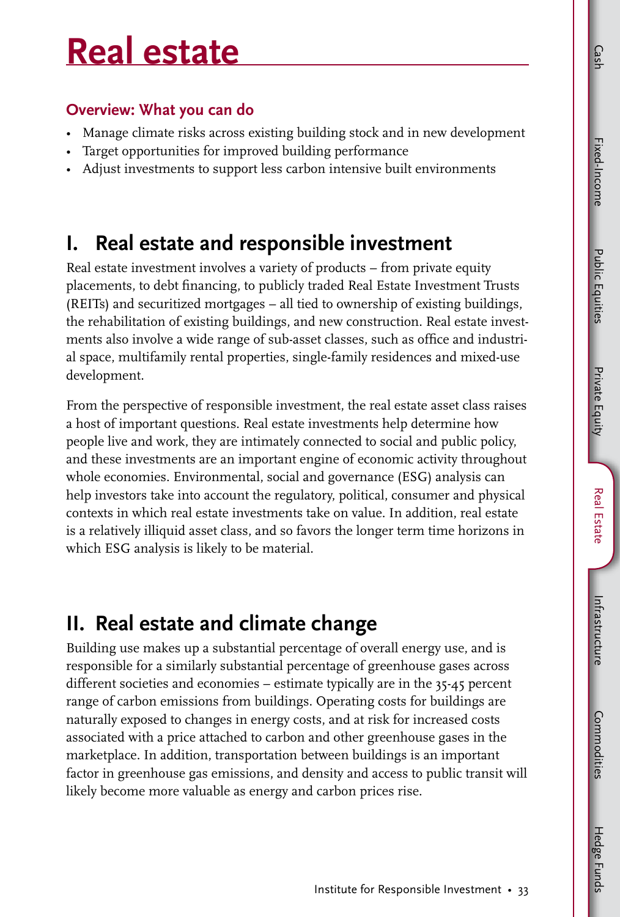# Real estate

### Overview: What you can do

- Manage climate risks across existing building stock and in new development
- Target opportunities for improved building performance
- Adjust investments to support less carbon intensive built environments

## I. Real estate and responsible investment

Real estate investment involves a variety of products – from private equity placements, to debt financing, to publicly traded Real Estate Investment Trusts (REITs) and securitized mortgages – all tied to ownership of existing buildings, the rehabilitation of existing buildings, and new construction. Real estate investments also involve a wide range of sub-asset classes, such as office and industrial space, multifamily rental properties, single-family residences and mixed-use development.

From the perspective of responsible investment, the real estate asset class raises a host of important questions. Real estate investments help determine how people live and work, they are intimately connected to social and public policy, and these investments are an important engine of economic activity throughout whole economies. Environmental, social and governance (ESG) analysis can help investors take into account the regulatory, political, consumer and physical contexts in which real estate investments take on value. In addition, real estate is a relatively illiquid asset class, and so favors the longer term time horizons in which ESG analysis is likely to be material.

## II. Real estate and climate change

Building use makes up a substantial percentage of overall energy use, and is responsible for a similarly substantial percentage of greenhouse gases across different societies and economies – estimate typically are in the 35-45 percent range of carbon emissions from buildings. Operating costs for buildings are naturally exposed to changes in energy costs, and at risk for increased costs associated with a price attached to carbon and other greenhouse gases in the marketplace. In addition, transportation between buildings is an important factor in greenhouse gas emissions, and density and access to public transit will likely become more valuable as energy and carbon prices rise.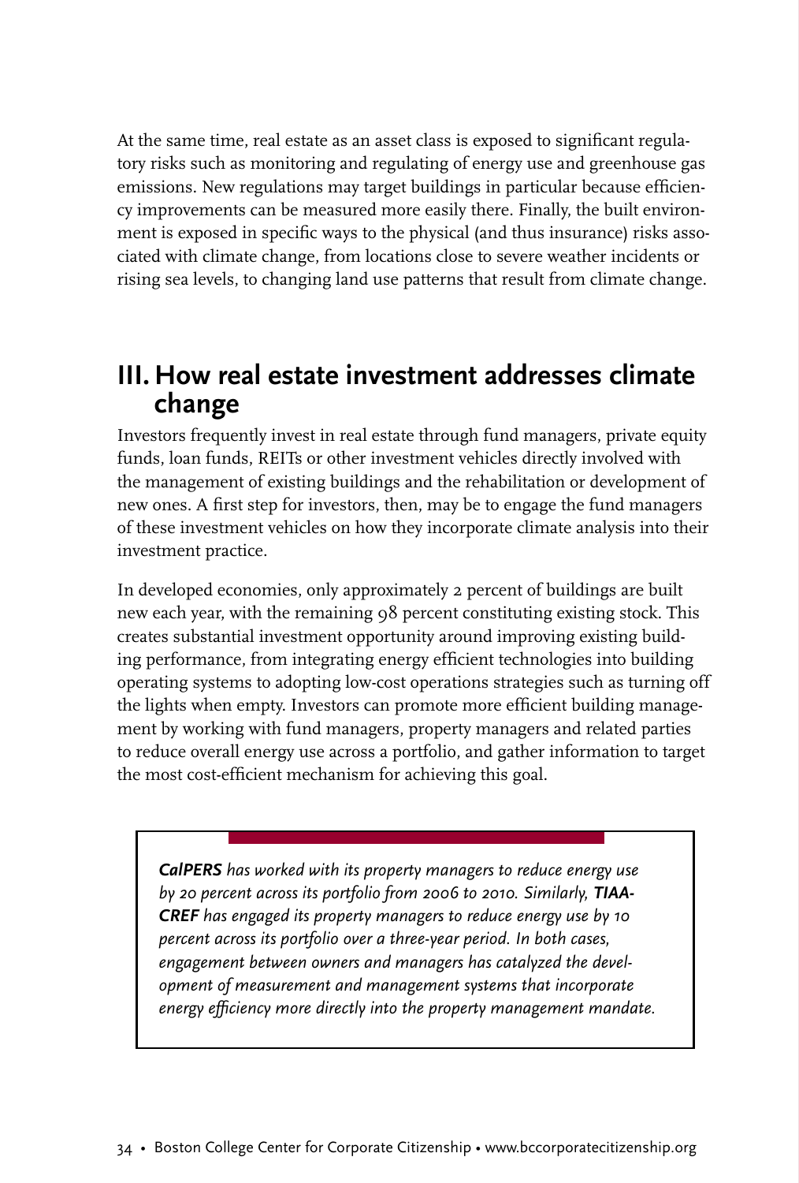At the same time, real estate as an asset class is exposed to significant regulatory risks such as monitoring and regulating of energy use and greenhouse gas emissions. New regulations may target buildings in particular because efficiency improvements can be measured more easily there. Finally, the built environment is exposed in specific ways to the physical (and thus insurance) risks associated with climate change, from locations close to severe weather incidents or rising sea levels, to changing land use patterns that result from climate change.

## III. How real estate investment addresses climate change

Investors frequently invest in real estate through fund managers, private equity funds, loan funds, REITs or other investment vehicles directly involved with the management of existing buildings and the rehabilitation or development of new ones. A first step for investors, then, may be to engage the fund managers of these investment vehicles on how they incorporate climate analysis into their investment practice.

In developed economies, only approximately 2 percent of buildings are built new each year, with the remaining 98 percent constituting existing stock. This creates substantial investment opportunity around improving existing building performance, from integrating energy efficient technologies into building operating systems to adopting low-cost operations strategies such as turning off the lights when empty. Investors can promote more efficient building management by working with fund managers, property managers and related parties to reduce overall energy use across a portfolio, and gather information to target the most cost-efficient mechanism for achieving this goal.

> ***CalPERS*** *has worked with its property managers to reduce energy use by 20 percent across its portfolio from 2006 to 2010. Similarly,* ***TIAA-CREF*** *has engaged its property managers to reduce energy use by 10 percent across its portfolio over a three-year period. In both cases, engagement between owners and managers has catalyzed the development of measurement and management systems that incorporate energy efficiency more directly into the property management mandate.*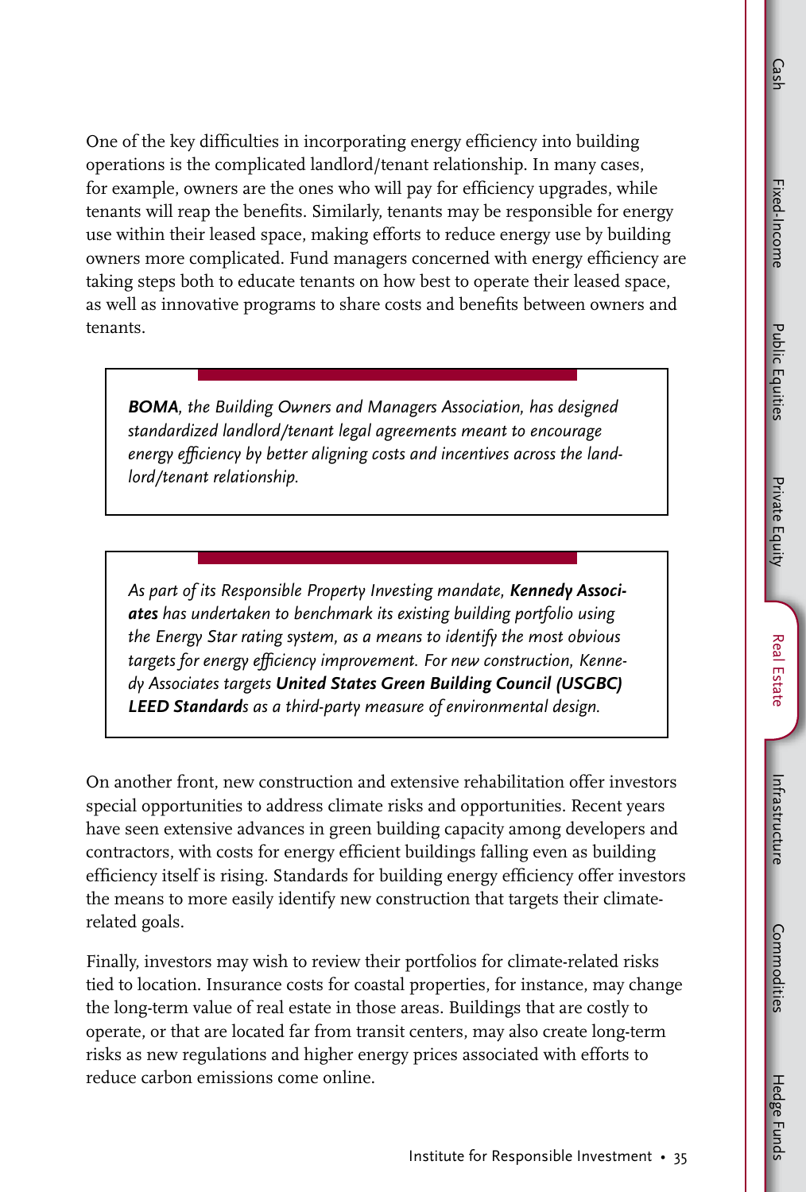One of the key difficulties in incorporating energy efficiency into building operations is the complicated landlord/tenant relationship. In many cases, for example, owners are the ones who will pay for efficiency upgrades, while tenants will reap the benefits. Similarly, tenants may be responsible for energy use within their leased space, making efforts to reduce energy use by building owners more complicated. Fund managers concerned with energy efficiency are taking steps both to educate tenants on how best to operate their leased space, as well as innovative programs to share costs and benefits between owners and tenants.

> ***BOMA**, the Building Owners and Managers Association, has designed standardized landlord/tenant legal agreements meant to encourage energy efficiency by better aligning costs and incentives across the landlord/tenant relationship.*

> *As part of its Responsible Property Investing mandate, **Kennedy Associates** has undertaken to benchmark its existing building portfolio using the Energy Star rating system, as a means to identify the most obvious targets for energy efficiency improvement. For new construction, Kennedy Associates targets **United States Green Building Council (USGBC) LEED Standard**s as a third-party measure of environmental design.*

On another front, new construction and extensive rehabilitation offer investors special opportunities to address climate risks and opportunities. Recent years have seen extensive advances in green building capacity among developers and contractors, with costs for energy efficient buildings falling even as building efficiency itself is rising. Standards for building energy efficiency offer investors the means to more easily identify new construction that targets their climate-related goals.

Finally, investors may wish to review their portfolios for climate-related risks tied to location. Insurance costs for coastal properties, for instance, may change the long-term value of real estate in those areas. Buildings that are costly to operate, or that are located far from transit centers, may also create long-term risks as new regulations and higher energy prices associated with efforts to reduce carbon emissions come online.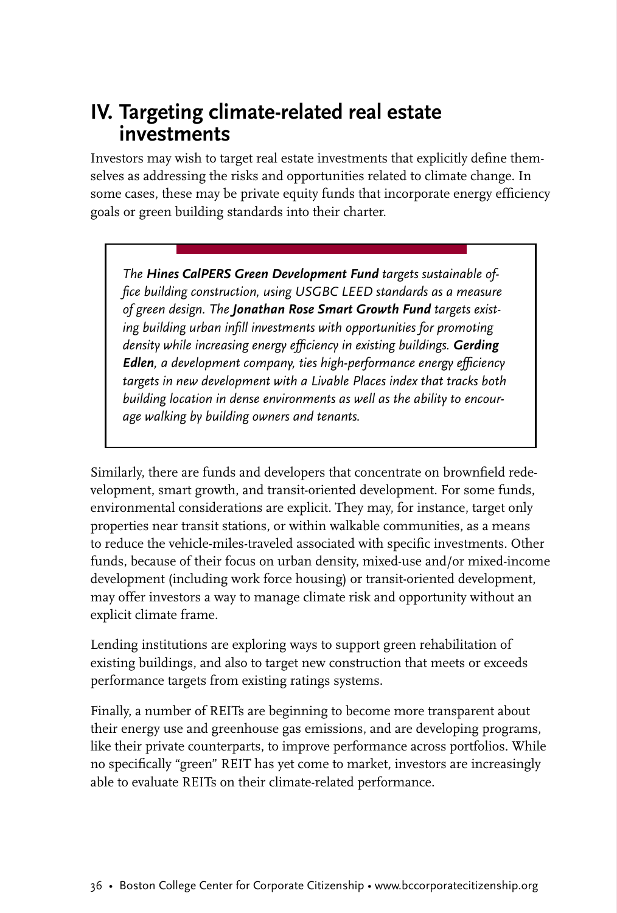## IV. Targeting climate-related real estate investments

Investors may wish to target real estate investments that explicitly define themselves as addressing the risks and opportunities related to climate change. In some cases, these may be private equity funds that incorporate energy efficiency goals or green building standards into their charter.

> *The **Hines CalPERS Green Development Fund** targets sustainable office building construction, using USGBC LEED standards as a measure of green design. The **Jonathan Rose Smart Growth Fund** targets existing building urban infill investments with opportunities for promoting density while increasing energy efficiency in existing buildings. **Gerding Edlen**, a development company, ties high-performance energy efficiency targets in new development with a Livable Places index that tracks both building location in dense environments as well as the ability to encourage walking by building owners and tenants.*

Similarly, there are funds and developers that concentrate on brownfield redevelopment, smart growth, and transit-oriented development. For some funds, environmental considerations are explicit. They may, for instance, target only properties near transit stations, or within walkable communities, as a means to reduce the vehicle-miles-traveled associated with specific investments. Other funds, because of their focus on urban density, mixed-use and/or mixed-income development (including work force housing) or transit-oriented development, may offer investors a way to manage climate risk and opportunity without an explicit climate frame.

Lending institutions are exploring ways to support green rehabilitation of existing buildings, and also to target new construction that meets or exceeds performance targets from existing ratings systems.

Finally, a number of REITs are beginning to become more transparent about their energy use and greenhouse gas emissions, and are developing programs, like their private counterparts, to improve performance across portfolios. While no specifically "green" REIT has yet come to market, investors are increasingly able to evaluate REITs on their climate-related performance.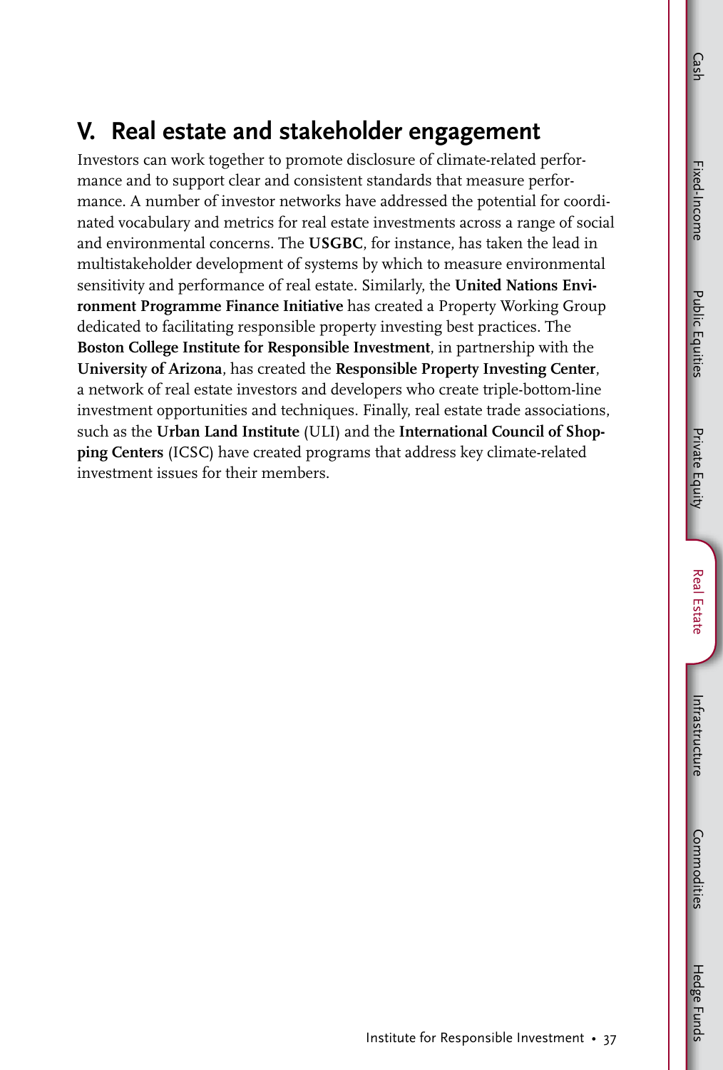## V. Real estate and stakeholder engagement

Investors can work together to promote disclosure of climate-related performance and to support clear and consistent standards that measure performance. A number of investor networks have addressed the potential for coordinated vocabulary and metrics for real estate investments across a range of social and environmental concerns. The **USGBC**, for instance, has taken the lead in multistakeholder development of systems by which to measure environmental sensitivity and performance of real estate. Similarly, the **United Nations Environment Programme Finance Initiative** has created a Property Working Group dedicated to facilitating responsible property investing best practices. The **Boston College Institute for Responsible Investment**, in partnership with the **University of Arizona**, has created the **Responsible Property Investing Center**, a network of real estate investors and developers who create triple-bottom-line investment opportunities and techniques. Finally, real estate trade associations, such as the **Urban Land Institute** (ULI) and the **International Council of Shopping Centers** (ICSC) have created programs that address key climate-related investment issues for their members.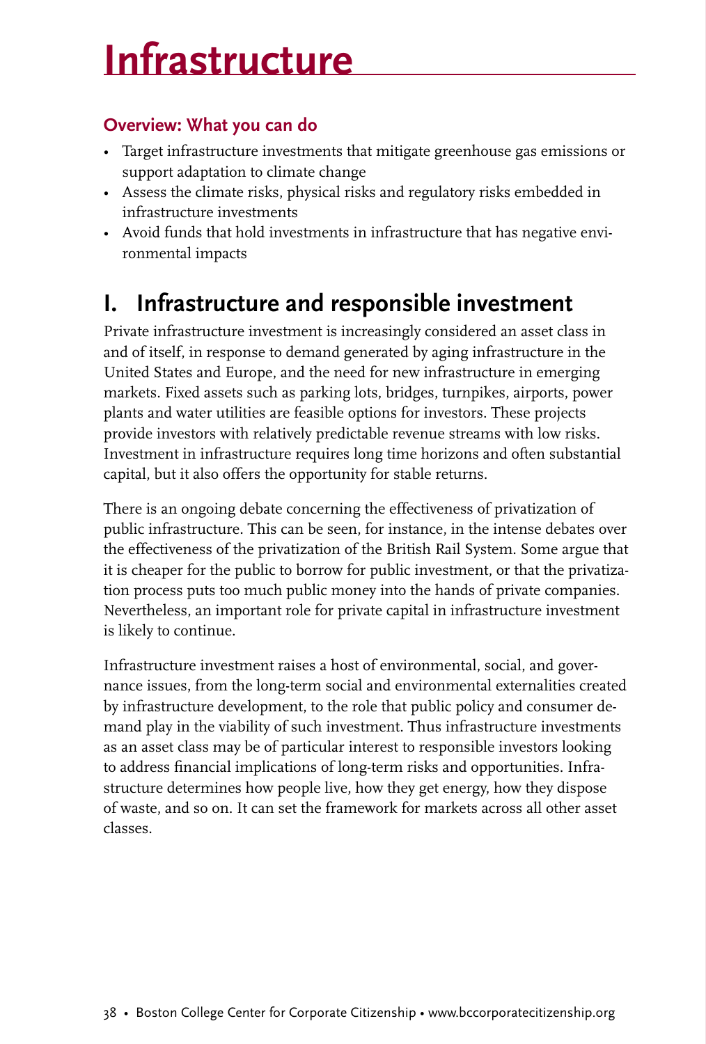# Infrastructure

### Overview: What you can do

- Target infrastructure investments that mitigate greenhouse gas emissions or support adaptation to climate change
- Assess the climate risks, physical risks and regulatory risks embedded in infrastructure investments
- Avoid funds that hold investments in infrastructure that has negative environmental impacts

## I. Infrastructure and responsible investment

Private infrastructure investment is increasingly considered an asset class in and of itself, in response to demand generated by aging infrastructure in the United States and Europe, and the need for new infrastructure in emerging markets. Fixed assets such as parking lots, bridges, turnpikes, airports, power plants and water utilities are feasible options for investors. These projects provide investors with relatively predictable revenue streams with low risks. Investment in infrastructure requires long time horizons and often substantial capital, but it also offers the opportunity for stable returns.

There is an ongoing debate concerning the effectiveness of privatization of public infrastructure. This can be seen, for instance, in the intense debates over the effectiveness of the privatization of the British Rail System. Some argue that it is cheaper for the public to borrow for public investment, or that the privatization process puts too much public money into the hands of private companies. Nevertheless, an important role for private capital in infrastructure investment is likely to continue.

Infrastructure investment raises a host of environmental, social, and governance issues, from the long-term social and environmental externalities created by infrastructure development, to the role that public policy and consumer demand play in the viability of such investment. Thus infrastructure investments as an asset class may be of particular interest to responsible investors looking to address financial implications of long-term risks and opportunities. Infrastructure determines how people live, how they get energy, how they dispose of waste, and so on. It can set the framework for markets across all other asset classes.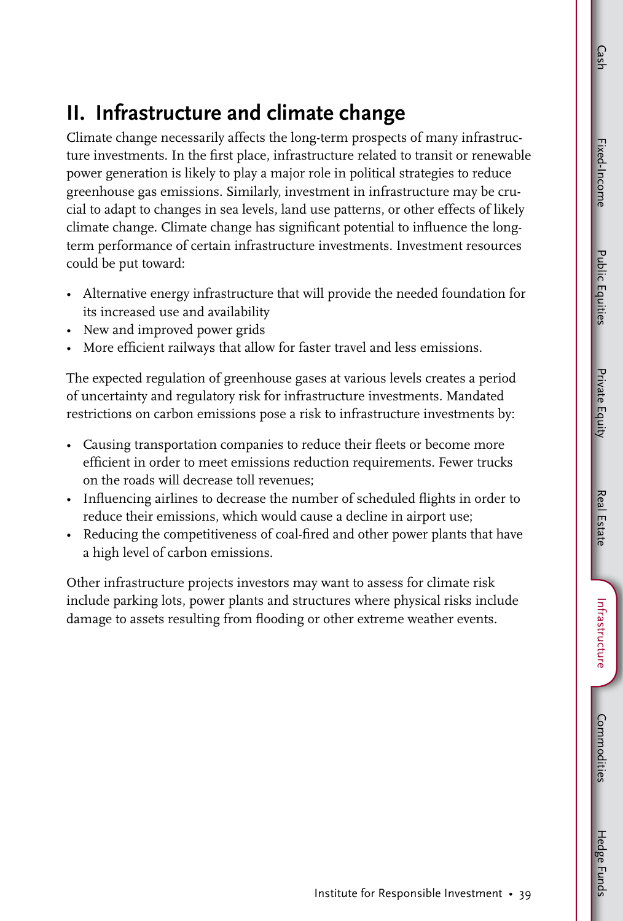## II. Infrastructure and climate change

Climate change necessarily affects the long-term prospects of many infrastructure investments. In the first place, infrastructure related to transit or renewable power generation is likely to play a major role in political strategies to reduce greenhouse gas emissions. Similarly, investment in infrastructure may be crucial to adapt to changes in sea levels, land use patterns, or other effects of likely climate change. Climate change has significant potential to influence the long-term performance of certain infrastructure investments. Investment resources could be put toward:

- Alternative energy infrastructure that will provide the needed foundation for its increased use and availability
- New and improved power grids
- More efficient railways that allow for faster travel and less emissions.

The expected regulation of greenhouse gases at various levels creates a period of uncertainty and regulatory risk for infrastructure investments. Mandated restrictions on carbon emissions pose a risk to infrastructure investments by:

- Causing transportation companies to reduce their fleets or become more efficient in order to meet emissions reduction requirements. Fewer trucks on the roads will decrease toll revenues;
- Influencing airlines to decrease the number of scheduled flights in order to reduce their emissions, which would cause a decline in airport use;
- Reducing the competitiveness of coal-fired and other power plants that have a high level of carbon emissions.

Other infrastructure projects investors may want to assess for climate risk include parking lots, power plants and structures where physical risks include damage to assets resulting from flooding or other extreme weather events.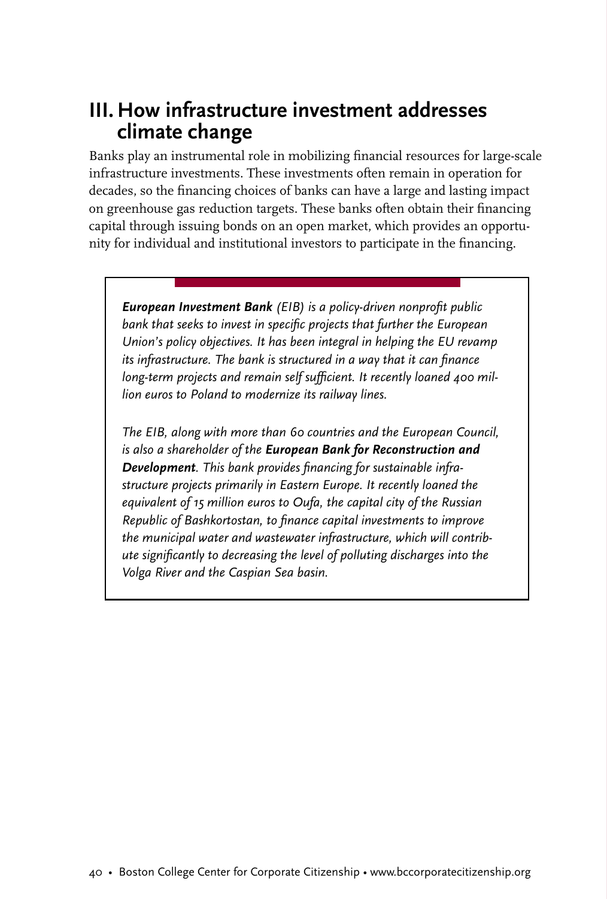## III. How infrastructure investment addresses climate change

Banks play an instrumental role in mobilizing financial resources for large-scale infrastructure investments. These investments often remain in operation for decades, so the financing choices of banks can have a large and lasting impact on greenhouse gas reduction targets. These banks often obtain their financing capital through issuing bonds on an open market, which provides an opportunity for individual and institutional investors to participate in the financing.

> ***European Investment Bank*** *(EIB) is a policy-driven nonprofit public bank that seeks to invest in specific projects that further the European Union's policy objectives. It has been integral in helping the EU revamp its infrastructure. The bank is structured in a way that it can finance long-term projects and remain self sufficient. It recently loaned 400 million euros to Poland to modernize its railway lines.*
>
> *The EIB, along with more than 60 countries and the European Council, is also a shareholder of the* ***European Bank for Reconstruction and Development****. This bank provides financing for sustainable infrastructure projects primarily in Eastern Europe. It recently loaned the equivalent of 15 million euros to Oufa, the capital city of the Russian Republic of Bashkortostan, to finance capital investments to improve the municipal water and wastewater infrastructure, which will contribute significantly to decreasing the level of polluting discharges into the Volga River and the Caspian Sea basin.*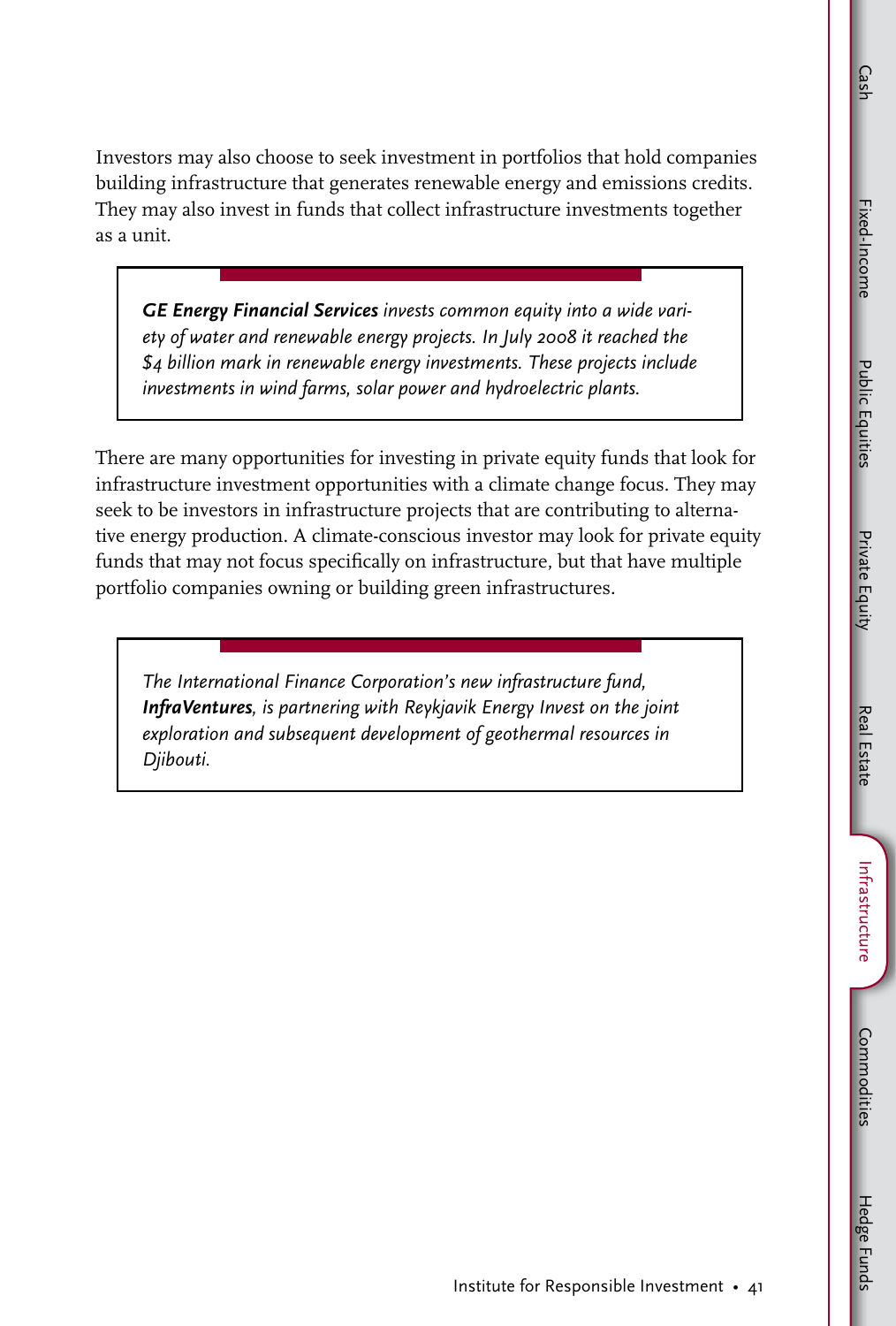Investors may also choose to seek investment in portfolios that hold companies building infrastructure that generates renewable energy and emissions credits. They may also invest in funds that collect infrastructure investments together as a unit.

> ***GE Energy Financial Services*** *invests common equity into a wide variety of water and renewable energy projects. In July 2008 it reached the $4 billion mark in renewable energy investments. These projects include investments in wind farms, solar power and hydroelectric plants.*

There are many opportunities for investing in private equity funds that look for infrastructure investment opportunities with a climate change focus. They may seek to be investors in infrastructure projects that are contributing to alternative energy production. A climate-conscious investor may look for private equity funds that may not focus specifically on infrastructure, but that have multiple portfolio companies owning or building green infrastructures.

> *The International Finance Corporation's new infrastructure fund,* ***InfraVentures****, is partnering with Reykjavik Energy Invest on the joint exploration and subsequent development of geothermal resources in Djibouti.*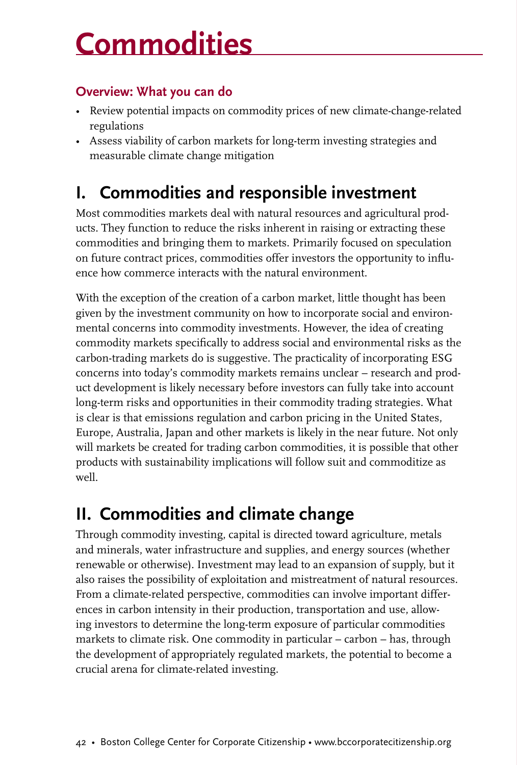# Commodities

### Overview: What you can do

- Review potential impacts on commodity prices of new climate-change-related regulations
- Assess viability of carbon markets for long-term investing strategies and measurable climate change mitigation

## I. Commodities and responsible investment

Most commodities markets deal with natural resources and agricultural products. They function to reduce the risks inherent in raising or extracting these commodities and bringing them to markets. Primarily focused on speculation on future contract prices, commodities offer investors the opportunity to influence how commerce interacts with the natural environment.

With the exception of the creation of a carbon market, little thought has been given by the investment community on how to incorporate social and environmental concerns into commodity investments. However, the idea of creating commodity markets specifically to address social and environmental risks as the carbon-trading markets do is suggestive. The practicality of incorporating ESG concerns into today's commodity markets remains unclear – research and product development is likely necessary before investors can fully take into account long-term risks and opportunities in their commodity trading strategies. What is clear is that emissions regulation and carbon pricing in the United States, Europe, Australia, Japan and other markets is likely in the near future. Not only will markets be created for trading carbon commodities, it is possible that other products with sustainability implications will follow suit and commoditize as well.

## II. Commodities and climate change

Through commodity investing, capital is directed toward agriculture, metals and minerals, water infrastructure and supplies, and energy sources (whether renewable or otherwise). Investment may lead to an expansion of supply, but it also raises the possibility of exploitation and mistreatment of natural resources. From a climate-related perspective, commodities can involve important differences in carbon intensity in their production, transportation and use, allowing investors to determine the long-term exposure of particular commodities markets to climate risk. One commodity in particular – carbon – has, through the development of appropriately regulated markets, the potential to become a crucial arena for climate-related investing.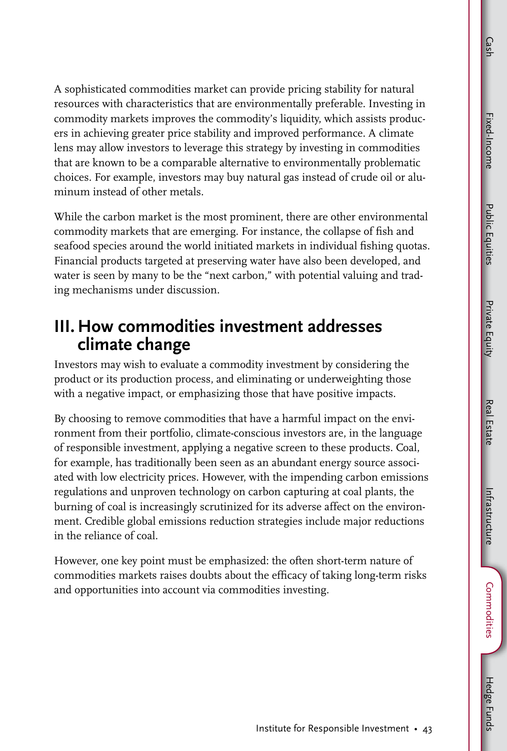A sophisticated commodities market can provide pricing stability for natural resources with characteristics that are environmentally preferable. Investing in commodity markets improves the commodity's liquidity, which assists producers in achieving greater price stability and improved performance. A climate lens may allow investors to leverage this strategy by investing in commodities that are known to be a comparable alternative to environmentally problematic choices. For example, investors may buy natural gas instead of crude oil or aluminum instead of other metals.

While the carbon market is the most prominent, there are other environmental commodity markets that are emerging. For instance, the collapse of fish and seafood species around the world initiated markets in individual fishing quotas. Financial products targeted at preserving water have also been developed, and water is seen by many to be the "next carbon," with potential valuing and trading mechanisms under discussion.

## III. How commodities investment addresses climate change

Investors may wish to evaluate a commodity investment by considering the product or its production process, and eliminating or underweighting those with a negative impact, or emphasizing those that have positive impacts.

By choosing to remove commodities that have a harmful impact on the environment from their portfolio, climate-conscious investors are, in the language of responsible investment, applying a negative screen to these products. Coal, for example, has traditionally been seen as an abundant energy source associated with low electricity prices. However, with the impending carbon emissions regulations and unproven technology on carbon capturing at coal plants, the burning of coal is increasingly scrutinized for its adverse affect on the environment. Credible global emissions reduction strategies include major reductions in the reliance of coal.

However, one key point must be emphasized: the often short-term nature of commodities markets raises doubts about the efficacy of taking long-term risks and opportunities into account via commodities investing.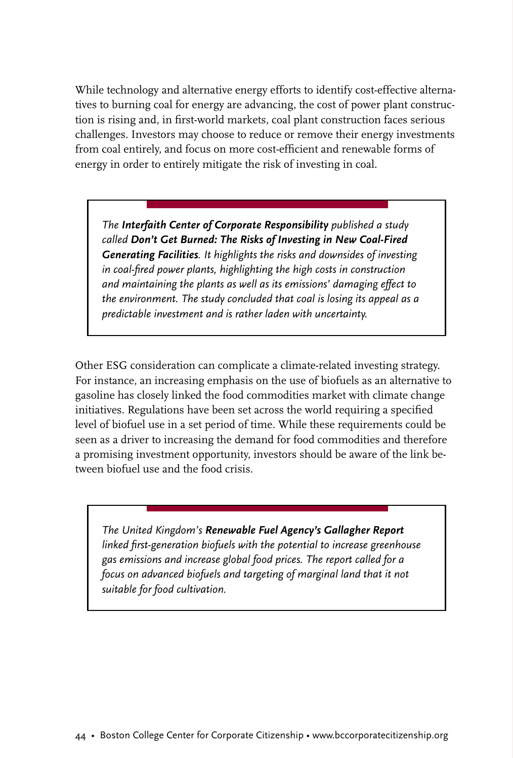While technology and alternative energy efforts to identify cost-effective alternatives to burning coal for energy are advancing, the cost of power plant construction is rising and, in first-world markets, coal plant construction faces serious challenges. Investors may choose to reduce or remove their energy investments from coal entirely, and focus on more cost-efficient and renewable forms of energy in order to entirely mitigate the risk of investing in coal.

> *The **Interfaith Center of Corporate Responsibility** published a study called **Don't Get Burned: The Risks of Investing in New Coal-Fired Generating Facilities**. It highlights the risks and downsides of investing in coal-fired power plants, highlighting the high costs in construction and maintaining the plants as well as its emissions' damaging effect to the environment. The study concluded that coal is losing its appeal as a predictable investment and is rather laden with uncertainty.*

Other ESG consideration can complicate a climate-related investing strategy. For instance, an increasing emphasis on the use of biofuels as an alternative to gasoline has closely linked the food commodities market with climate change initiatives. Regulations have been set across the world requiring a specified level of biofuel use in a set period of time. While these requirements could be seen as a driver to increasing the demand for food commodities and therefore a promising investment opportunity, investors should be aware of the link between biofuel use and the food crisis.

> *The United Kingdom's **Renewable Fuel Agency's Gallagher Report** linked first-generation biofuels with the potential to increase greenhouse gas emissions and increase global food prices. The report called for a focus on advanced biofuels and targeting of marginal land that it not suitable for food cultivation.*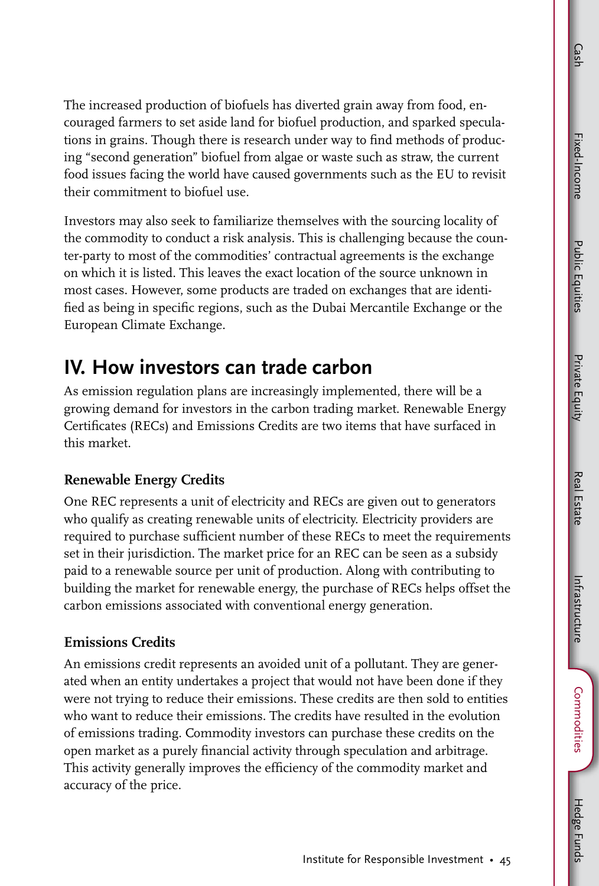The increased production of biofuels has diverted grain away from food, encouraged farmers to set aside land for biofuel production, and sparked speculations in grains. Though there is research under way to find methods of producing "second generation" biofuel from algae or waste such as straw, the current food issues facing the world have caused governments such as the EU to revisit their commitment to biofuel use.

Investors may also seek to familiarize themselves with the sourcing locality of the commodity to conduct a risk analysis. This is challenging because the counter-party to most of the commodities' contractual agreements is the exchange on which it is listed. This leaves the exact location of the source unknown in most cases. However, some products are traded on exchanges that are identified as being in specific regions, such as the Dubai Mercantile Exchange or the European Climate Exchange.

## IV. How investors can trade carbon

As emission regulation plans are increasingly implemented, there will be a growing demand for investors in the carbon trading market. Renewable Energy Certificates (RECs) and Emissions Credits are two items that have surfaced in this market.

### Renewable Energy Credits

One REC represents a unit of electricity and RECs are given out to generators who qualify as creating renewable units of electricity. Electricity providers are required to purchase sufficient number of these RECs to meet the requirements set in their jurisdiction. The market price for an REC can be seen as a subsidy paid to a renewable source per unit of production. Along with contributing to building the market for renewable energy, the purchase of RECs helps offset the carbon emissions associated with conventional energy generation.

### Emissions Credits

An emissions credit represents an avoided unit of a pollutant. They are generated when an entity undertakes a project that would not have been done if they were not trying to reduce their emissions. These credits are then sold to entities who want to reduce their emissions. The credits have resulted in the evolution of emissions trading. Commodity investors can purchase these credits on the open market as a purely financial activity through speculation and arbitrage. This activity generally improves the efficiency of the commodity market and accuracy of the price.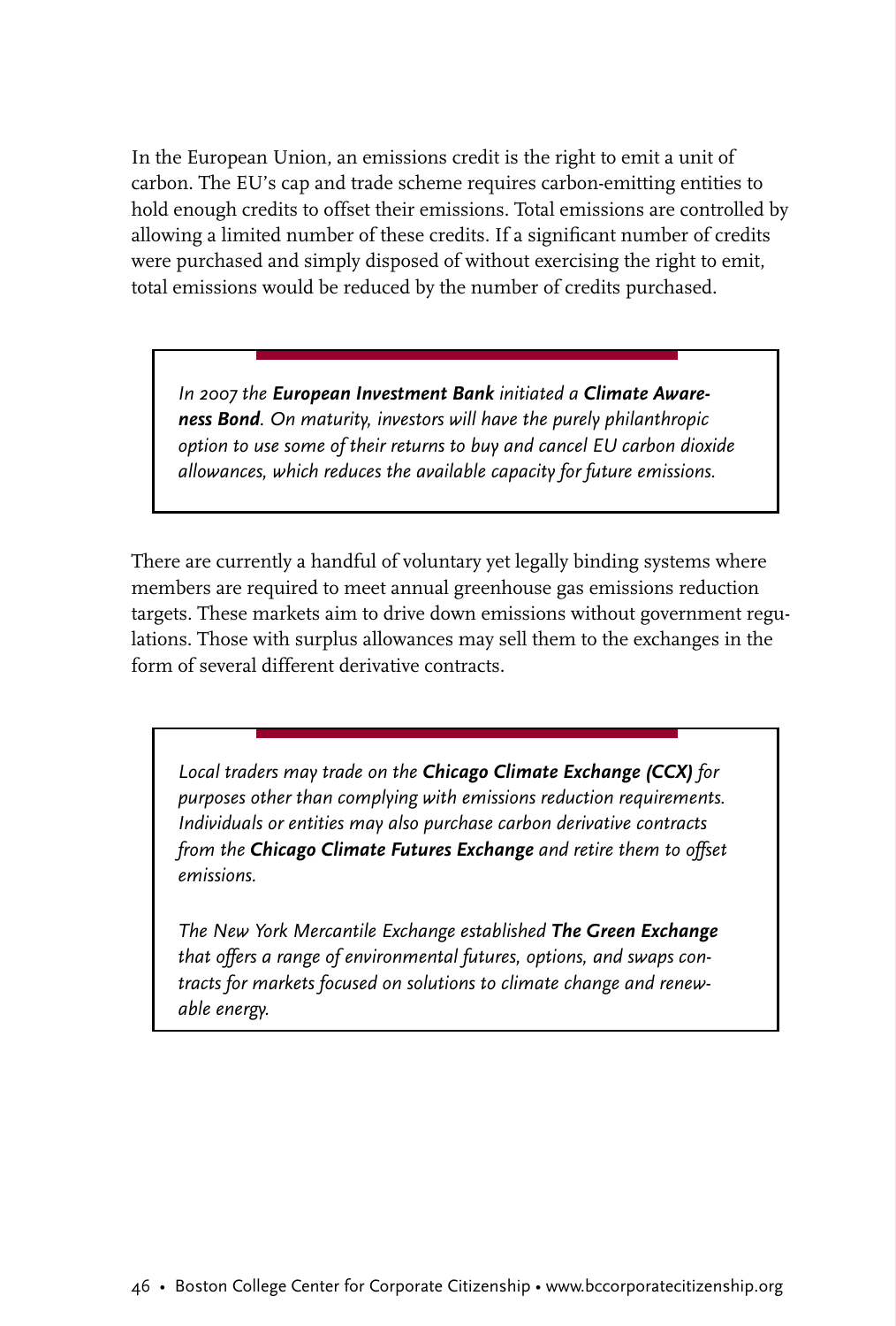In the European Union, an emissions credit is the right to emit a unit of carbon. The EU's cap and trade scheme requires carbon-emitting entities to hold enough credits to offset their emissions. Total emissions are controlled by allowing a limited number of these credits. If a significant number of credits were purchased and simply disposed of without exercising the right to emit, total emissions would be reduced by the number of credits purchased.

> *In 2007 the **European Investment Bank** initiated a **Climate Awareness Bond**. On maturity, investors will have the purely philanthropic option to use some of their returns to buy and cancel EU carbon dioxide allowances, which reduces the available capacity for future emissions.*

There are currently a handful of voluntary yet legally binding systems where members are required to meet annual greenhouse gas emissions reduction targets. These markets aim to drive down emissions without government regulations. Those with surplus allowances may sell them to the exchanges in the form of several different derivative contracts.

> *Local traders may trade on the **Chicago Climate Exchange (CCX)** for purposes other than complying with emissions reduction requirements. Individuals or entities may also purchase carbon derivative contracts from the **Chicago Climate Futures Exchange** and retire them to offset emissions.*
>
> *The New York Mercantile Exchange established **The Green Exchange** that offers a range of environmental futures, options, and swaps contracts for markets focused on solutions to climate change and renewable energy.*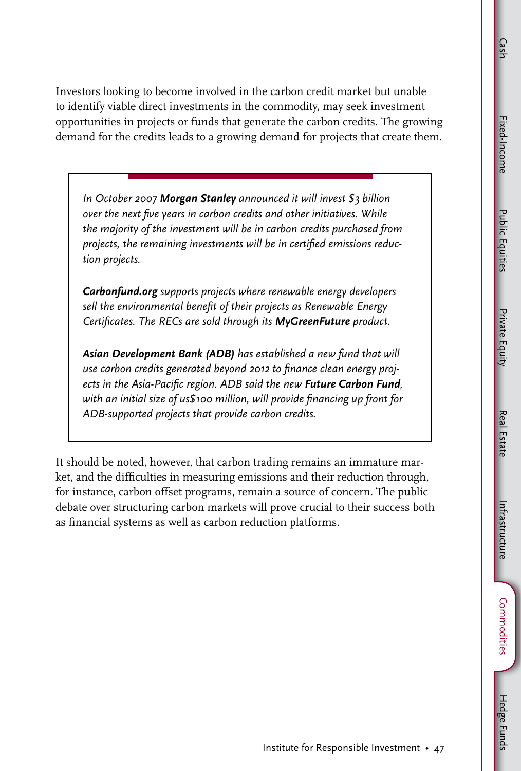Investors looking to become involved in the carbon credit market but unable to identify viable direct investments in the commodity, may seek investment opportunities in projects or funds that generate the carbon credits. The growing demand for the credits leads to a growing demand for projects that create them.

> *In October 2007 **Morgan Stanley** announced it will invest $3 billion over the next five years in carbon credits and other initiatives. While the majority of the investment will be in carbon credits purchased from projects, the remaining investments will be in certified emissions reduction projects.*
>
> ***Carbonfund.org** supports projects where renewable energy developers sell the environmental benefit of their projects as Renewable Energy Certificates. The RECs are sold through its **MyGreenFuture** product.*
>
> ***Asian Development Bank (ADB)** has established a new fund that will use carbon credits generated beyond 2012 to finance clean energy projects in the Asia-Pacific region. ADB said the new **Future Carbon Fund**, with an initial size of us$100 million, will provide financing up front for ADB-supported projects that provide carbon credits.*

It should be noted, however, that carbon trading remains an immature market, and the difficulties in measuring emissions and their reduction through, for instance, carbon offset programs, remain a source of concern. The public debate over structuring carbon markets will prove crucial to their success both as financial systems as well as carbon reduction platforms.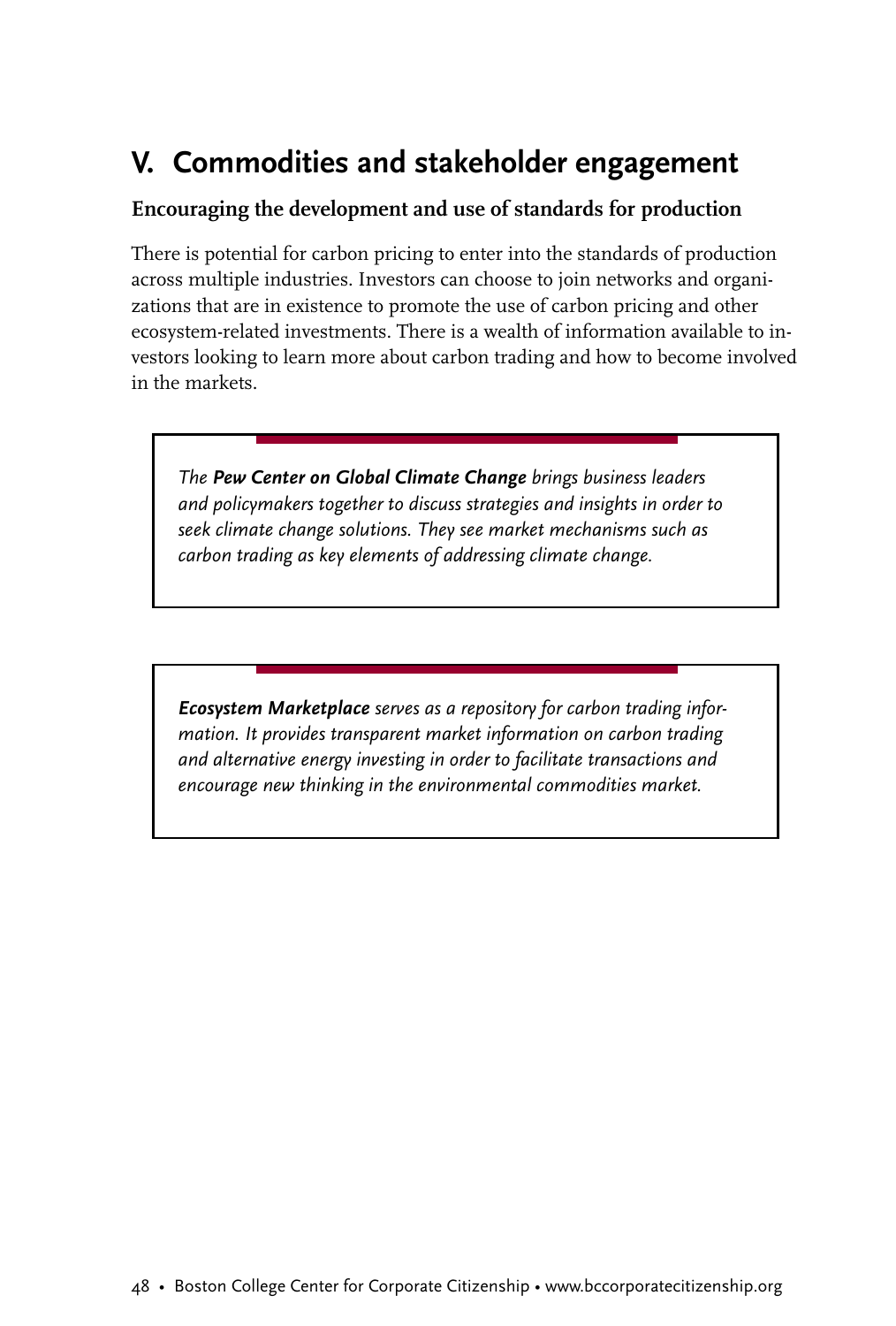## V. Commodities and stakeholder engagement

### Encouraging the development and use of standards for production

There is potential for carbon pricing to enter into the standards of production across multiple industries. Investors can choose to join networks and organizations that are in existence to promote the use of carbon pricing and other ecosystem-related investments. There is a wealth of information available to investors looking to learn more about carbon trading and how to become involved in the markets.

> *The **Pew Center on Global Climate Change** brings business leaders and policymakers together to discuss strategies and insights in order to seek climate change solutions. They see market mechanisms such as carbon trading as key elements of addressing climate change.*

> ***Ecosystem Marketplace** serves as a repository for carbon trading information. It provides transparent market information on carbon trading and alternative energy investing in order to facilitate transactions and encourage new thinking in the environmental commodities market.*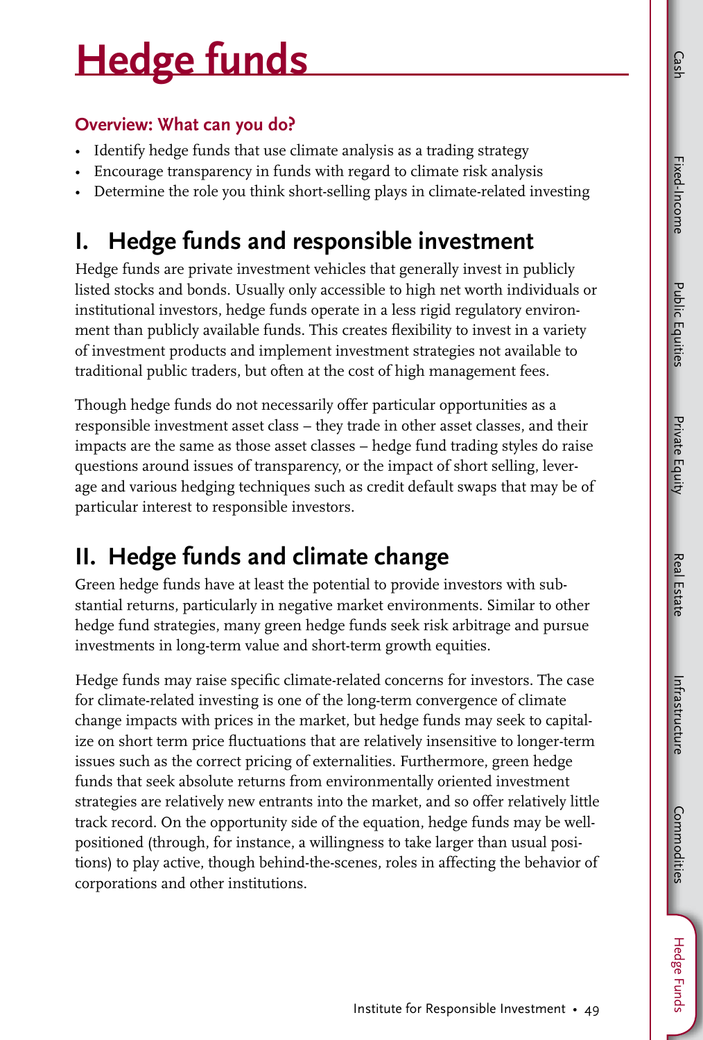# Hedge funds

### Overview: What can you do?

- Identify hedge funds that use climate analysis as a trading strategy
- Encourage transparency in funds with regard to climate risk analysis
- Determine the role you think short-selling plays in climate-related investing

## I. Hedge funds and responsible investment

Hedge funds are private investment vehicles that generally invest in publicly listed stocks and bonds. Usually only accessible to high net worth individuals or institutional investors, hedge funds operate in a less rigid regulatory environment than publicly available funds. This creates flexibility to invest in a variety of investment products and implement investment strategies not available to traditional public traders, but often at the cost of high management fees.

Though hedge funds do not necessarily offer particular opportunities as a responsible investment asset class – they trade in other asset classes, and their impacts are the same as those asset classes – hedge fund trading styles do raise questions around issues of transparency, or the impact of short selling, leverage and various hedging techniques such as credit default swaps that may be of particular interest to responsible investors.

## II. Hedge funds and climate change

Green hedge funds have at least the potential to provide investors with substantial returns, particularly in negative market environments. Similar to other hedge fund strategies, many green hedge funds seek risk arbitrage and pursue investments in long-term value and short-term growth equities.

Hedge funds may raise specific climate-related concerns for investors. The case for climate-related investing is one of the long-term convergence of climate change impacts with prices in the market, but hedge funds may seek to capitalize on short term price fluctuations that are relatively insensitive to longer-term issues such as the correct pricing of externalities. Furthermore, green hedge funds that seek absolute returns from environmentally oriented investment strategies are relatively new entrants into the market, and so offer relatively little track record. On the opportunity side of the equation, hedge funds may be well-positioned (through, for instance, a willingness to take larger than usual positions) to play active, though behind-the-scenes, roles in affecting the behavior of corporations and other institutions.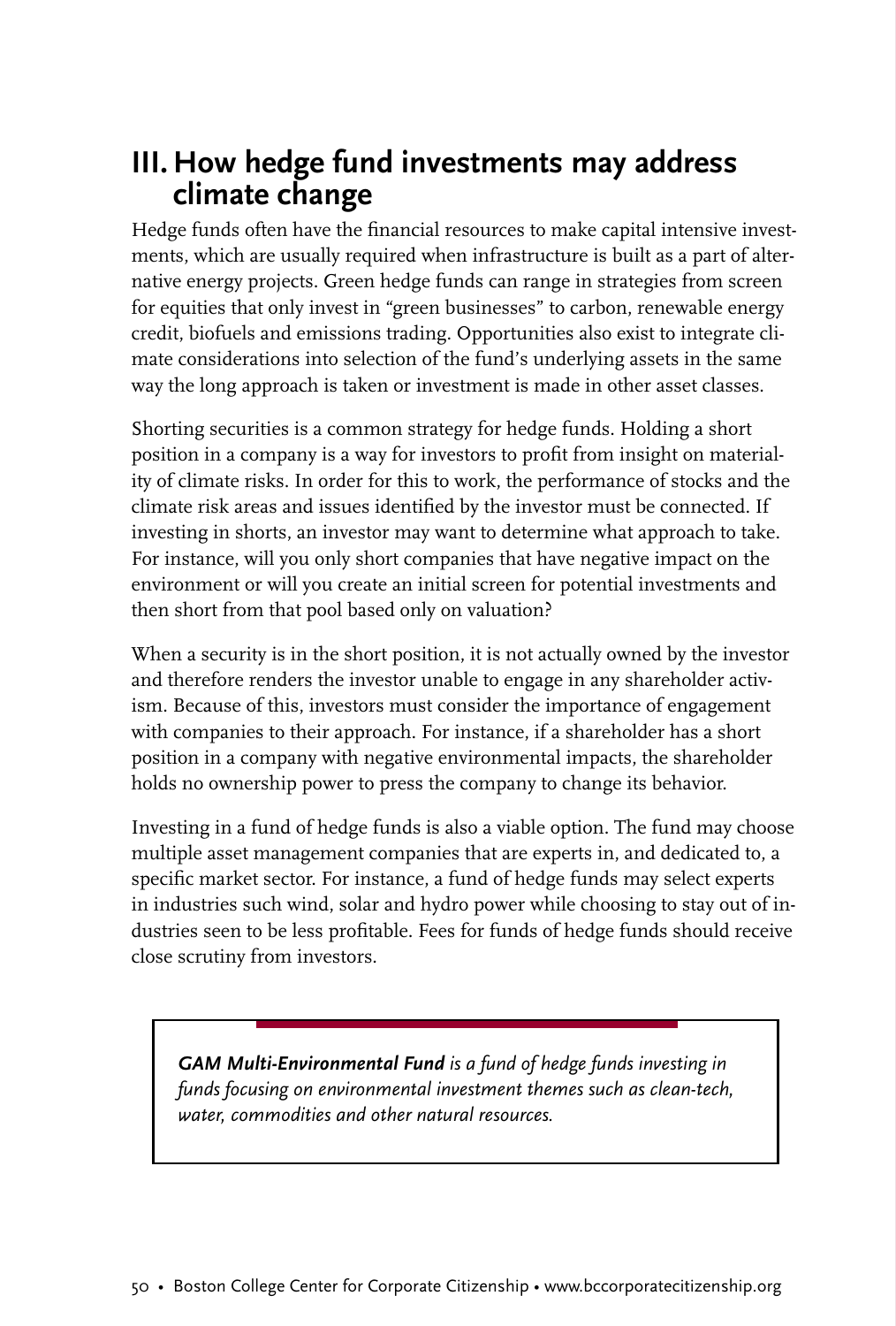## III. How hedge fund investments may address climate change

Hedge funds often have the financial resources to make capital intensive investments, which are usually required when infrastructure is built as a part of alternative energy projects. Green hedge funds can range in strategies from screen for equities that only invest in "green businesses" to carbon, renewable energy credit, biofuels and emissions trading. Opportunities also exist to integrate climate considerations into selection of the fund's underlying assets in the same way the long approach is taken or investment is made in other asset classes.

Shorting securities is a common strategy for hedge funds. Holding a short position in a company is a way for investors to profit from insight on materiality of climate risks. In order for this to work, the performance of stocks and the climate risk areas and issues identified by the investor must be connected. If investing in shorts, an investor may want to determine what approach to take. For instance, will you only short companies that have negative impact on the environment or will you create an initial screen for potential investments and then short from that pool based only on valuation?

When a security is in the short position, it is not actually owned by the investor and therefore renders the investor unable to engage in any shareholder activism. Because of this, investors must consider the importance of engagement with companies to their approach. For instance, if a shareholder has a short position in a company with negative environmental impacts, the shareholder holds no ownership power to press the company to change its behavior.

Investing in a fund of hedge funds is also a viable option. The fund may choose multiple asset management companies that are experts in, and dedicated to, a specific market sector. For instance, a fund of hedge funds may select experts in industries such wind, solar and hydro power while choosing to stay out of industries seen to be less profitable. Fees for funds of hedge funds should receive close scrutiny from investors.

> ***GAM Multi-Environmental Fund*** *is a fund of hedge funds investing in funds focusing on environmental investment themes such as clean-tech, water, commodities and other natural resources.*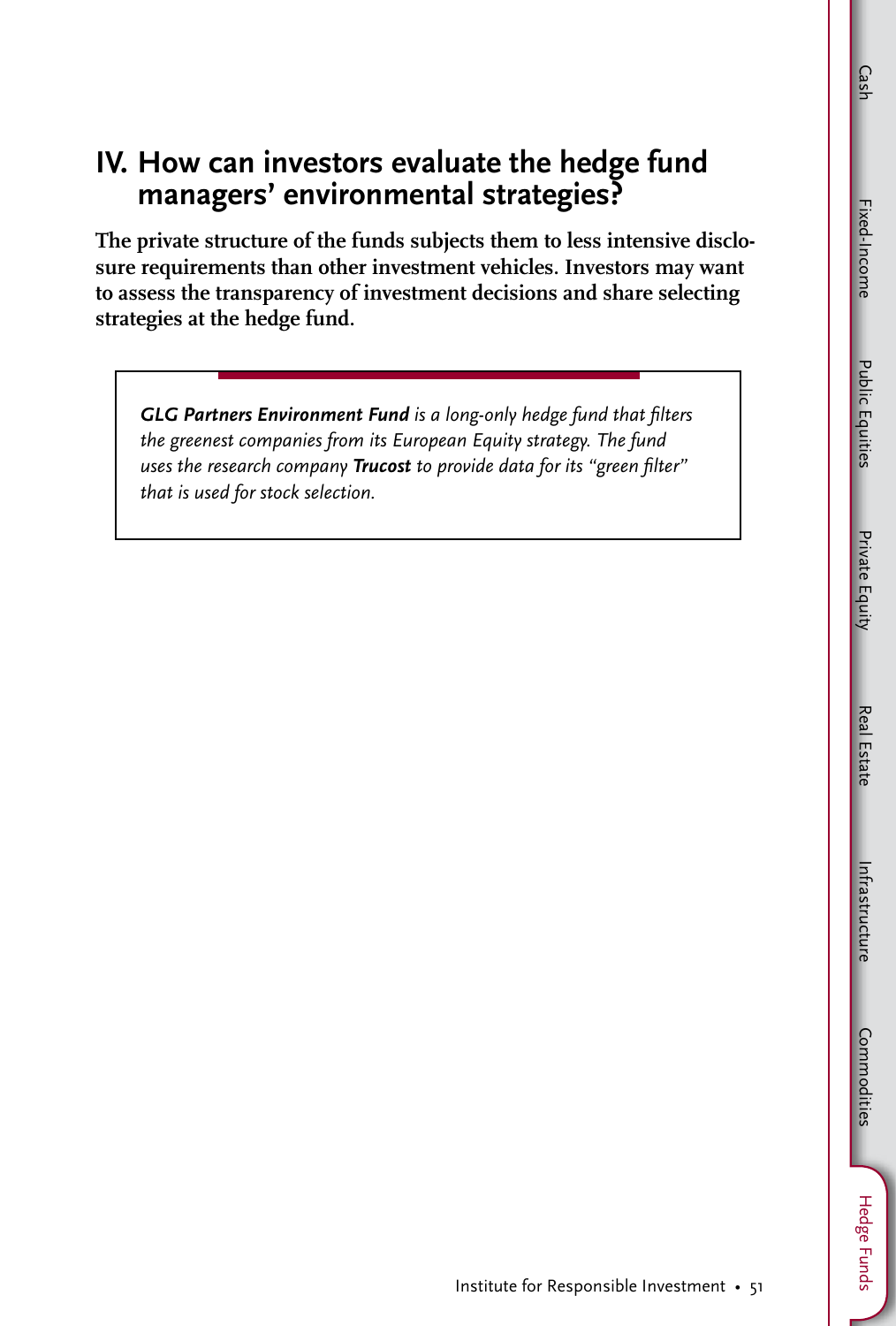## IV. How can investors evaluate the hedge fund managers' environmental strategies?

**The private structure of the funds subjects them to less intensive disclosure requirements than other investment vehicles. Investors may want to assess the transparency of investment decisions and share selecting strategies at the hedge fund.**

> ***GLG Partners Environment Fund*** *is a long-only hedge fund that filters the greenest companies from its European Equity strategy. The fund uses the research company* ***Trucost*** *to provide data for its "green filter" that is used for stock selection.*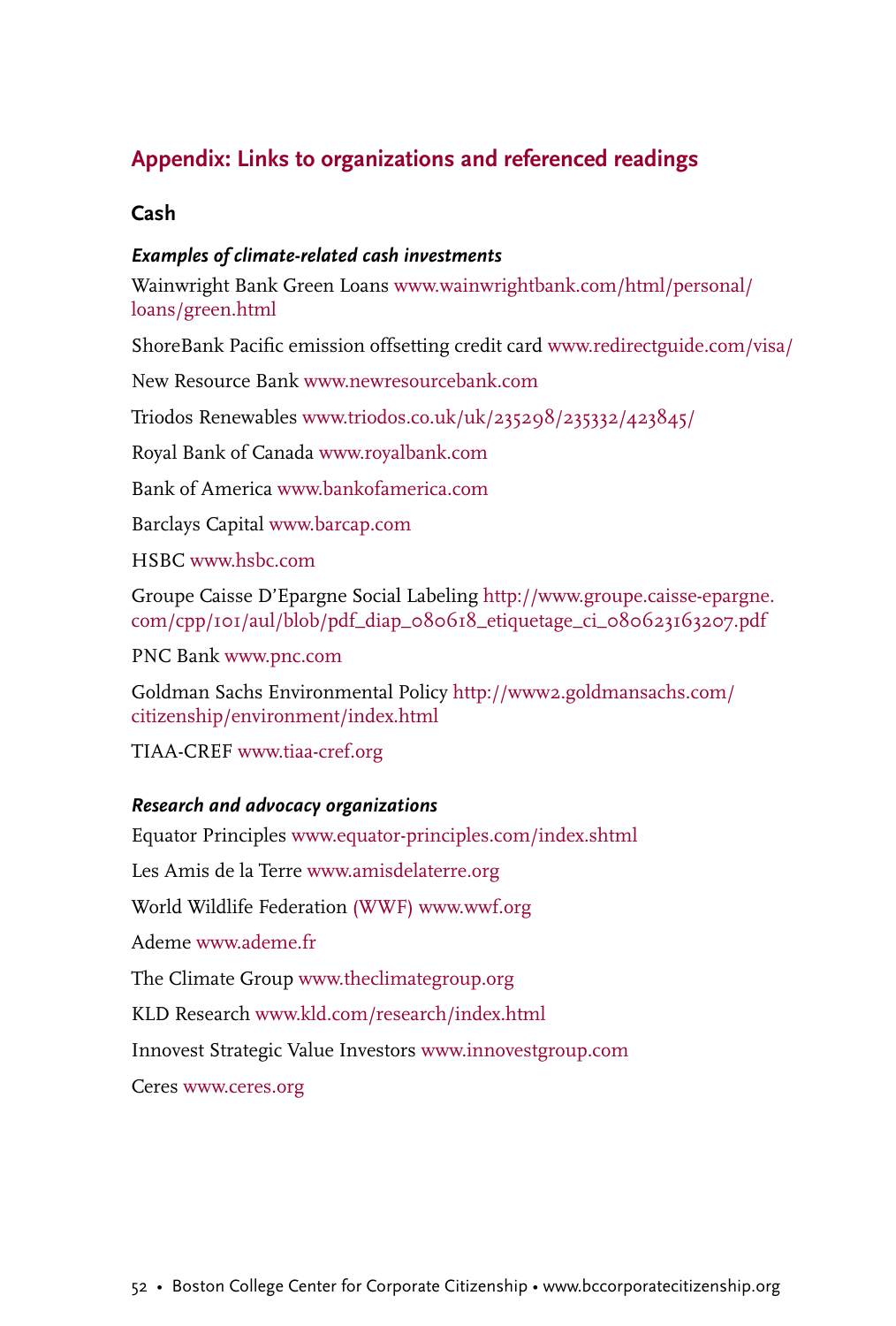## Appendix: Links to organizations and referenced readings

### Cash

#### *Examples of climate-related cash investments*

Wainwright Bank Green Loans www.wainwrightbank.com/html/personal/loans/green.html

ShoreBank Pacific emission offsetting credit card www.redirectguide.com/visa/

New Resource Bank www.newresourcebank.com

Triodos Renewables www.triodos.co.uk/uk/235298/235332/423845/

Royal Bank of Canada www.royalbank.com

Bank of America www.bankofamerica.com

Barclays Capital www.barcap.com

HSBC www.hsbc.com

Groupe Caisse D'Epargne Social Labeling http://www.groupe.caisse-epargne.com/cpp/101/aul/blob/pdf_diap_080618_etiquetage_ci_080623163207.pdf

PNC Bank www.pnc.com

Goldman Sachs Environmental Policy http://www2.goldmansachs.com/citizenship/environment/index.html

TIAA-CREF www.tiaa-cref.org

#### *Research and advocacy organizations*

Equator Principles www.equator-principles.com/index.shtml

Les Amis de la Terre www.amisdelaterre.org

World Wildlife Federation (WWF) www.wwf.org

Ademe www.ademe.fr

The Climate Group www.theclimategroup.org

KLD Research www.kld.com/research/index.html

Innovest Strategic Value Investors www.innovestgroup.com

Ceres www.ceres.org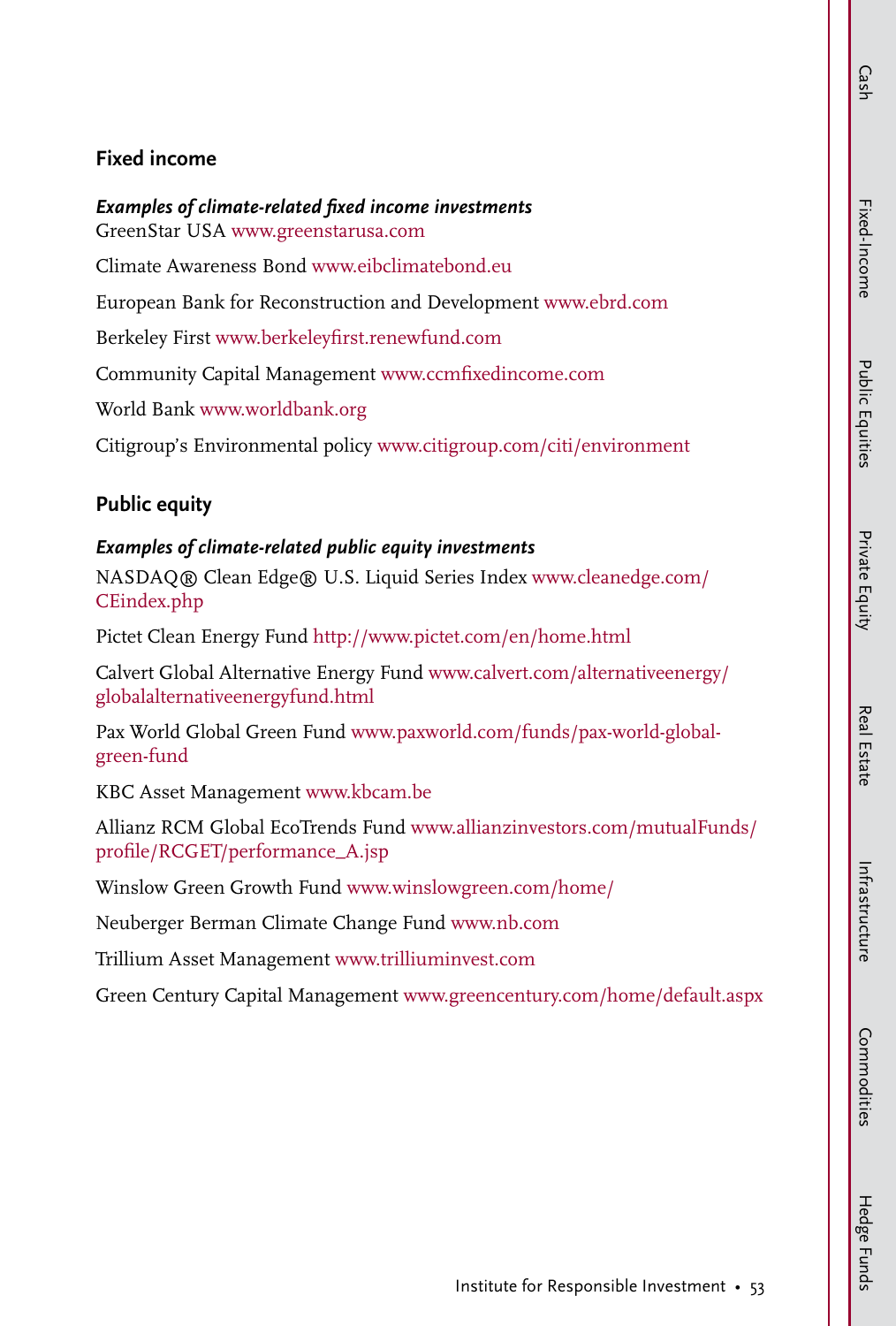## Fixed income

***Examples of climate-related fixed income investments***

GreenStar USA www.greenstarusa.com

Climate Awareness Bond www.eibclimatebond.eu

European Bank for Reconstruction and Development www.ebrd.com

Berkeley First www.berkeleyfirst.renewfund.com

Community Capital Management www.ccmfixedincome.com

World Bank www.worldbank.org

Citigroup's Environmental policy www.citigroup.com/citi/environment

## Public equity

***Examples of climate-related public equity investments***

NASDAQ® Clean Edge® U.S. Liquid Series Index www.cleanedge.com/CEindex.php

Pictet Clean Energy Fund http://www.pictet.com/en/home.html

Calvert Global Alternative Energy Fund www.calvert.com/alternativeenergy/globalalternativeenergyfund.html

Pax World Global Green Fund www.paxworld.com/funds/pax-world-global-green-fund

KBC Asset Management www.kbcam.be

Allianz RCM Global EcoTrends Fund www.allianzinvestors.com/mutualFunds/profile/RCGET/performance_A.jsp

Winslow Green Growth Fund www.winslowgreen.com/home/

Neuberger Berman Climate Change Fund www.nb.com

Trillium Asset Management www.trilliuminvest.com

Green Century Capital Management www.greencentury.com/home/default.aspx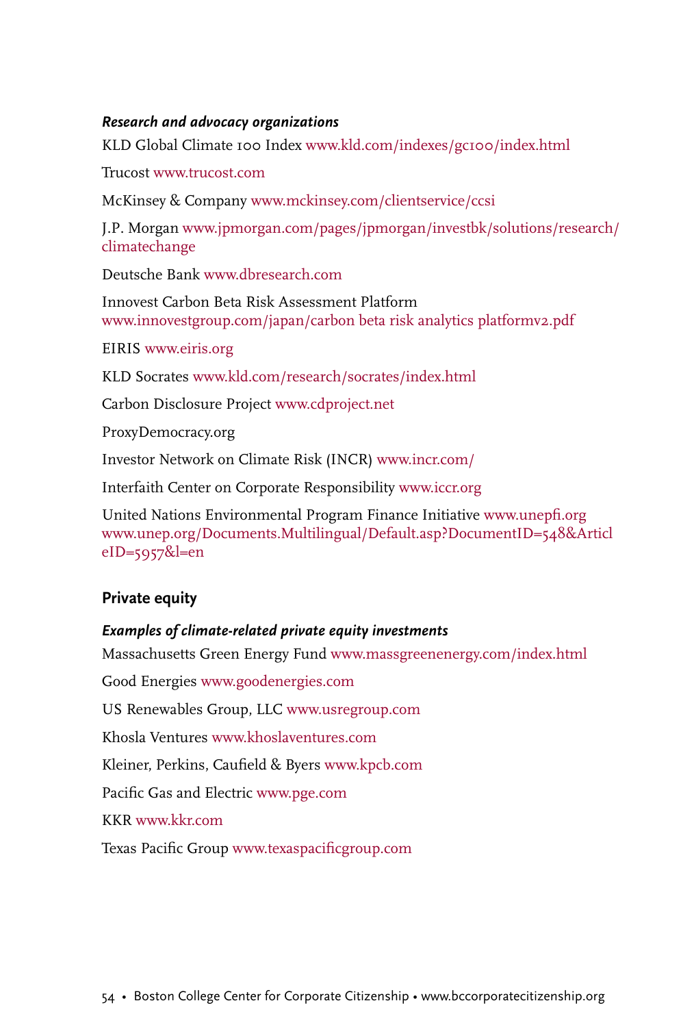***Research and advocacy organizations***

KLD Global Climate 100 Index www.kld.com/indexes/gc100/index.html

Trucost www.trucost.com

McKinsey & Company www.mckinsey.com/clientservice/ccsi

J.P. Morgan www.jpmorgan.com/pages/jpmorgan/investbk/solutions/research/climatechange

Deutsche Bank www.dbresearch.com

Innovest Carbon Beta Risk Assessment Platform
www.innovestgroup.com/japan/carbon beta risk analytics platformv2.pdf

EIRIS www.eiris.org

KLD Socrates www.kld.com/research/socrates/index.html

Carbon Disclosure Project www.cdproject.net

ProxyDemocracy.org

Investor Network on Climate Risk (INCR) www.incr.com/

Interfaith Center on Corporate Responsibility www.iccr.org

United Nations Environmental Program Finance Initiative www.unepfi.org
www.unep.org/Documents.Multilingual/Default.asp?DocumentID=548&ArticleID=5957&l=en

## Private equity

***Examples of climate-related private equity investments***

Massachusetts Green Energy Fund www.massgreenenergy.com/index.html

Good Energies www.goodenergies.com

US Renewables Group, LLC www.usregroup.com

Khosla Ventures www.khoslaventures.com

Kleiner, Perkins, Caufield & Byers www.kpcb.com

Pacific Gas and Electric www.pge.com

KKR www.kkr.com

Texas Pacific Group www.texaspacificgroup.com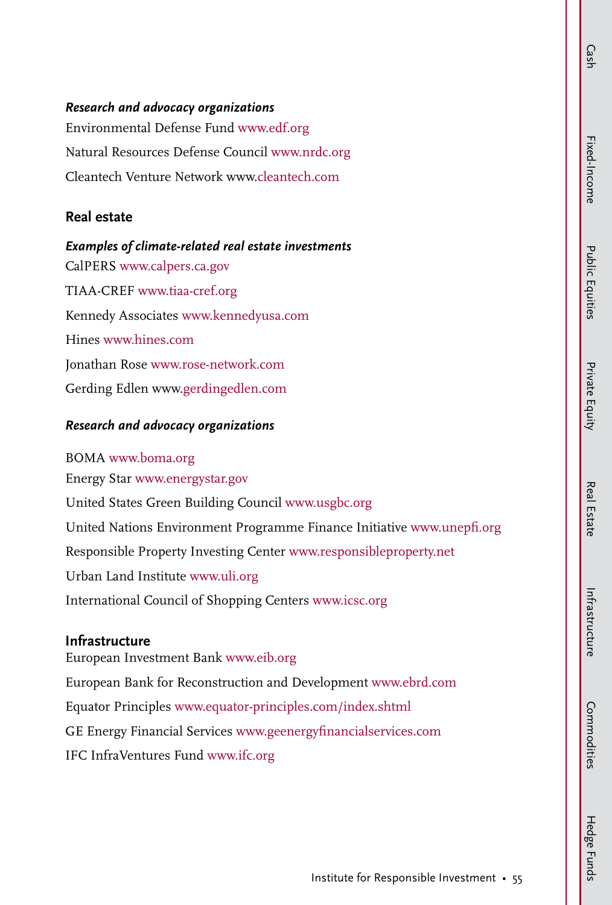***Research and advocacy organizations***

Environmental Defense Fund www.edf.org

Natural Resources Defense Council www.nrdc.org

Cleantech Venture Network www.cleantech.com

## Real estate

***Examples of climate-related real estate investments***

CalPERS www.calpers.ca.gov

TIAA-CREF www.tiaa-cref.org

Kennedy Associates www.kennedyusa.com

Hines www.hines.com

Jonathan Rose www.rose-network.com

Gerding Edlen www.gerdingedlen.com

***Research and advocacy organizations***

BOMA www.boma.org

Energy Star www.energystar.gov

United States Green Building Council www.usgbc.org

United Nations Environment Programme Finance Initiative www.unepfi.org

Responsible Property Investing Center www.responsibleproperty.net

Urban Land Institute www.uli.org

International Council of Shopping Centers www.icsc.org

## Infrastructure

European Investment Bank www.eib.org

European Bank for Reconstruction and Development www.ebrd.com

Equator Principles www.equator-principles.com/index.shtml

GE Energy Financial Services www.geenergyfinancialservices.com

IFC InfraVentures Fund www.ifc.org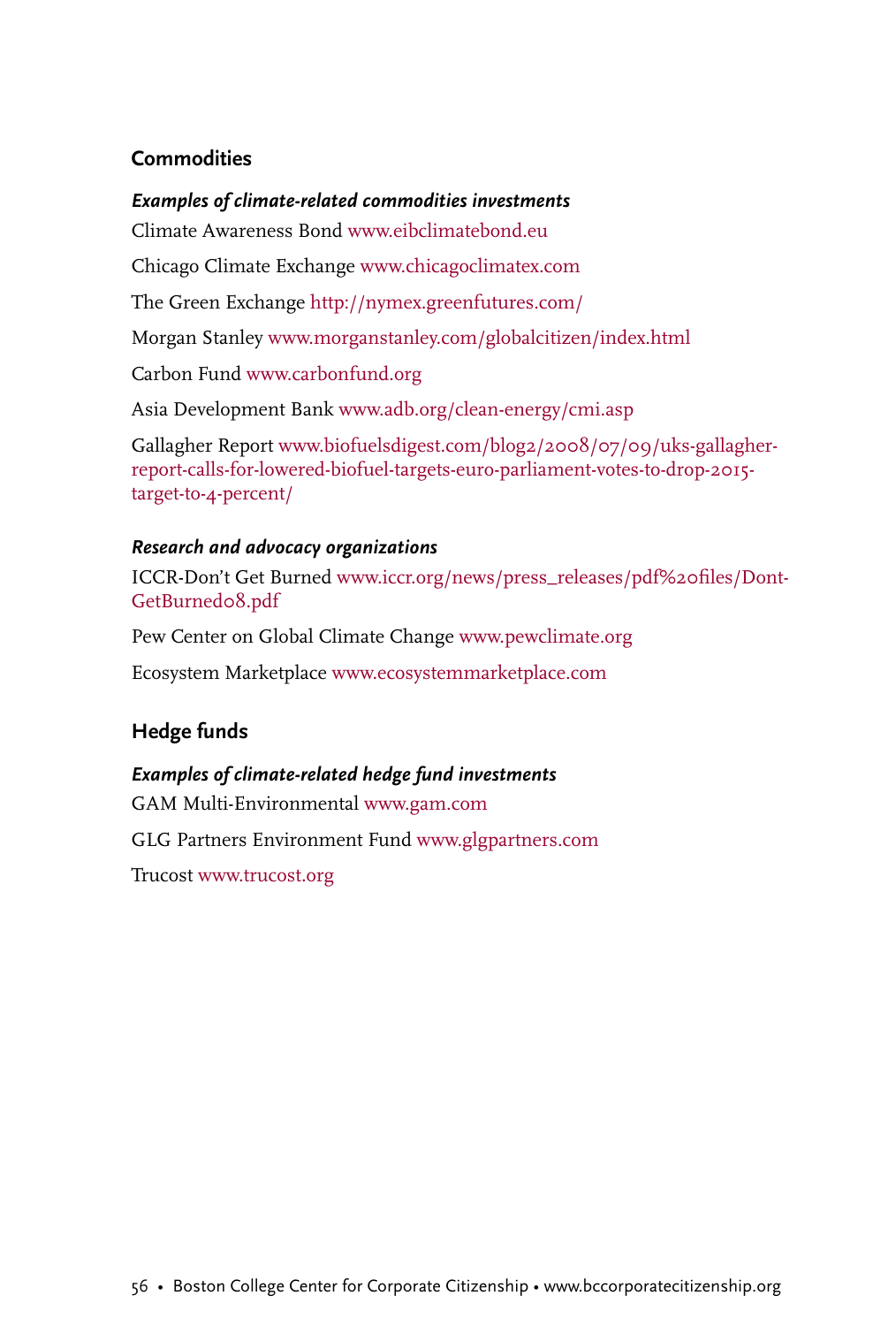## Commodities

***Examples of climate-related commodities investments***

Climate Awareness Bond www.eibclimatebond.eu

Chicago Climate Exchange www.chicagoclimatex.com

The Green Exchange http://nymex.greenfutures.com/

Morgan Stanley www.morganstanley.com/globalcitizen/index.html

Carbon Fund www.carbonfund.org

Asia Development Bank www.adb.org/clean-energy/cmi.asp

Gallagher Report www.biofuelsdigest.com/blog2/2008/07/09/uks-gallagher-report-calls-for-lowered-biofuel-targets-euro-parliament-votes-to-drop-2015-target-to-4-percent/

***Research and advocacy organizations***

ICCR-Don't Get Burned www.iccr.org/news/press_releases/pdf%20files/DontGetBurned08.pdf

Pew Center on Global Climate Change www.pewclimate.org

Ecosystem Marketplace www.ecosystemmarketplace.com

## Hedge funds

***Examples of climate-related hedge fund investments***

GAM Multi-Environmental www.gam.com

GLG Partners Environment Fund www.glgpartners.com

Trucost www.trucost.org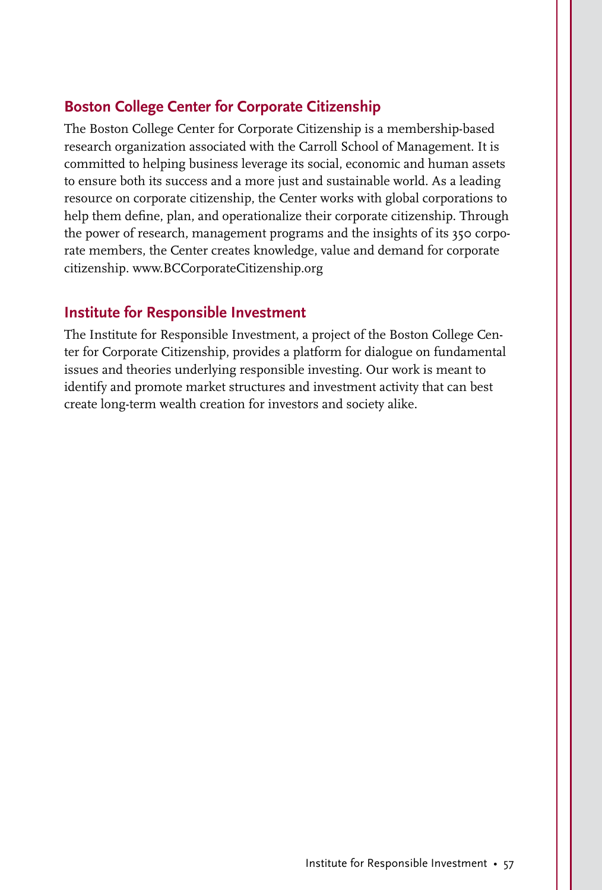## Boston College Center for Corporate Citizenship

The Boston College Center for Corporate Citizenship is a membership-based research organization associated with the Carroll School of Management. It is committed to helping business leverage its social, economic and human assets to ensure both its success and a more just and sustainable world. As a leading resource on corporate citizenship, the Center works with global corporations to help them define, plan, and operationalize their corporate citizenship. Through the power of research, management programs and the insights of its 350 corporate members, the Center creates knowledge, value and demand for corporate citizenship. www.BCCorporateCitizenship.org

## Institute for Responsible Investment

The Institute for Responsible Investment, a project of the Boston College Center for Corporate Citizenship, provides a platform for dialogue on fundamental issues and theories underlying responsible investing. Our work is meant to identify and promote market structures and investment activity that can best create long-term wealth creation for investors and society alike.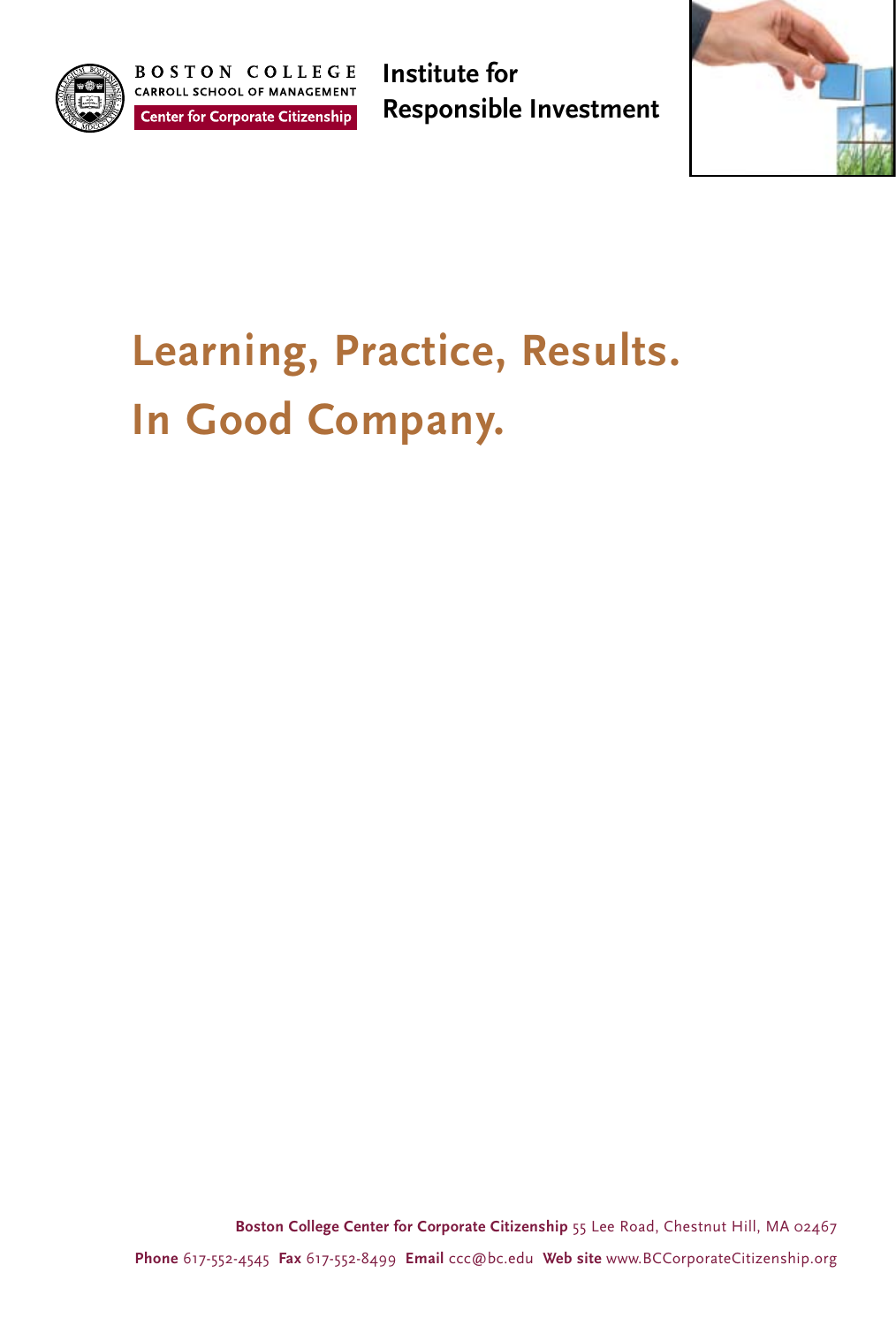BOSTON COLLEGE
CARROLL SCHOOL OF MANAGEMENT
Center for Corporate Citizenship

**Institute for Responsible Investment**

# Learning, Practice, Results.
# In Good Company.

**Boston College Center for Corporate Citizenship** 55 Lee Road, Chestnut Hill, MA 02467

**Phone** 617-552-4545 **Fax** 617-552-8499 **Email** ccc@bc.edu **Web site** www.BCCorporateCitizenship.org